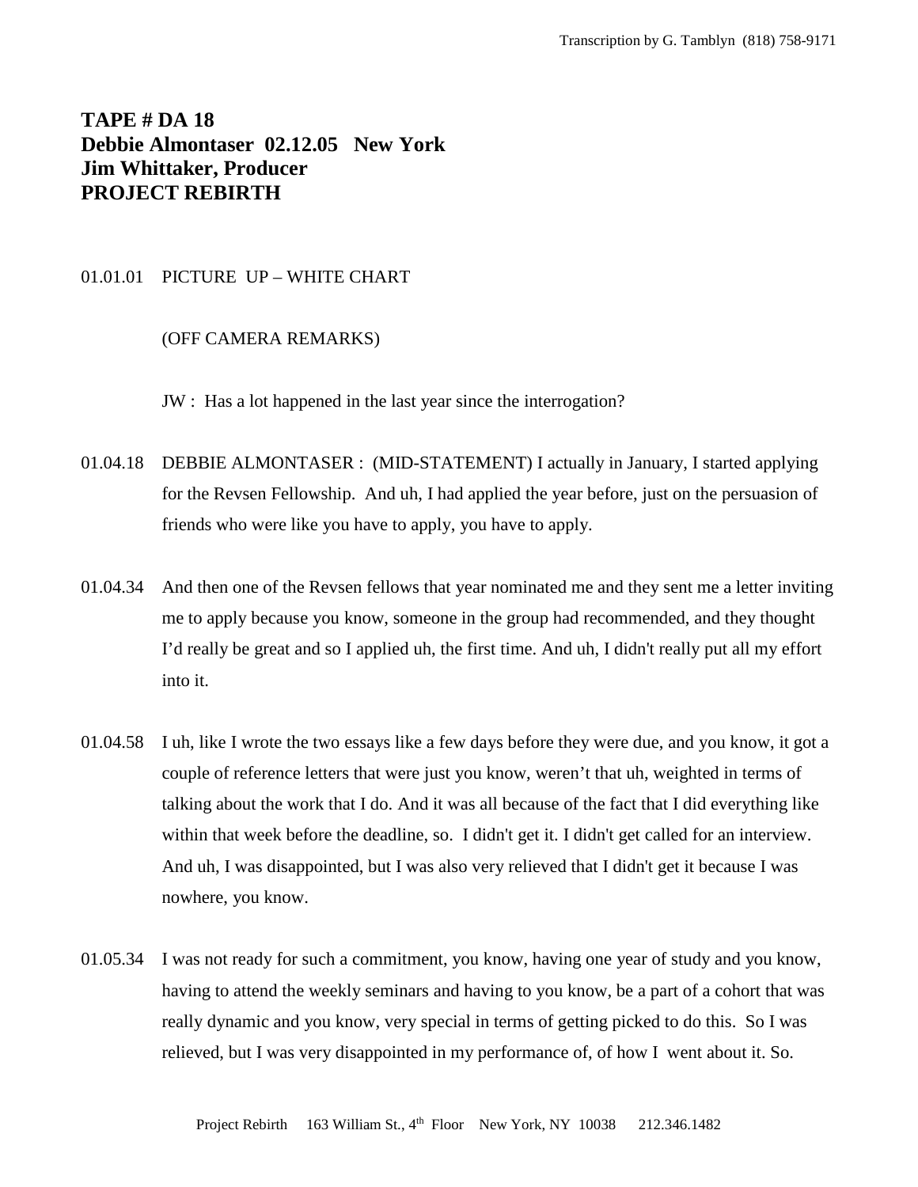**TAPE # DA 18**
**Debbie Almontaser 02.12.05 New York**
**Jim Whittaker, Producer**
**PROJECT REBIRTH**

01.01.01 PICTURE UP – WHITE CHART

(OFF CAMERA REMARKS)

JW : Has a lot happened in the last year since the interrogation?

01.04.18 DEBBIE ALMONTASER : (MID-STATEMENT) I actually in January, I started applying for the Revsen Fellowship. And uh, I had applied the year before, just on the persuasion of friends who were like you have to apply, you have to apply.

01.04.34 And then one of the Revsen fellows that year nominated me and they sent me a letter inviting me to apply because you know, someone in the group had recommended, and they thought I'd really be great and so I applied uh, the first time. And uh, I didn't really put all my effort into it.

01.04.58 I uh, like I wrote the two essays like a few days before they were due, and you know, it got a couple of reference letters that were just you know, weren't that uh, weighted in terms of talking about the work that I do. And it was all because of the fact that I did everything like within that week before the deadline, so. I didn't get it. I didn't get called for an interview. And uh, I was disappointed, but I was also very relieved that I didn't get it because I was nowhere, you know.

01.05.34 I was not ready for such a commitment, you know, having one year of study and you know, having to attend the weekly seminars and having to you know, be a part of a cohort that was really dynamic and you know, very special in terms of getting picked to do this. So I was relieved, but I was very disappointed in my performance of, of how I went about it. So.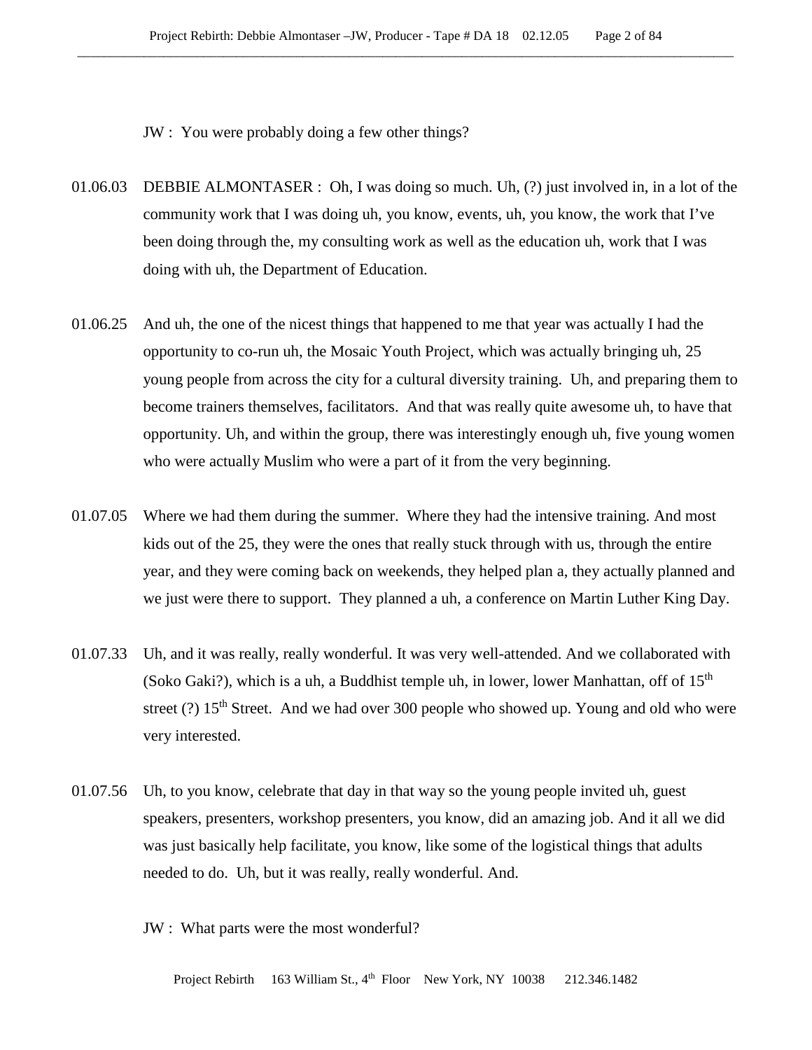JW : You were probably doing a few other things?

01.06.03 DEBBIE ALMONTASER : Oh, I was doing so much. Uh, (?) just involved in, in a lot of the community work that I was doing uh, you know, events, uh, you know, the work that I've been doing through the, my consulting work as well as the education uh, work that I was doing with uh, the Department of Education.

01.06.25 And uh, the one of the nicest things that happened to me that year was actually I had the opportunity to co-run uh, the Mosaic Youth Project, which was actually bringing uh, 25 young people from across the city for a cultural diversity training. Uh, and preparing them to become trainers themselves, facilitators. And that was really quite awesome uh, to have that opportunity. Uh, and within the group, there was interestingly enough uh, five young women who were actually Muslim who were a part of it from the very beginning.

01.07.05 Where we had them during the summer. Where they had the intensive training. And most kids out of the 25, they were the ones that really stuck through with us, through the entire year, and they were coming back on weekends, they helped plan a, they actually planned and we just were there to support. They planned a uh, a conference on Martin Luther King Day.

01.07.33 Uh, and it was really, really wonderful. It was very well-attended. And we collaborated with (Soko Gaki?), which is a uh, a Buddhist temple uh, in lower, lower Manhattan, off of 15th street (?) 15th Street. And we had over 300 people who showed up. Young and old who were very interested.

01.07.56 Uh, to you know, celebrate that day in that way so the young people invited uh, guest speakers, presenters, workshop presenters, you know, did an amazing job. And it all we did was just basically help facilitate, you know, like some of the logistical things that adults needed to do. Uh, but it was really, really wonderful. And.

JW : What parts were the most wonderful?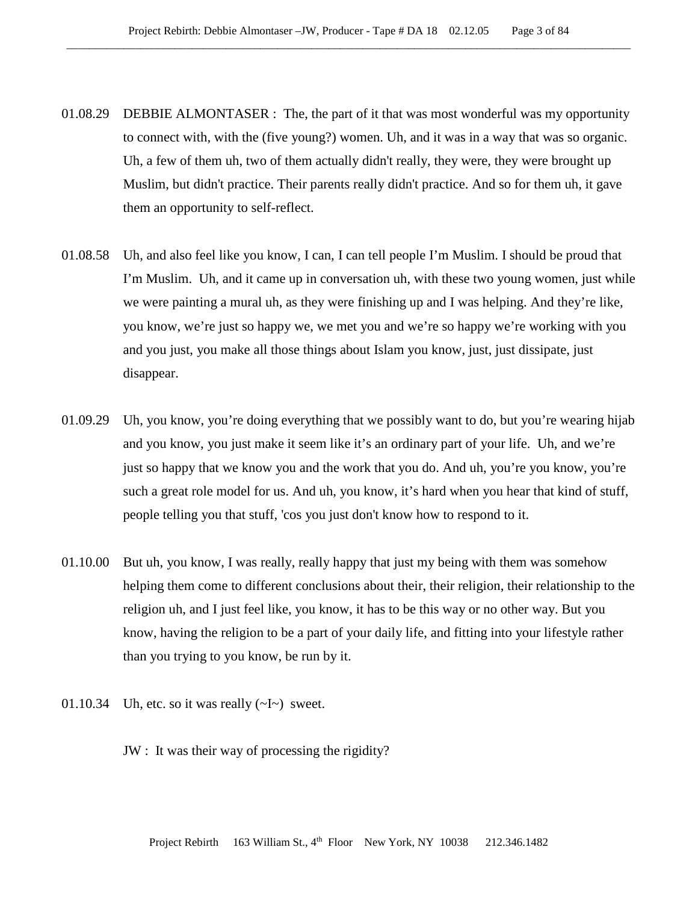01.08.29 DEBBIE ALMONTASER : The, the part of it that was most wonderful was my opportunity to connect with, with the (five young?) women. Uh, and it was in a way that was so organic. Uh, a few of them uh, two of them actually didn't really, they were, they were brought up Muslim, but didn't practice. Their parents really didn't practice. And so for them uh, it gave them an opportunity to self-reflect.

01.08.58 Uh, and also feel like you know, I can, I can tell people I'm Muslim. I should be proud that I'm Muslim. Uh, and it came up in conversation uh, with these two young women, just while we were painting a mural uh, as they were finishing up and I was helping. And they're like, you know, we're just so happy we, we met you and we're so happy we're working with you and you just, you make all those things about Islam you know, just, just dissipate, just disappear.

01.09.29 Uh, you know, you're doing everything that we possibly want to do, but you're wearing hijab and you know, you just make it seem like it's an ordinary part of your life. Uh, and we're just so happy that we know you and the work that you do. And uh, you're you know, you're such a great role model for us. And uh, you know, it's hard when you hear that kind of stuff, people telling you that stuff, 'cos you just don't know how to respond to it.

01.10.00 But uh, you know, I was really, really happy that just my being with them was somehow helping them come to different conclusions about their, their religion, their relationship to the religion uh, and I just feel like, you know, it has to be this way or no other way. But you know, having the religion to be a part of your daily life, and fitting into your lifestyle rather than you trying to you know, be run by it.

01.10.34 Uh, etc. so it was really (~I~) sweet.

JW : It was their way of processing the rigidity?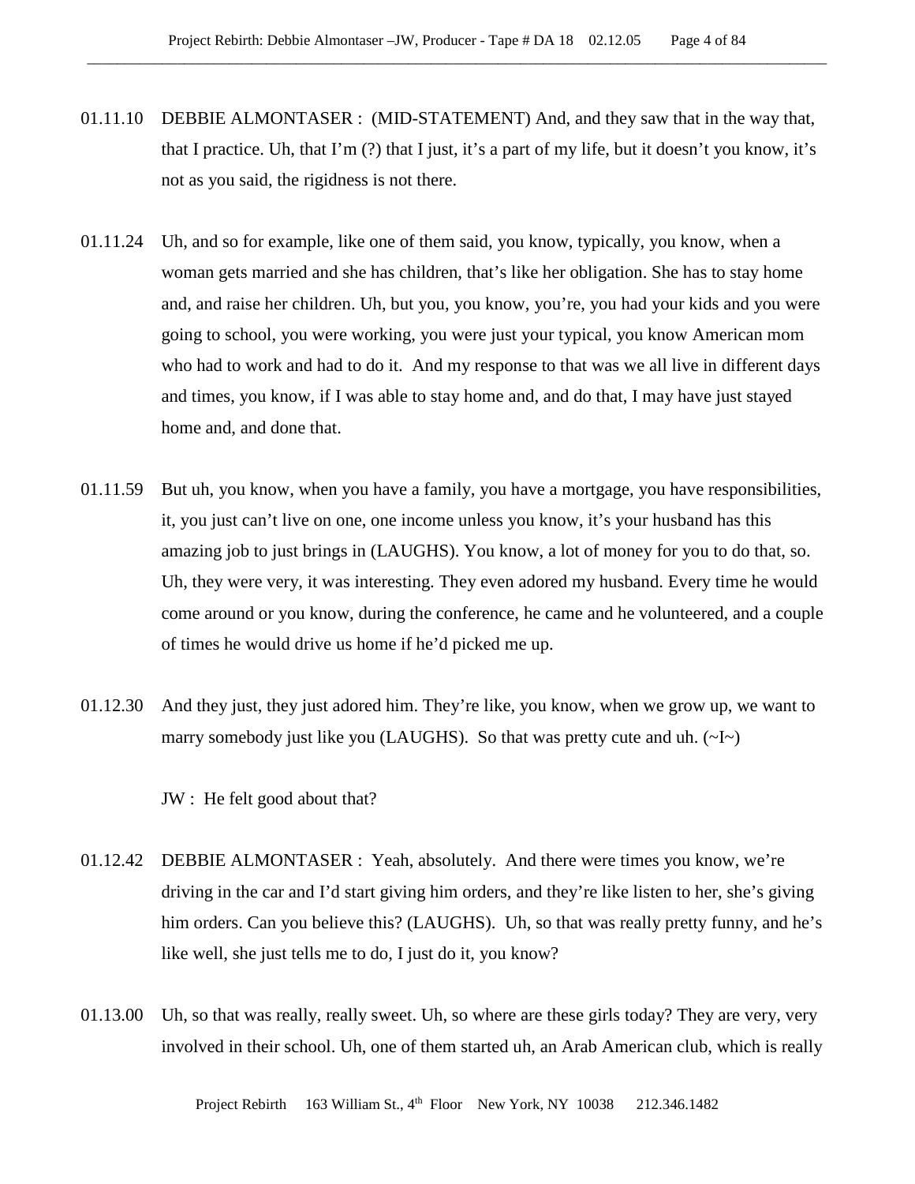01.11.10 DEBBIE ALMONTASER : (MID-STATEMENT) And, and they saw that in the way that, that I practice. Uh, that I'm (?) that I just, it's a part of my life, but it doesn't you know, it's not as you said, the rigidness is not there.

01.11.24 Uh, and so for example, like one of them said, you know, typically, you know, when a woman gets married and she has children, that's like her obligation. She has to stay home and, and raise her children. Uh, but you, you know, you're, you had your kids and you were going to school, you were working, you were just your typical, you know American mom who had to work and had to do it. And my response to that was we all live in different days and times, you know, if I was able to stay home and, and do that, I may have just stayed home and, and done that.

01.11.59 But uh, you know, when you have a family, you have a mortgage, you have responsibilities, it, you just can't live on one, one income unless you know, it's your husband has this amazing job to just brings in (LAUGHS). You know, a lot of money for you to do that, so. Uh, they were very, it was interesting. They even adored my husband. Every time he would come around or you know, during the conference, he came and he volunteered, and a couple of times he would drive us home if he'd picked me up.

01.12.30 And they just, they just adored him. They're like, you know, when we grow up, we want to marry somebody just like you (LAUGHS). So that was pretty cute and uh. (~I~)

JW : He felt good about that?

01.12.42 DEBBIE ALMONTASER : Yeah, absolutely. And there were times you know, we're driving in the car and I'd start giving him orders, and they're like listen to her, she's giving him orders. Can you believe this? (LAUGHS). Uh, so that was really pretty funny, and he's like well, she just tells me to do, I just do it, you know?

01.13.00 Uh, so that was really, really sweet. Uh, so where are these girls today? They are very, very involved in their school. Uh, one of them started uh, an Arab American club, which is really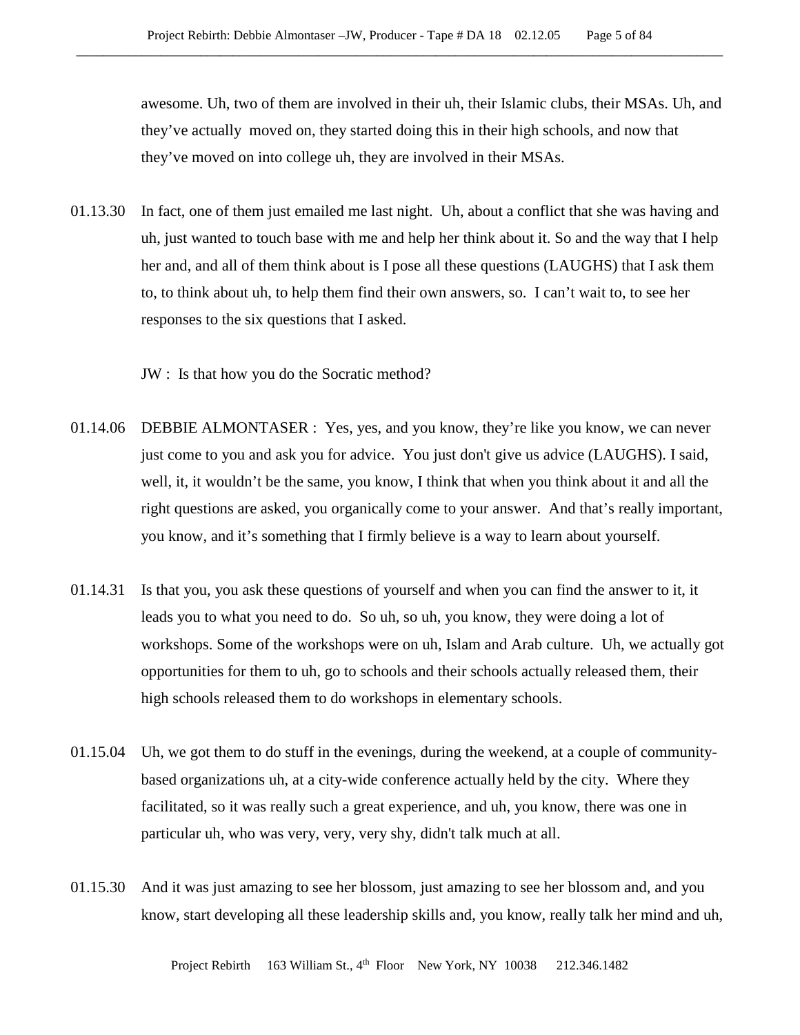awesome. Uh, two of them are involved in their uh, their Islamic clubs, their MSAs. Uh, and they've actually moved on, they started doing this in their high schools, and now that they've moved on into college uh, they are involved in their MSAs.

01.13.30 In fact, one of them just emailed me last night. Uh, about a conflict that she was having and uh, just wanted to touch base with me and help her think about it. So and the way that I help her and, and all of them think about is I pose all these questions (LAUGHS) that I ask them to, to think about uh, to help them find their own answers, so. I can't wait to, to see her responses to the six questions that I asked.

JW : Is that how you do the Socratic method?

01.14.06 DEBBIE ALMONTASER : Yes, yes, and you know, they're like you know, we can never just come to you and ask you for advice. You just don't give us advice (LAUGHS). I said, well, it, it wouldn't be the same, you know, I think that when you think about it and all the right questions are asked, you organically come to your answer. And that's really important, you know, and it's something that I firmly believe is a way to learn about yourself.

01.14.31 Is that you, you ask these questions of yourself and when you can find the answer to it, it leads you to what you need to do. So uh, so uh, you know, they were doing a lot of workshops. Some of the workshops were on uh, Islam and Arab culture. Uh, we actually got opportunities for them to uh, go to schools and their schools actually released them, their high schools released them to do workshops in elementary schools.

01.15.04 Uh, we got them to do stuff in the evenings, during the weekend, at a couple of community-based organizations uh, at a city-wide conference actually held by the city. Where they facilitated, so it was really such a great experience, and uh, you know, there was one in particular uh, who was very, very, very shy, didn't talk much at all.

01.15.30 And it was just amazing to see her blossom, just amazing to see her blossom and, and you know, start developing all these leadership skills and, you know, really talk her mind and uh,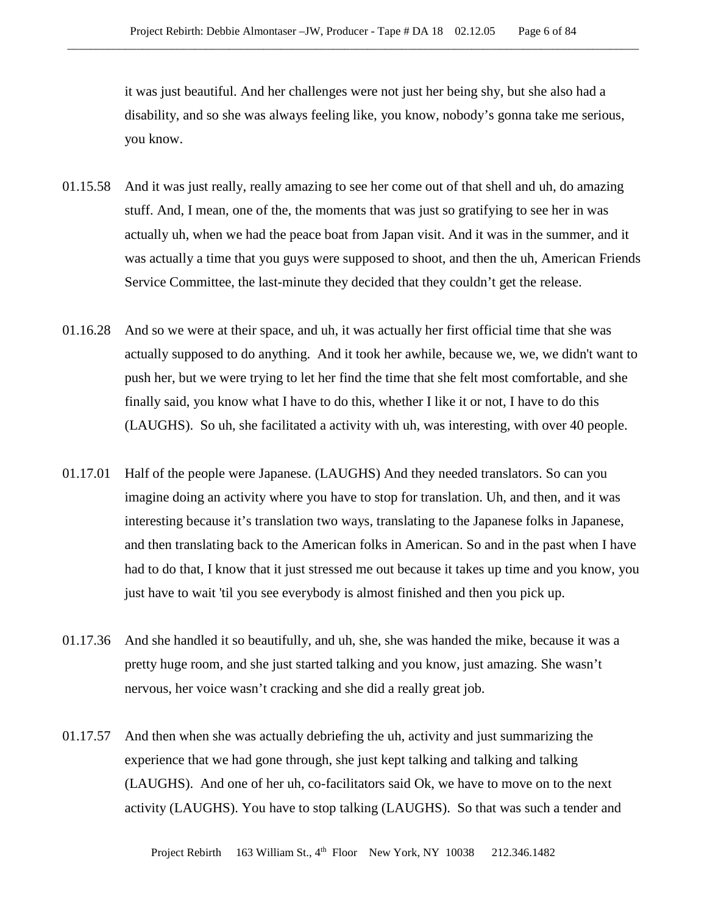it was just beautiful. And her challenges were not just her being shy, but she also had a disability, and so she was always feeling like, you know, nobody's gonna take me serious, you know.

01.15.58 And it was just really, really amazing to see her come out of that shell and uh, do amazing stuff. And, I mean, one of the, the moments that was just so gratifying to see her in was actually uh, when we had the peace boat from Japan visit. And it was in the summer, and it was actually a time that you guys were supposed to shoot, and then the uh, American Friends Service Committee, the last-minute they decided that they couldn't get the release.

01.16.28 And so we were at their space, and uh, it was actually her first official time that she was actually supposed to do anything. And it took her awhile, because we, we, we didn't want to push her, but we were trying to let her find the time that she felt most comfortable, and she finally said, you know what I have to do this, whether I like it or not, I have to do this (LAUGHS). So uh, she facilitated a activity with uh, was interesting, with over 40 people.

01.17.01 Half of the people were Japanese. (LAUGHS) And they needed translators. So can you imagine doing an activity where you have to stop for translation. Uh, and then, and it was interesting because it's translation two ways, translating to the Japanese folks in Japanese, and then translating back to the American folks in American. So and in the past when I have had to do that, I know that it just stressed me out because it takes up time and you know, you just have to wait 'til you see everybody is almost finished and then you pick up.

01.17.36 And she handled it so beautifully, and uh, she, she was handed the mike, because it was a pretty huge room, and she just started talking and you know, just amazing. She wasn't nervous, her voice wasn't cracking and she did a really great job.

01.17.57 And then when she was actually debriefing the uh, activity and just summarizing the experience that we had gone through, she just kept talking and talking and talking (LAUGHS). And one of her uh, co-facilitators said Ok, we have to move on to the next activity (LAUGHS). You have to stop talking (LAUGHS). So that was such a tender and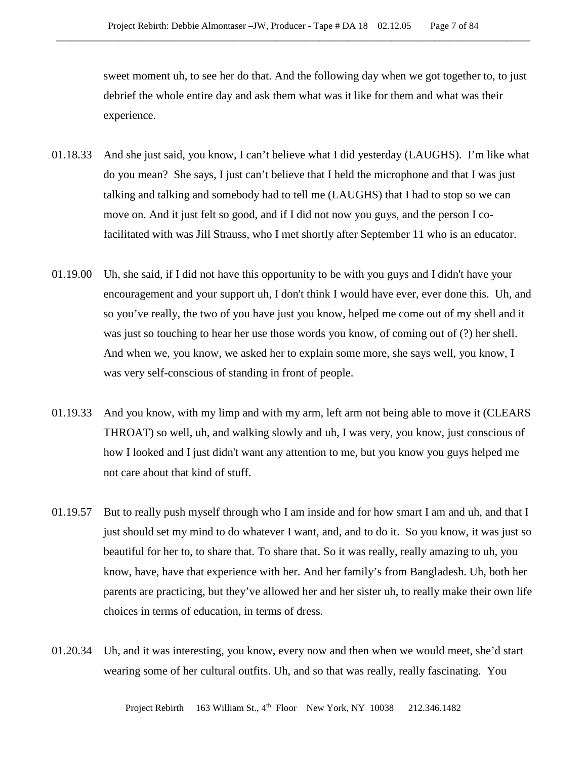sweet moment uh, to see her do that. And the following day when we got together to, to just debrief the whole entire day and ask them what was it like for them and what was their experience.

01.18.33 And she just said, you know, I can't believe what I did yesterday (LAUGHS). I'm like what do you mean? She says, I just can't believe that I held the microphone and that I was just talking and talking and somebody had to tell me (LAUGHS) that I had to stop so we can move on. And it just felt so good, and if I did not now you guys, and the person I co-facilitated with was Jill Strauss, who I met shortly after September 11 who is an educator.

01.19.00 Uh, she said, if I did not have this opportunity to be with you guys and I didn't have your encouragement and your support uh, I don't think I would have ever, ever done this. Uh, and so you've really, the two of you have just you know, helped me come out of my shell and it was just so touching to hear her use those words you know, of coming out of (?) her shell. And when we, you know, we asked her to explain some more, she says well, you know, I was very self-conscious of standing in front of people.

01.19.33 And you know, with my limp and with my arm, left arm not being able to move it (CLEARS THROAT) so well, uh, and walking slowly and uh, I was very, you know, just conscious of how I looked and I just didn't want any attention to me, but you know you guys helped me not care about that kind of stuff.

01.19.57 But to really push myself through who I am inside and for how smart I am and uh, and that I just should set my mind to do whatever I want, and, and to do it. So you know, it was just so beautiful for her to, to share that. To share that. So it was really, really amazing to uh, you know, have, have that experience with her. And her family's from Bangladesh. Uh, both her parents are practicing, but they've allowed her and her sister uh, to really make their own life choices in terms of education, in terms of dress.

01.20.34 Uh, and it was interesting, you know, every now and then when we would meet, she'd start wearing some of her cultural outfits. Uh, and so that was really, really fascinating. You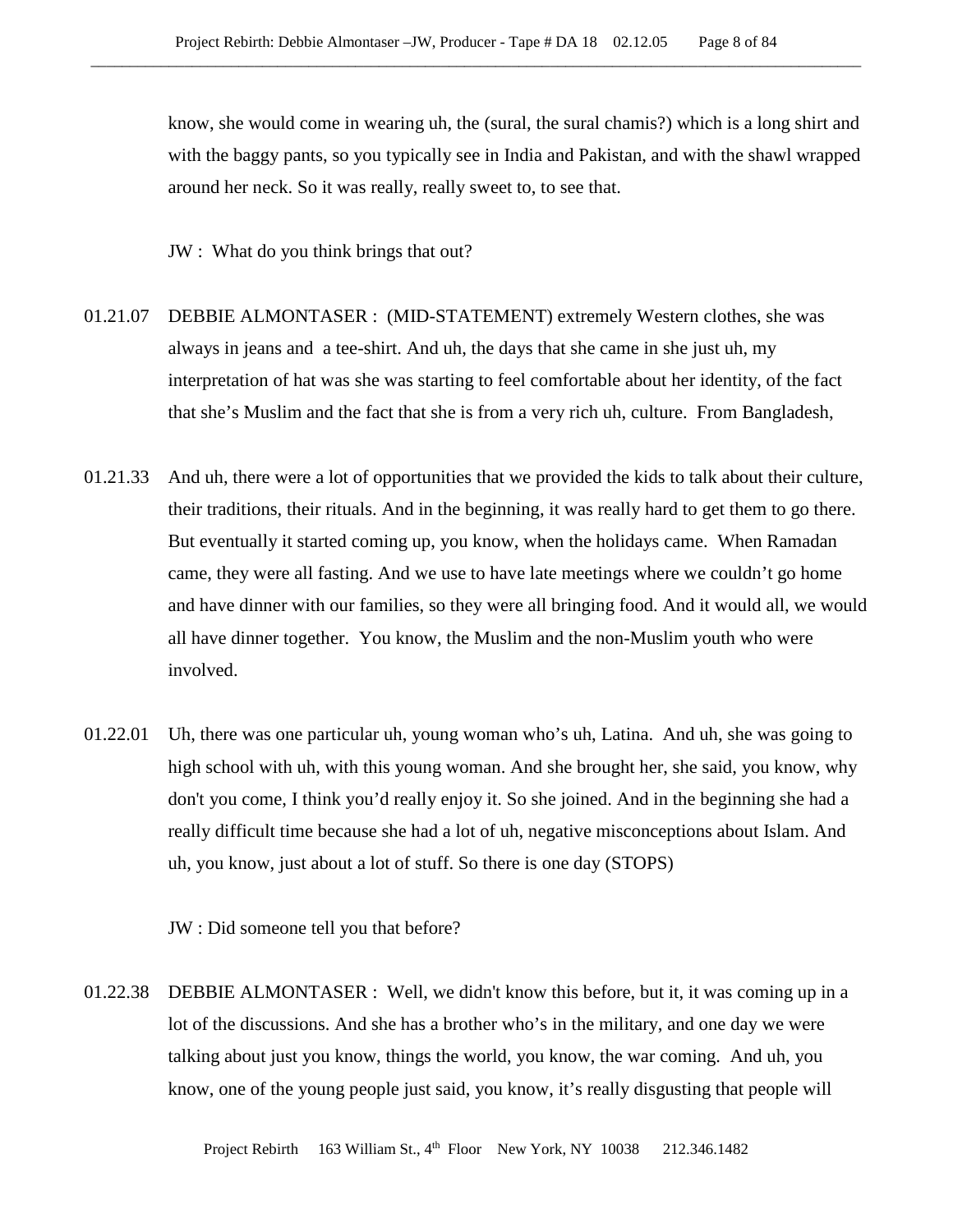know, she would come in wearing uh, the (sural, the sural chamis?) which is a long shirt and with the baggy pants, so you typically see in India and Pakistan, and with the shawl wrapped around her neck. So it was really, really sweet to, to see that.

JW : What do you think brings that out?

01.21.07 DEBBIE ALMONTASER : (MID-STATEMENT) extremely Western clothes, she was always in jeans and a tee-shirt. And uh, the days that she came in she just uh, my interpretation of hat was she was starting to feel comfortable about her identity, of the fact that she's Muslim and the fact that she is from a very rich uh, culture. From Bangladesh,

01.21.33 And uh, there were a lot of opportunities that we provided the kids to talk about their culture, their traditions, their rituals. And in the beginning, it was really hard to get them to go there. But eventually it started coming up, you know, when the holidays came. When Ramadan came, they were all fasting. And we use to have late meetings where we couldn't go home and have dinner with our families, so they were all bringing food. And it would all, we would all have dinner together. You know, the Muslim and the non-Muslim youth who were involved.

01.22.01 Uh, there was one particular uh, young woman who's uh, Latina. And uh, she was going to high school with uh, with this young woman. And she brought her, she said, you know, why don't you come, I think you'd really enjoy it. So she joined. And in the beginning she had a really difficult time because she had a lot of uh, negative misconceptions about Islam. And uh, you know, just about a lot of stuff. So there is one day (STOPS)

JW : Did someone tell you that before?

01.22.38 DEBBIE ALMONTASER : Well, we didn't know this before, but it, it was coming up in a lot of the discussions. And she has a brother who's in the military, and one day we were talking about just you know, things the world, you know, the war coming. And uh, you know, one of the young people just said, you know, it's really disgusting that people will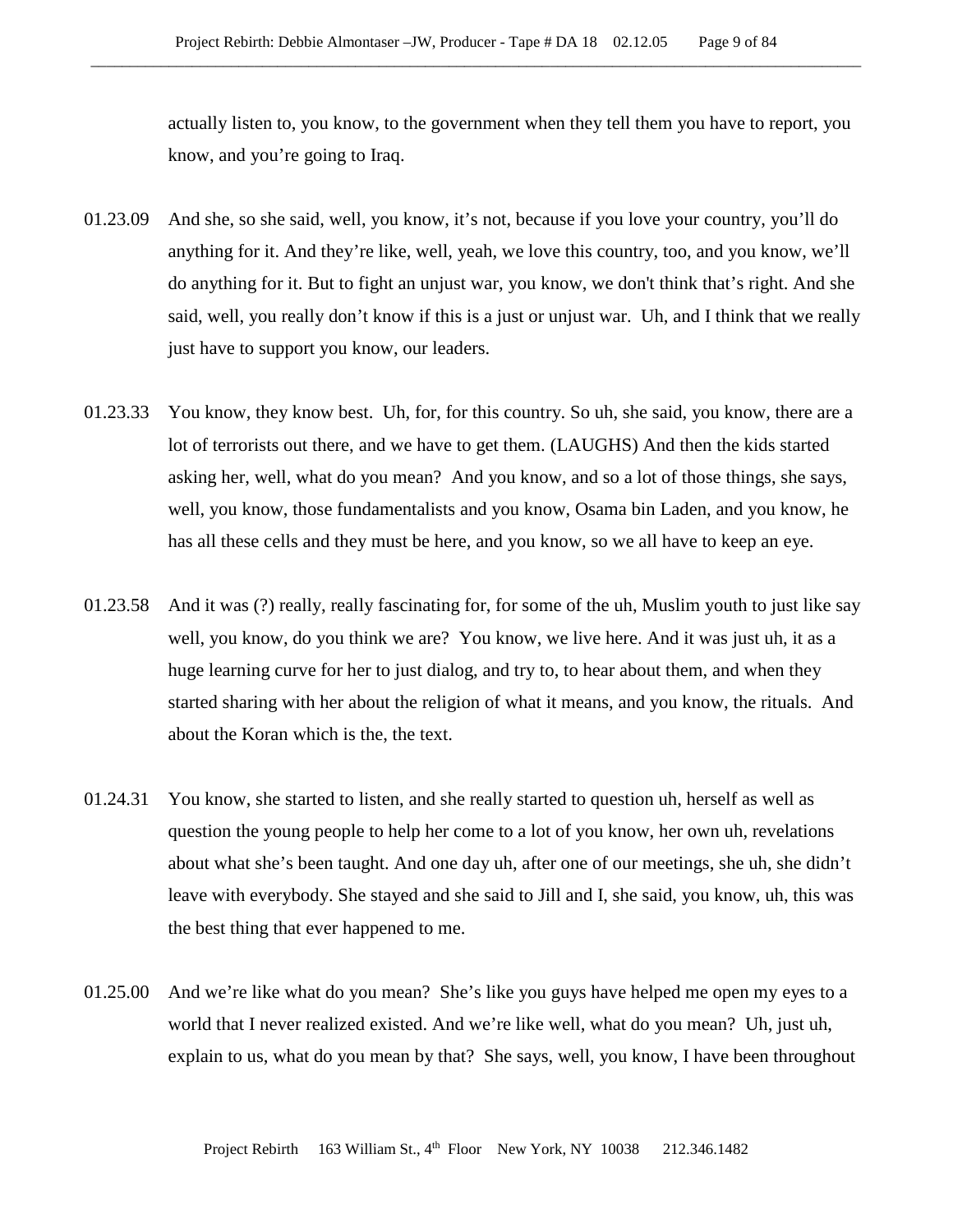actually listen to, you know, to the government when they tell them you have to report, you know, and you're going to Iraq.

01.23.09 And she, so she said, well, you know, it's not, because if you love your country, you'll do anything for it. And they're like, well, yeah, we love this country, too, and you know, we'll do anything for it. But to fight an unjust war, you know, we don't think that's right. And she said, well, you really don't know if this is a just or unjust war. Uh, and I think that we really just have to support you know, our leaders.

01.23.33 You know, they know best. Uh, for, for this country. So uh, she said, you know, there are a lot of terrorists out there, and we have to get them. (LAUGHS) And then the kids started asking her, well, what do you mean? And you know, and so a lot of those things, she says, well, you know, those fundamentalists and you know, Osama bin Laden, and you know, he has all these cells and they must be here, and you know, so we all have to keep an eye.

01.23.58 And it was (?) really, really fascinating for, for some of the uh, Muslim youth to just like say well, you know, do you think we are? You know, we live here. And it was just uh, it as a huge learning curve for her to just dialog, and try to, to hear about them, and when they started sharing with her about the religion of what it means, and you know, the rituals. And about the Koran which is the, the text.

01.24.31 You know, she started to listen, and she really started to question uh, herself as well as question the young people to help her come to a lot of you know, her own uh, revelations about what she's been taught. And one day uh, after one of our meetings, she uh, she didn't leave with everybody. She stayed and she said to Jill and I, she said, you know, uh, this was the best thing that ever happened to me.

01.25.00 And we're like what do you mean? She's like you guys have helped me open my eyes to a world that I never realized existed. And we're like well, what do you mean? Uh, just uh, explain to us, what do you mean by that? She says, well, you know, I have been throughout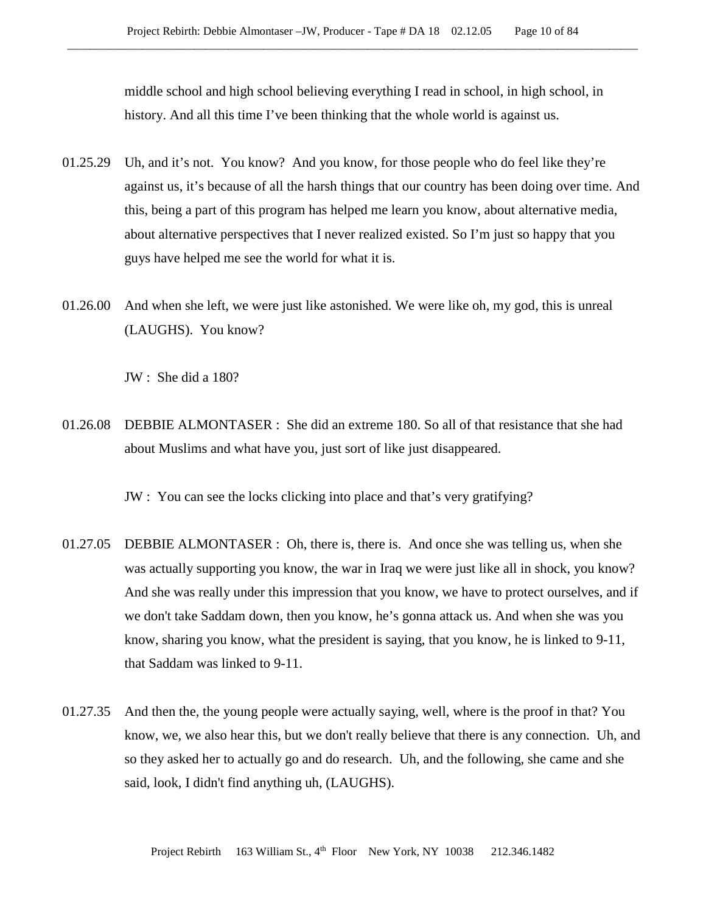middle school and high school believing everything I read in school, in high school, in history. And all this time I've been thinking that the whole world is against us.

01.25.29 Uh, and it's not. You know? And you know, for those people who do feel like they're against us, it's because of all the harsh things that our country has been doing over time. And this, being a part of this program has helped me learn you know, about alternative media, about alternative perspectives that I never realized existed. So I'm just so happy that you guys have helped me see the world for what it is.

01.26.00 And when she left, we were just like astonished. We were like oh, my god, this is unreal (LAUGHS). You know?

JW : She did a 180?

01.26.08 DEBBIE ALMONTASER : She did an extreme 180. So all of that resistance that she had about Muslims and what have you, just sort of like just disappeared.

JW : You can see the locks clicking into place and that's very gratifying?

01.27.05 DEBBIE ALMONTASER : Oh, there is, there is. And once she was telling us, when she was actually supporting you know, the war in Iraq we were just like all in shock, you know? And she was really under this impression that you know, we have to protect ourselves, and if we don't take Saddam down, then you know, he's gonna attack us. And when she was you know, sharing you know, what the president is saying, that you know, he is linked to 9-11, that Saddam was linked to 9-11.

01.27.35 And then the, the young people were actually saying, well, where is the proof in that? You know, we, we also hear this, but we don't really believe that there is any connection. Uh, and so they asked her to actually go and do research. Uh, and the following, she came and she said, look, I didn't find anything uh, (LAUGHS).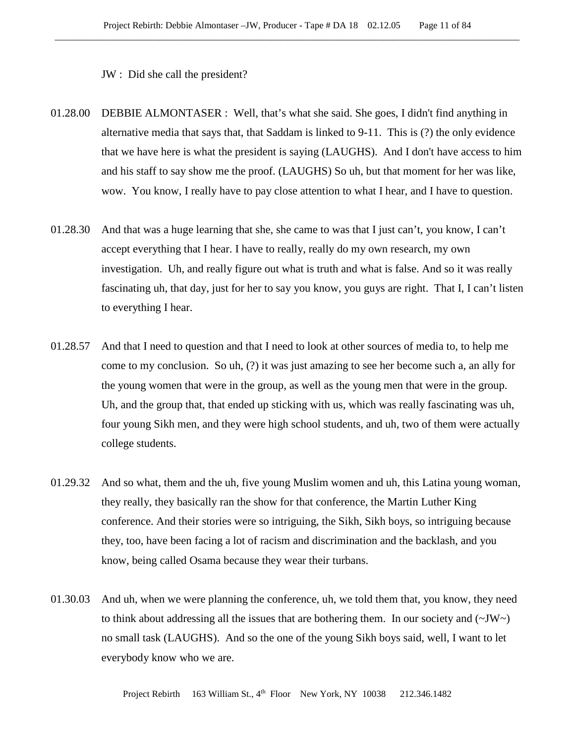JW : Did she call the president?

01.28.00 DEBBIE ALMONTASER : Well, that's what she said. She goes, I didn't find anything in alternative media that says that, that Saddam is linked to 9-11. This is (?) the only evidence that we have here is what the president is saying (LAUGHS). And I don't have access to him and his staff to say show me the proof. (LAUGHS) So uh, but that moment for her was like, wow. You know, I really have to pay close attention to what I hear, and I have to question.

01.28.30 And that was a huge learning that she, she came to was that I just can't, you know, I can't accept everything that I hear. I have to really, really do my own research, my own investigation. Uh, and really figure out what is truth and what is false. And so it was really fascinating uh, that day, just for her to say you know, you guys are right. That I, I can't listen to everything I hear.

01.28.57 And that I need to question and that I need to look at other sources of media to, to help me come to my conclusion. So uh, (?) it was just amazing to see her become such a, an ally for the young women that were in the group, as well as the young men that were in the group. Uh, and the group that, that ended up sticking with us, which was really fascinating was uh, four young Sikh men, and they were high school students, and uh, two of them were actually college students.

01.29.32 And so what, them and the uh, five young Muslim women and uh, this Latina young woman, they really, they basically ran the show for that conference, the Martin Luther King conference. And their stories were so intriguing, the Sikh, Sikh boys, so intriguing because they, too, have been facing a lot of racism and discrimination and the backlash, and you know, being called Osama because they wear their turbans.

01.30.03 And uh, when we were planning the conference, uh, we told them that, you know, they need to think about addressing all the issues that are bothering them. In our society and (~JW~) no small task (LAUGHS). And so the one of the young Sikh boys said, well, I want to let everybody know who we are.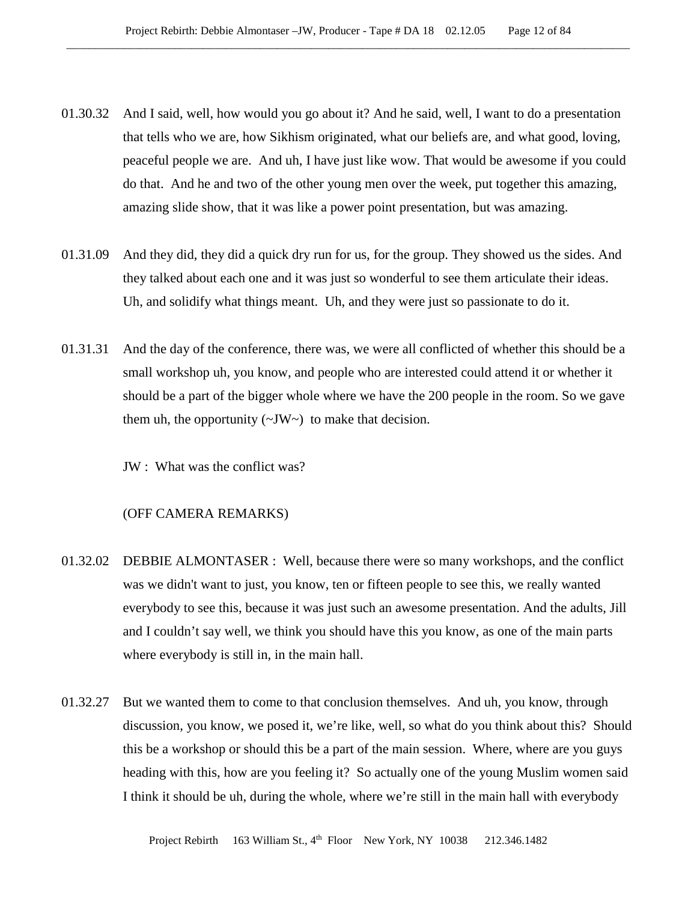01.30.32 And I said, well, how would you go about it? And he said, well, I want to do a presentation that tells who we are, how Sikhism originated, what our beliefs are, and what good, loving, peaceful people we are. And uh, I have just like wow. That would be awesome if you could do that. And he and two of the other young men over the week, put together this amazing, amazing slide show, that it was like a power point presentation, but was amazing.

01.31.09 And they did, they did a quick dry run for us, for the group. They showed us the sides. And they talked about each one and it was just so wonderful to see them articulate their ideas. Uh, and solidify what things meant. Uh, and they were just so passionate to do it.

01.31.31 And the day of the conference, there was, we were all conflicted of whether this should be a small workshop uh, you know, and people who are interested could attend it or whether it should be a part of the bigger whole where we have the 200 people in the room. So we gave them uh, the opportunity (~JW~) to make that decision.

JW : What was the conflict was?

(OFF CAMERA REMARKS)

01.32.02 DEBBIE ALMONTASER : Well, because there were so many workshops, and the conflict was we didn't want to just, you know, ten or fifteen people to see this, we really wanted everybody to see this, because it was just such an awesome presentation. And the adults, Jill and I couldn't say well, we think you should have this you know, as one of the main parts where everybody is still in, in the main hall.

01.32.27 But we wanted them to come to that conclusion themselves. And uh, you know, through discussion, you know, we posed it, we're like, well, so what do you think about this? Should this be a workshop or should this be a part of the main session. Where, where are you guys heading with this, how are you feeling it? So actually one of the young Muslim women said I think it should be uh, during the whole, where we're still in the main hall with everybody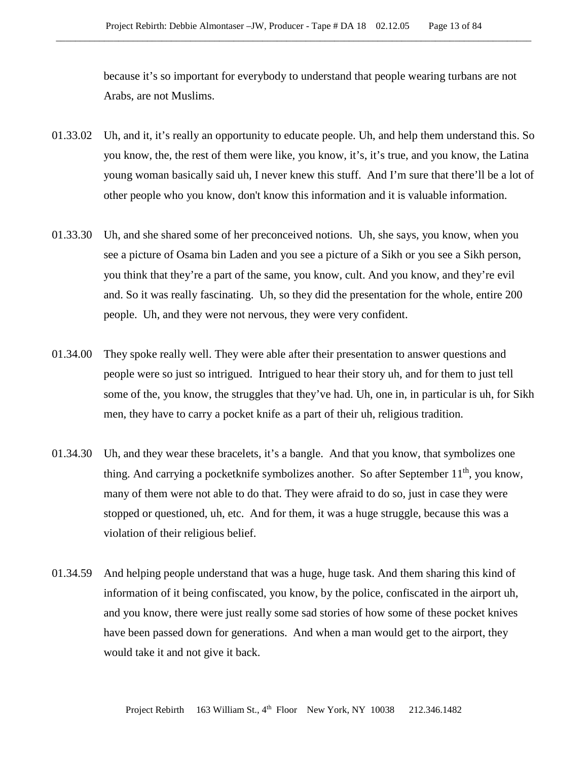because it's so important for everybody to understand that people wearing turbans are not Arabs, are not Muslims.

01.33.02 Uh, and it, it's really an opportunity to educate people. Uh, and help them understand this. So you know, the, the rest of them were like, you know, it's, it's true, and you know, the Latina young woman basically said uh, I never knew this stuff. And I'm sure that there'll be a lot of other people who you know, don't know this information and it is valuable information.

01.33.30 Uh, and she shared some of her preconceived notions. Uh, she says, you know, when you see a picture of Osama bin Laden and you see a picture of a Sikh or you see a Sikh person, you think that they're a part of the same, you know, cult. And you know, and they're evil and. So it was really fascinating. Uh, so they did the presentation for the whole, entire 200 people. Uh, and they were not nervous, they were very confident.

01.34.00 They spoke really well. They were able after their presentation to answer questions and people were so just so intrigued. Intrigued to hear their story uh, and for them to just tell some of the, you know, the struggles that they've had. Uh, one in, in particular is uh, for Sikh men, they have to carry a pocket knife as a part of their uh, religious tradition.

01.34.30 Uh, and they wear these bracelets, it's a bangle. And that you know, that symbolizes one thing. And carrying a pocketknife symbolizes another. So after September 11th, you know, many of them were not able to do that. They were afraid to do so, just in case they were stopped or questioned, uh, etc. And for them, it was a huge struggle, because this was a violation of their religious belief.

01.34.59 And helping people understand that was a huge, huge task. And them sharing this kind of information of it being confiscated, you know, by the police, confiscated in the airport uh, and you know, there were just really some sad stories of how some of these pocket knives have been passed down for generations. And when a man would get to the airport, they would take it and not give it back.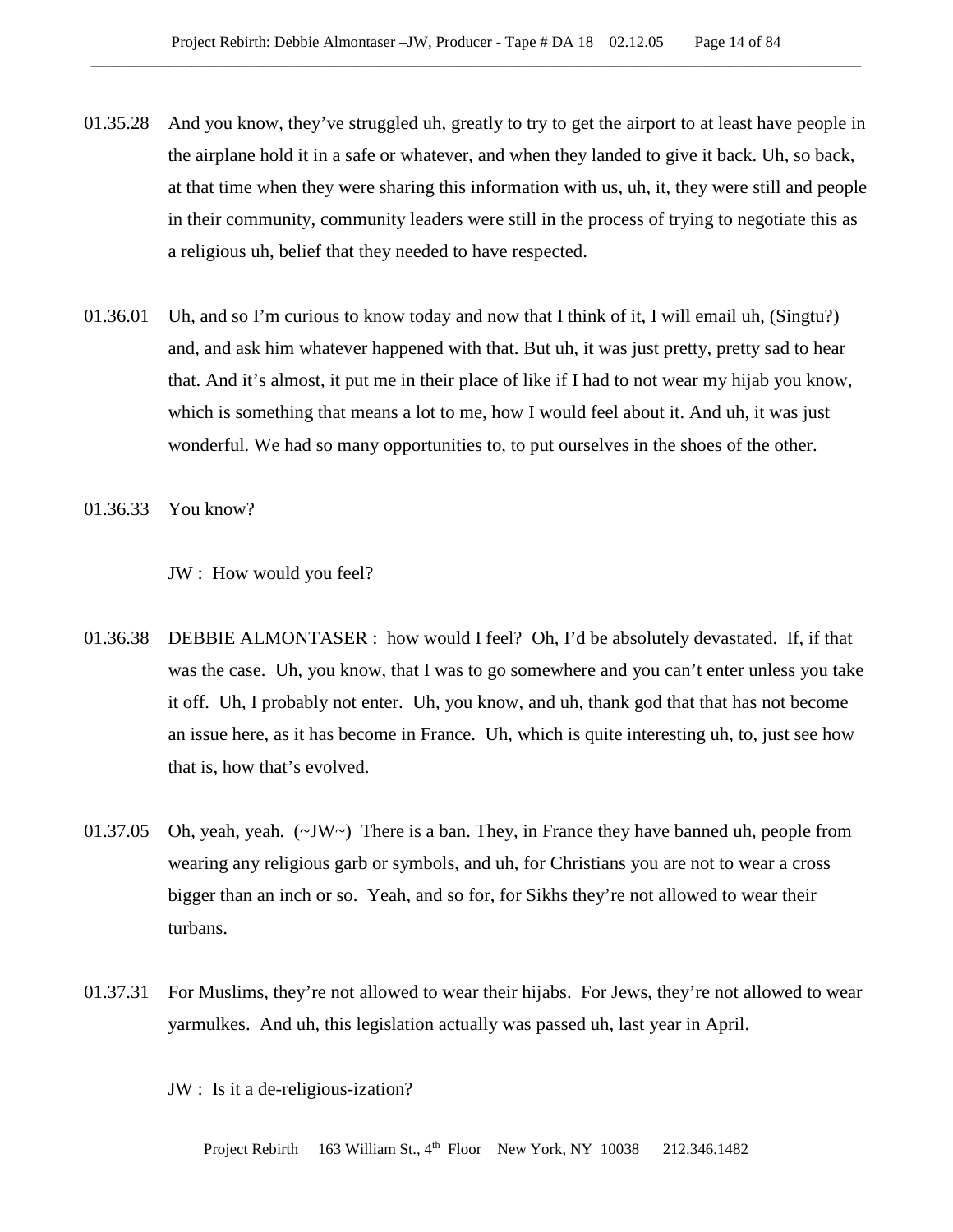01.35.28 And you know, they've struggled uh, greatly to try to get the airport to at least have people in the airplane hold it in a safe or whatever, and when they landed to give it back. Uh, so back, at that time when they were sharing this information with us, uh, it, they were still and people in their community, community leaders were still in the process of trying to negotiate this as a religious uh, belief that they needed to have respected.

01.36.01 Uh, and so I'm curious to know today and now that I think of it, I will email uh, (Singtu?) and, and ask him whatever happened with that. But uh, it was just pretty, pretty sad to hear that. And it's almost, it put me in their place of like if I had to not wear my hijab you know, which is something that means a lot to me, how I would feel about it. And uh, it was just wonderful. We had so many opportunities to, to put ourselves in the shoes of the other.

01.36.33 You know?

JW : How would you feel?

01.36.38 DEBBIE ALMONTASER : how would I feel? Oh, I'd be absolutely devastated. If, if that was the case. Uh, you know, that I was to go somewhere and you can't enter unless you take it off. Uh, I probably not enter. Uh, you know, and uh, thank god that that has not become an issue here, as it has become in France. Uh, which is quite interesting uh, to, just see how that is, how that's evolved.

01.37.05 Oh, yeah, yeah. (~JW~) There is a ban. They, in France they have banned uh, people from wearing any religious garb or symbols, and uh, for Christians you are not to wear a cross bigger than an inch or so. Yeah, and so for, for Sikhs they're not allowed to wear their turbans.

01.37.31 For Muslims, they're not allowed to wear their hijabs. For Jews, they're not allowed to wear yarmulkes. And uh, this legislation actually was passed uh, last year in April.

JW : Is it a de-religious-ization?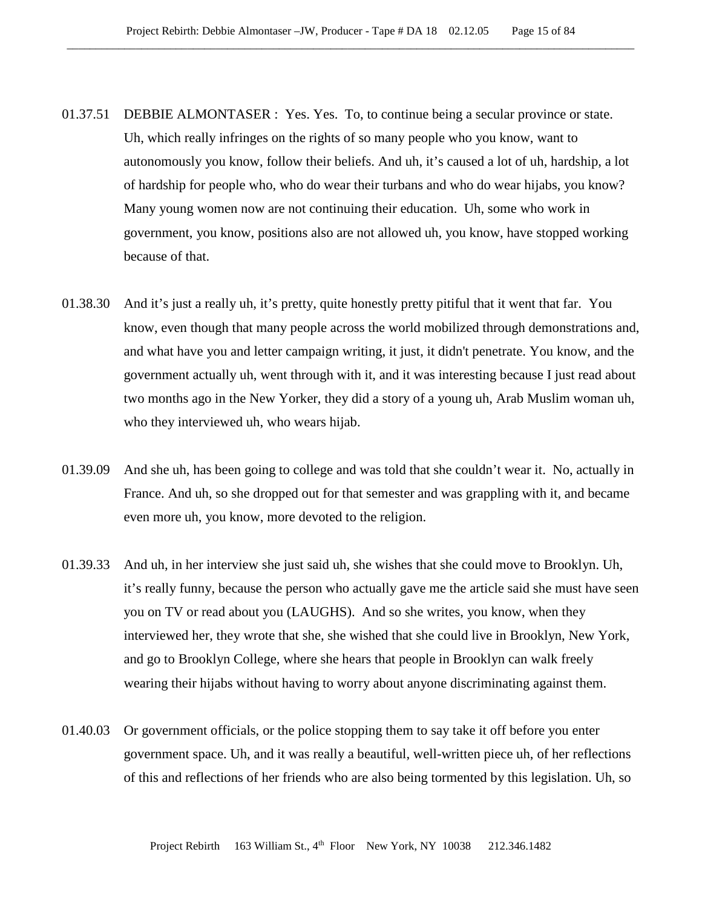01.37.51 DEBBIE ALMONTASER : Yes. Yes. To, to continue being a secular province or state. Uh, which really infringes on the rights of so many people who you know, want to autonomously you know, follow their beliefs. And uh, it's caused a lot of uh, hardship, a lot of hardship for people who, who do wear their turbans and who do wear hijabs, you know? Many young women now are not continuing their education. Uh, some who work in government, you know, positions also are not allowed uh, you know, have stopped working because of that.

01.38.30 And it's just a really uh, it's pretty, quite honestly pretty pitiful that it went that far. You know, even though that many people across the world mobilized through demonstrations and, and what have you and letter campaign writing, it just, it didn't penetrate. You know, and the government actually uh, went through with it, and it was interesting because I just read about two months ago in the New Yorker, they did a story of a young uh, Arab Muslim woman uh, who they interviewed uh, who wears hijab.

01.39.09 And she uh, has been going to college and was told that she couldn't wear it. No, actually in France. And uh, so she dropped out for that semester and was grappling with it, and became even more uh, you know, more devoted to the religion.

01.39.33 And uh, in her interview she just said uh, she wishes that she could move to Brooklyn. Uh, it's really funny, because the person who actually gave me the article said she must have seen you on TV or read about you (LAUGHS). And so she writes, you know, when they interviewed her, they wrote that she, she wished that she could live in Brooklyn, New York, and go to Brooklyn College, where she hears that people in Brooklyn can walk freely wearing their hijabs without having to worry about anyone discriminating against them.

01.40.03 Or government officials, or the police stopping them to say take it off before you enter government space. Uh, and it was really a beautiful, well-written piece uh, of her reflections of this and reflections of her friends who are also being tormented by this legislation. Uh, so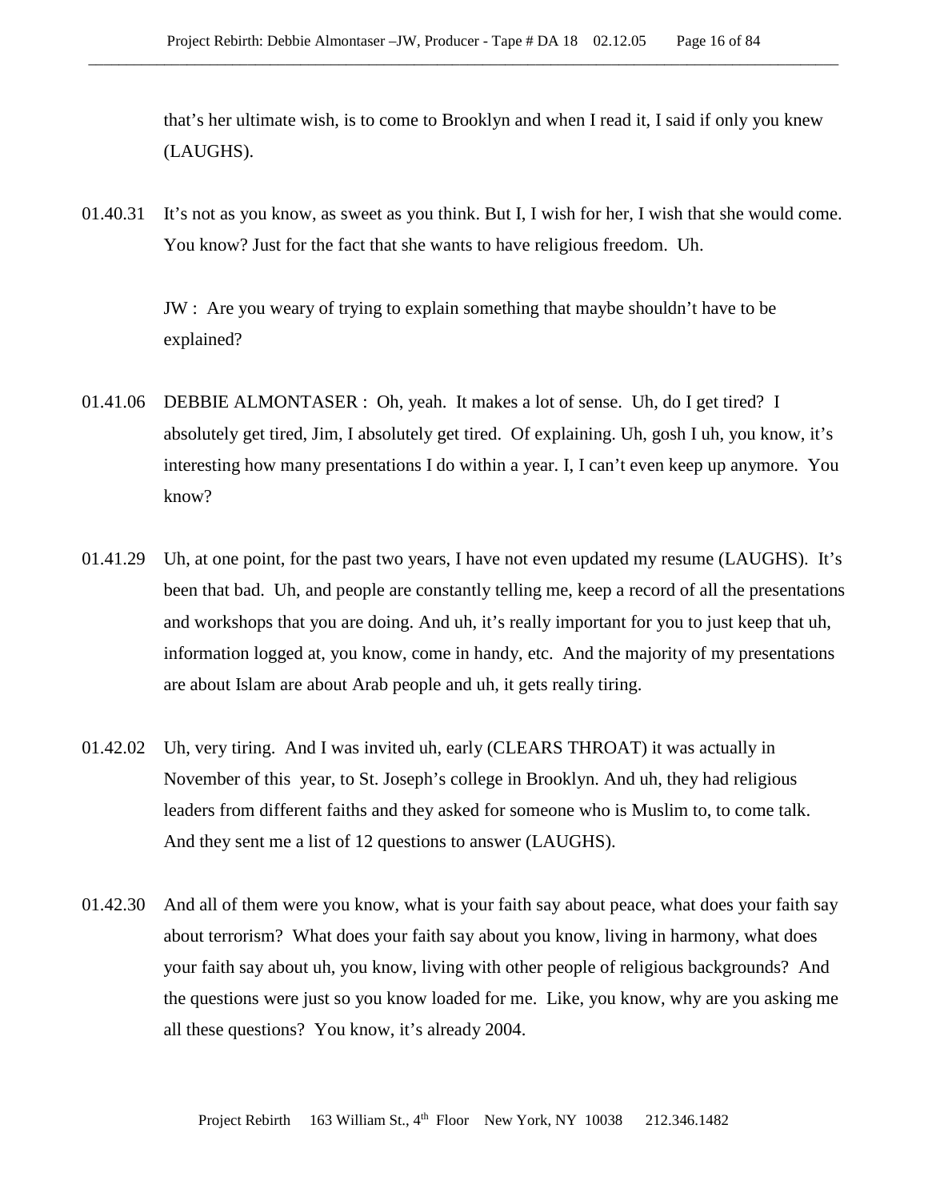that's her ultimate wish, is to come to Brooklyn and when I read it, I said if only you knew (LAUGHS).

01.40.31 It's not as you know, as sweet as you think. But I, I wish for her, I wish that she would come. You know? Just for the fact that she wants to have religious freedom. Uh.

JW : Are you weary of trying to explain something that maybe shouldn't have to be explained?

01.41.06 DEBBIE ALMONTASER : Oh, yeah. It makes a lot of sense. Uh, do I get tired? I absolutely get tired, Jim, I absolutely get tired. Of explaining. Uh, gosh I uh, you know, it's interesting how many presentations I do within a year. I, I can't even keep up anymore. You know?

01.41.29 Uh, at one point, for the past two years, I have not even updated my resume (LAUGHS). It's been that bad. Uh, and people are constantly telling me, keep a record of all the presentations and workshops that you are doing. And uh, it's really important for you to just keep that uh, information logged at, you know, come in handy, etc. And the majority of my presentations are about Islam are about Arab people and uh, it gets really tiring.

01.42.02 Uh, very tiring. And I was invited uh, early (CLEARS THROAT) it was actually in November of this year, to St. Joseph's college in Brooklyn. And uh, they had religious leaders from different faiths and they asked for someone who is Muslim to, to come talk. And they sent me a list of 12 questions to answer (LAUGHS).

01.42.30 And all of them were you know, what is your faith say about peace, what does your faith say about terrorism? What does your faith say about you know, living in harmony, what does your faith say about uh, you know, living with other people of religious backgrounds? And the questions were just so you know loaded for me. Like, you know, why are you asking me all these questions? You know, it's already 2004.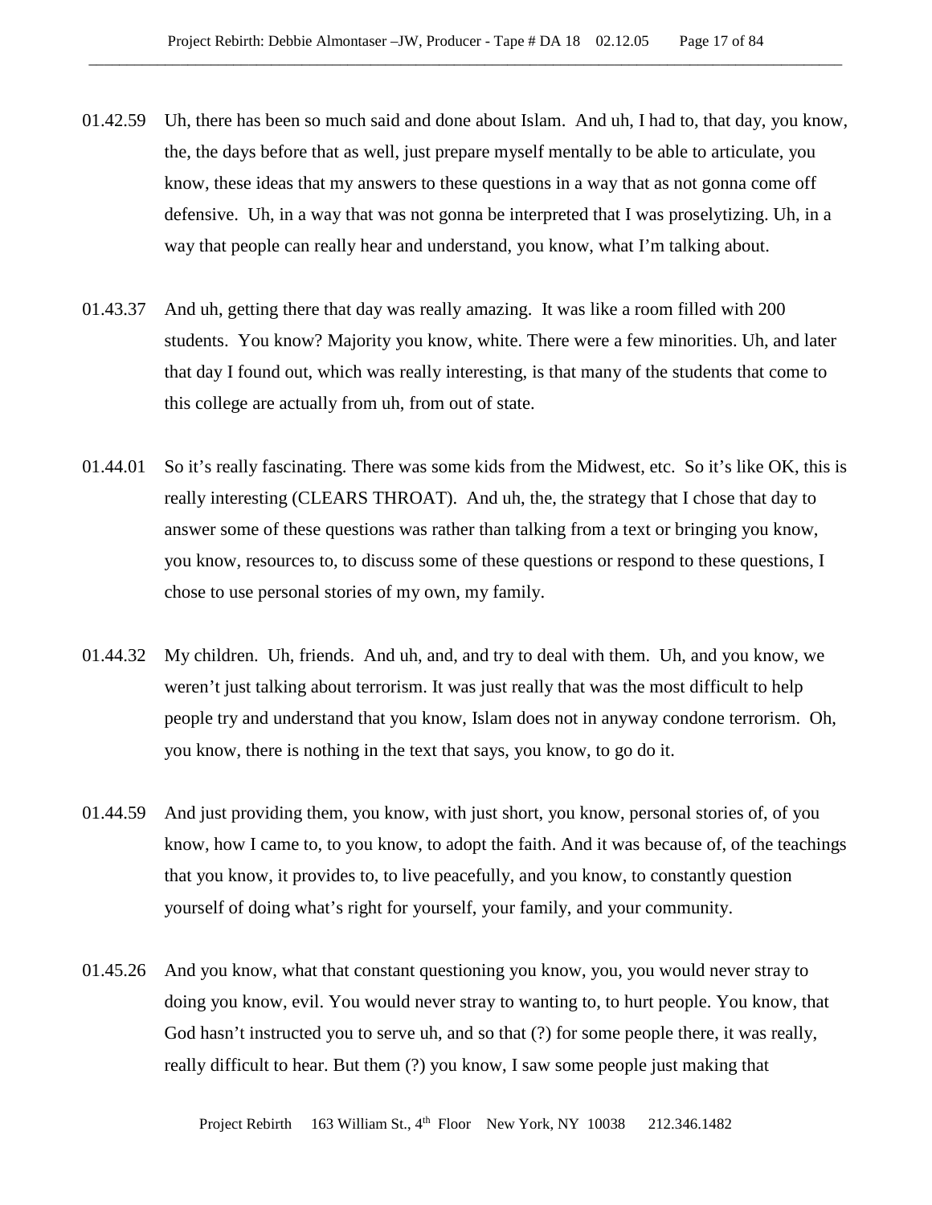01.42.59 Uh, there has been so much said and done about Islam. And uh, I had to, that day, you know, the, the days before that as well, just prepare myself mentally to be able to articulate, you know, these ideas that my answers to these questions in a way that as not gonna come off defensive. Uh, in a way that was not gonna be interpreted that I was proselytizing. Uh, in a way that people can really hear and understand, you know, what I'm talking about.

01.43.37 And uh, getting there that day was really amazing. It was like a room filled with 200 students. You know? Majority you know, white. There were a few minorities. Uh, and later that day I found out, which was really interesting, is that many of the students that come to this college are actually from uh, from out of state.

01.44.01 So it's really fascinating. There was some kids from the Midwest, etc. So it's like OK, this is really interesting (CLEARS THROAT). And uh, the, the strategy that I chose that day to answer some of these questions was rather than talking from a text or bringing you know, you know, resources to, to discuss some of these questions or respond to these questions, I chose to use personal stories of my own, my family.

01.44.32 My children. Uh, friends. And uh, and, and try to deal with them. Uh, and you know, we weren't just talking about terrorism. It was just really that was the most difficult to help people try and understand that you know, Islam does not in anyway condone terrorism. Oh, you know, there is nothing in the text that says, you know, to go do it.

01.44.59 And just providing them, you know, with just short, you know, personal stories of, of you know, how I came to, to you know, to adopt the faith. And it was because of, of the teachings that you know, it provides to, to live peacefully, and you know, to constantly question yourself of doing what's right for yourself, your family, and your community.

01.45.26 And you know, what that constant questioning you know, you, you would never stray to doing you know, evil. You would never stray to wanting to, to hurt people. You know, that God hasn't instructed you to serve uh, and so that (?) for some people there, it was really, really difficult to hear. But them (?) you know, I saw some people just making that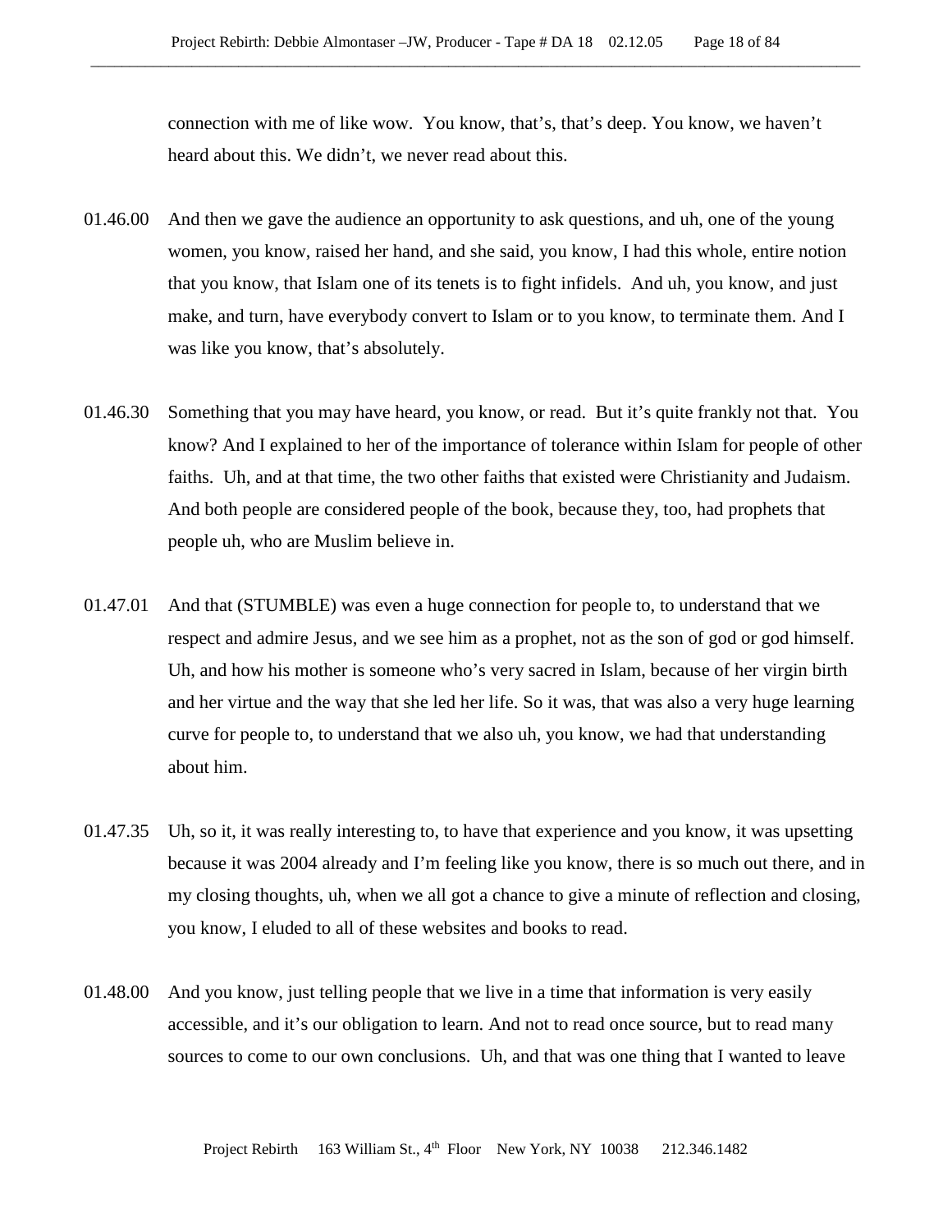connection with me of like wow. You know, that's, that's deep. You know, we haven't heard about this. We didn't, we never read about this.

01.46.00 And then we gave the audience an opportunity to ask questions, and uh, one of the young women, you know, raised her hand, and she said, you know, I had this whole, entire notion that you know, that Islam one of its tenets is to fight infidels. And uh, you know, and just make, and turn, have everybody convert to Islam or to you know, to terminate them. And I was like you know, that's absolutely.

01.46.30 Something that you may have heard, you know, or read. But it's quite frankly not that. You know? And I explained to her of the importance of tolerance within Islam for people of other faiths. Uh, and at that time, the two other faiths that existed were Christianity and Judaism. And both people are considered people of the book, because they, too, had prophets that people uh, who are Muslim believe in.

01.47.01 And that (STUMBLE) was even a huge connection for people to, to understand that we respect and admire Jesus, and we see him as a prophet, not as the son of god or god himself. Uh, and how his mother is someone who's very sacred in Islam, because of her virgin birth and her virtue and the way that she led her life. So it was, that was also a very huge learning curve for people to, to understand that we also uh, you know, we had that understanding about him.

01.47.35 Uh, so it, it was really interesting to, to have that experience and you know, it was upsetting because it was 2004 already and I'm feeling like you know, there is so much out there, and in my closing thoughts, uh, when we all got a chance to give a minute of reflection and closing, you know, I eluded to all of these websites and books to read.

01.48.00 And you know, just telling people that we live in a time that information is very easily accessible, and it's our obligation to learn. And not to read once source, but to read many sources to come to our own conclusions. Uh, and that was one thing that I wanted to leave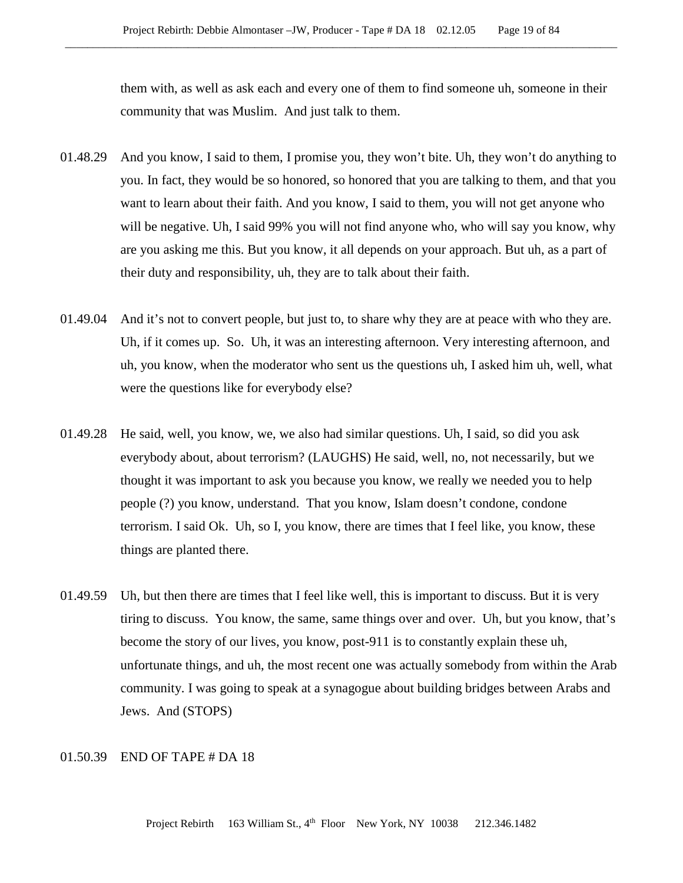them with, as well as ask each and every one of them to find someone uh, someone in their community that was Muslim. And just talk to them.

01.48.29 And you know, I said to them, I promise you, they won't bite. Uh, they won't do anything to you. In fact, they would be so honored, so honored that you are talking to them, and that you want to learn about their faith. And you know, I said to them, you will not get anyone who will be negative. Uh, I said 99% you will not find anyone who, who will say you know, why are you asking me this. But you know, it all depends on your approach. But uh, as a part of their duty and responsibility, uh, they are to talk about their faith.

01.49.04 And it's not to convert people, but just to, to share why they are at peace with who they are. Uh, if it comes up. So. Uh, it was an interesting afternoon. Very interesting afternoon, and uh, you know, when the moderator who sent us the questions uh, I asked him uh, well, what were the questions like for everybody else?

01.49.28 He said, well, you know, we, we also had similar questions. Uh, I said, so did you ask everybody about, about terrorism? (LAUGHS) He said, well, no, not necessarily, but we thought it was important to ask you because you know, we really we needed you to help people (?) you know, understand. That you know, Islam doesn't condone, condone terrorism. I said Ok. Uh, so I, you know, there are times that I feel like, you know, these things are planted there.

01.49.59 Uh, but then there are times that I feel like well, this is important to discuss. But it is very tiring to discuss. You know, the same, same things over and over. Uh, but you know, that's become the story of our lives, you know, post-911 is to constantly explain these uh, unfortunate things, and uh, the most recent one was actually somebody from within the Arab community. I was going to speak at a synagogue about building bridges between Arabs and Jews. And (STOPS)

01.50.39 END OF TAPE # DA 18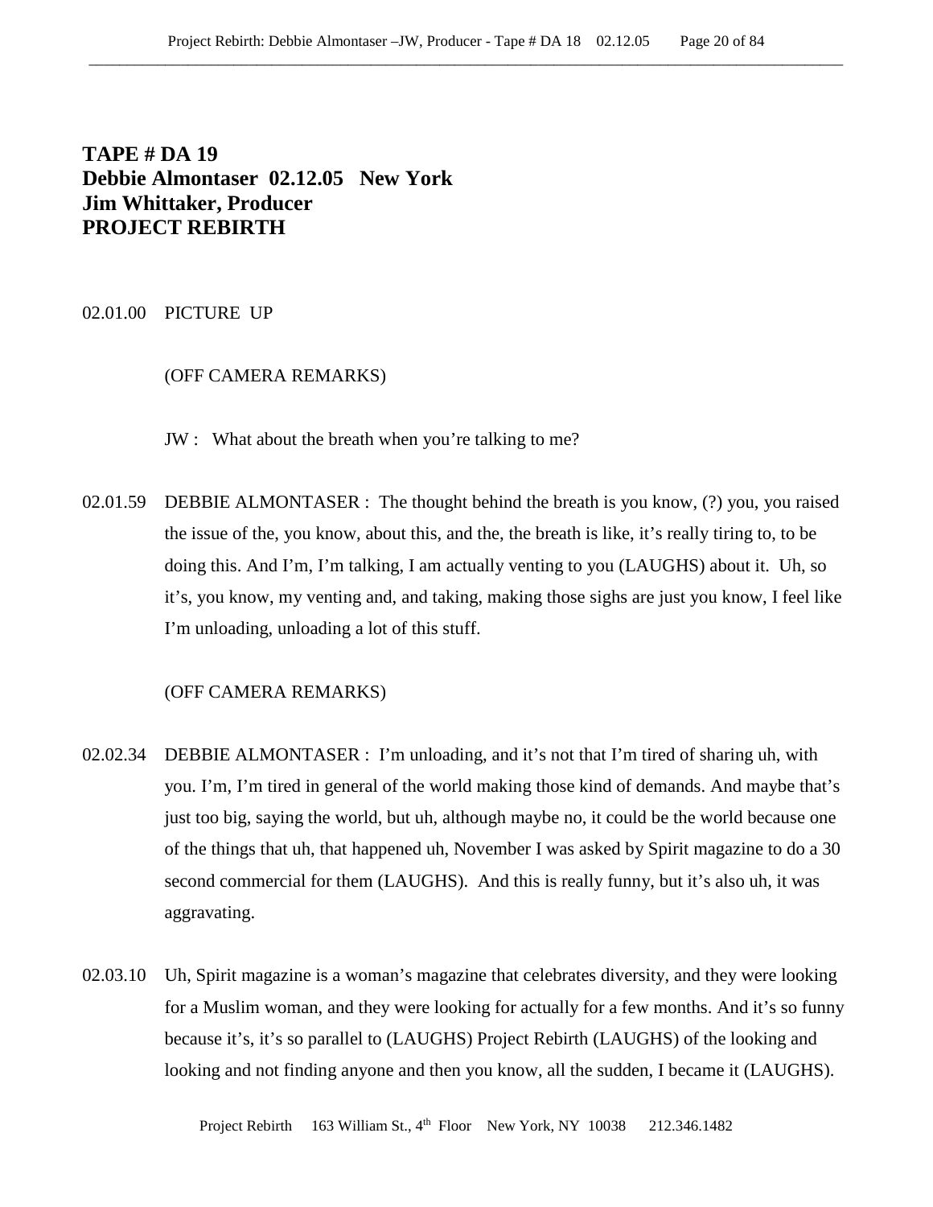**TAPE # DA 19**
**Debbie Almontaser 02.12.05 New York**
**Jim Whittaker, Producer**
**PROJECT REBIRTH**

02.01.00 PICTURE UP

(OFF CAMERA REMARKS)

JW : What about the breath when you're talking to me?

02.01.59 DEBBIE ALMONTASER : The thought behind the breath is you know, (?) you, you raised the issue of the, you know, about this, and the, the breath is like, it's really tiring to, to be doing this. And I'm, I'm talking, I am actually venting to you (LAUGHS) about it. Uh, so it's, you know, my venting and, and taking, making those sighs are just you know, I feel like I'm unloading, unloading a lot of this stuff.

(OFF CAMERA REMARKS)

02.02.34 DEBBIE ALMONTASER : I'm unloading, and it's not that I'm tired of sharing uh, with you. I'm, I'm tired in general of the world making those kind of demands. And maybe that's just too big, saying the world, but uh, although maybe no, it could be the world because one of the things that uh, that happened uh, November I was asked by Spirit magazine to do a 30 second commercial for them (LAUGHS). And this is really funny, but it's also uh, it was aggravating.

02.03.10 Uh, Spirit magazine is a woman's magazine that celebrates diversity, and they were looking for a Muslim woman, and they were looking for actually for a few months. And it's so funny because it's, it's so parallel to (LAUGHS) Project Rebirth (LAUGHS) of the looking and looking and not finding anyone and then you know, all the sudden, I became it (LAUGHS).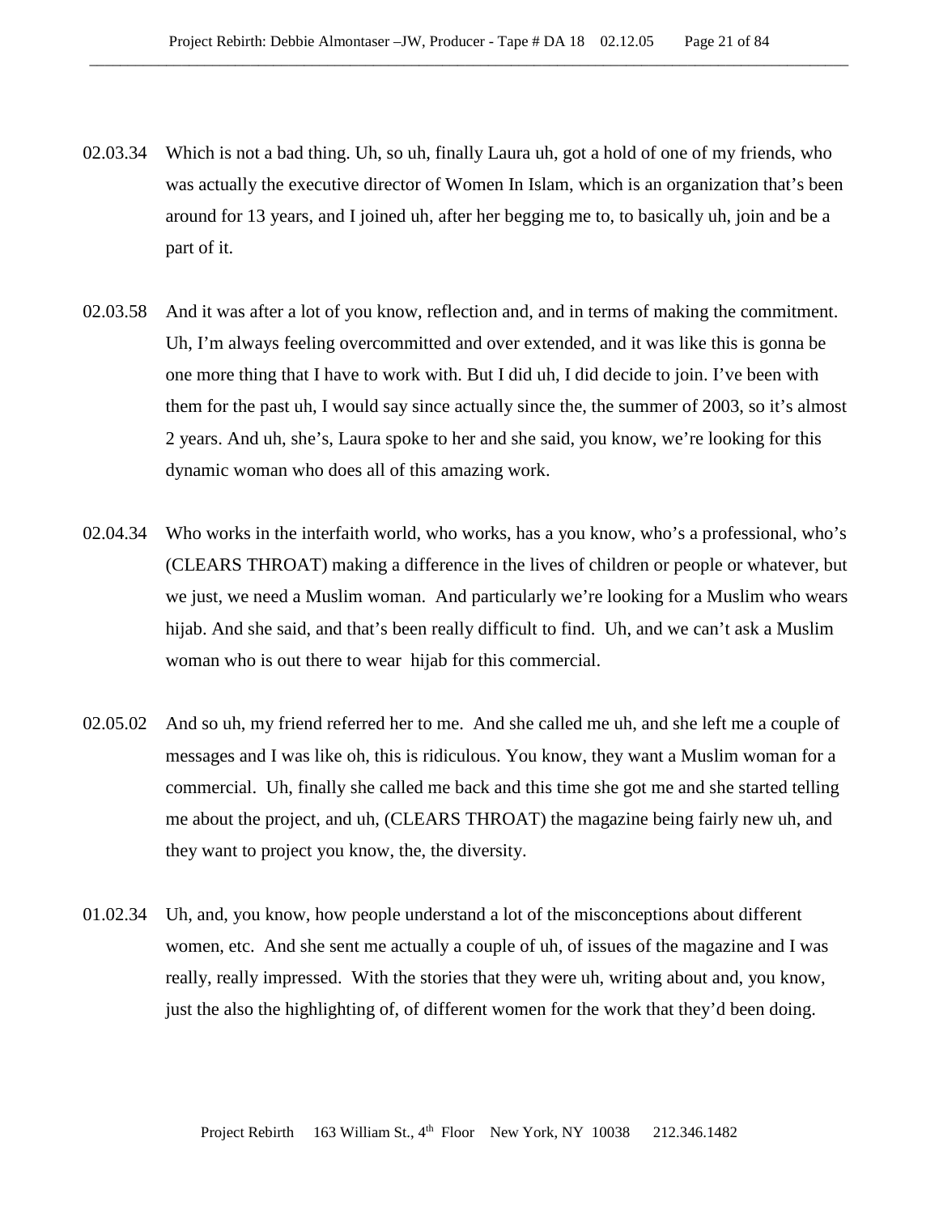02.03.34 Which is not a bad thing. Uh, so uh, finally Laura uh, got a hold of one of my friends, who was actually the executive director of Women In Islam, which is an organization that's been around for 13 years, and I joined uh, after her begging me to, to basically uh, join and be a part of it.

02.03.58 And it was after a lot of you know, reflection and, and in terms of making the commitment. Uh, I'm always feeling overcommitted and over extended, and it was like this is gonna be one more thing that I have to work with. But I did uh, I did decide to join. I've been with them for the past uh, I would say since actually since the, the summer of 2003, so it's almost 2 years. And uh, she's, Laura spoke to her and she said, you know, we're looking for this dynamic woman who does all of this amazing work.

02.04.34 Who works in the interfaith world, who works, has a you know, who's a professional, who's (CLEARS THROAT) making a difference in the lives of children or people or whatever, but we just, we need a Muslim woman. And particularly we're looking for a Muslim who wears hijab. And she said, and that's been really difficult to find. Uh, and we can't ask a Muslim woman who is out there to wear hijab for this commercial.

02.05.02 And so uh, my friend referred her to me. And she called me uh, and she left me a couple of messages and I was like oh, this is ridiculous. You know, they want a Muslim woman for a commercial. Uh, finally she called me back and this time she got me and she started telling me about the project, and uh, (CLEARS THROAT) the magazine being fairly new uh, and they want to project you know, the, the diversity.

01.02.34 Uh, and, you know, how people understand a lot of the misconceptions about different women, etc. And she sent me actually a couple of uh, of issues of the magazine and I was really, really impressed. With the stories that they were uh, writing about and, you know, just the also the highlighting of, of different women for the work that they'd been doing.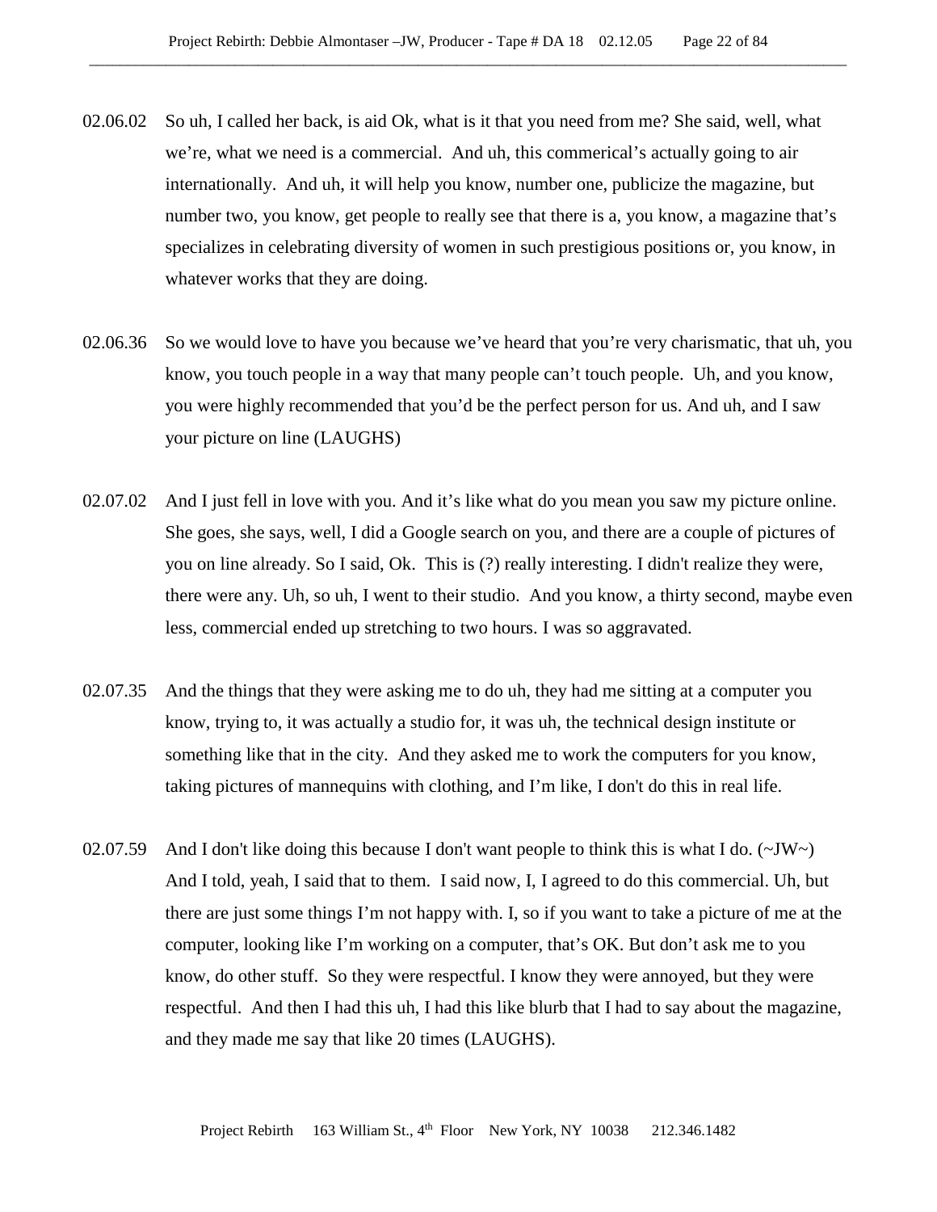02.06.02 So uh, I called her back, is aid Ok, what is it that you need from me? She said, well, what we're, what we need is a commercial. And uh, this commerical's actually going to air internationally. And uh, it will help you know, number one, publicize the magazine, but number two, you know, get people to really see that there is a, you know, a magazine that's specializes in celebrating diversity of women in such prestigious positions or, you know, in whatever works that they are doing.

02.06.36 So we would love to have you because we've heard that you're very charismatic, that uh, you know, you touch people in a way that many people can't touch people. Uh, and you know, you were highly recommended that you'd be the perfect person for us. And uh, and I saw your picture on line (LAUGHS)

02.07.02 And I just fell in love with you. And it's like what do you mean you saw my picture online. She goes, she says, well, I did a Google search on you, and there are a couple of pictures of you on line already. So I said, Ok. This is (?) really interesting. I didn't realize they were, there were any. Uh, so uh, I went to their studio. And you know, a thirty second, maybe even less, commercial ended up stretching to two hours. I was so aggravated.

02.07.35 And the things that they were asking me to do uh, they had me sitting at a computer you know, trying to, it was actually a studio for, it was uh, the technical design institute or something like that in the city. And they asked me to work the computers for you know, taking pictures of mannequins with clothing, and I'm like, I don't do this in real life.

02.07.59 And I don't like doing this because I don't want people to think this is what I do. (~JW~) And I told, yeah, I said that to them. I said now, I, I agreed to do this commercial. Uh, but there are just some things I'm not happy with. I, so if you want to take a picture of me at the computer, looking like I'm working on a computer, that's OK. But don't ask me to you know, do other stuff. So they were respectful. I know they were annoyed, but they were respectful. And then I had this uh, I had this like blurb that I had to say about the magazine, and they made me say that like 20 times (LAUGHS).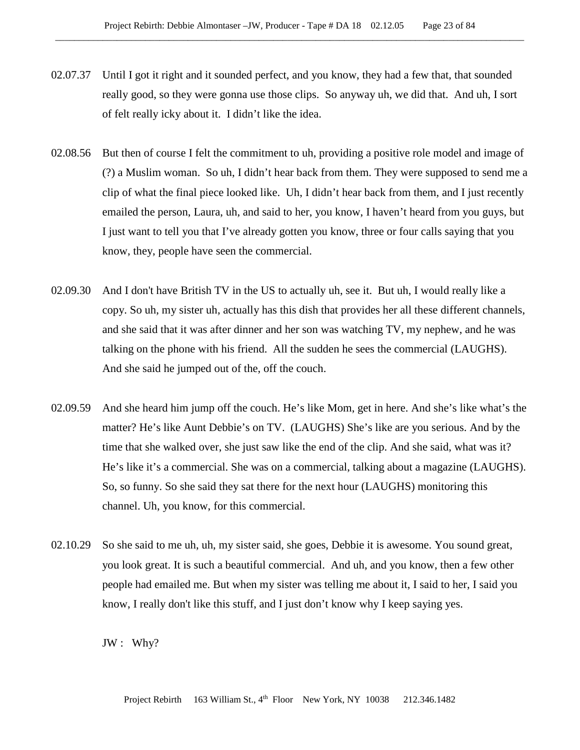02.07.37 Until I got it right and it sounded perfect, and you know, they had a few that, that sounded really good, so they were gonna use those clips. So anyway uh, we did that. And uh, I sort of felt really icky about it. I didn't like the idea.

02.08.56 But then of course I felt the commitment to uh, providing a positive role model and image of (?) a Muslim woman. So uh, I didn't hear back from them. They were supposed to send me a clip of what the final piece looked like. Uh, I didn't hear back from them, and I just recently emailed the person, Laura, uh, and said to her, you know, I haven't heard from you guys, but I just want to tell you that I've already gotten you know, three or four calls saying that you know, they, people have seen the commercial.

02.09.30 And I don't have British TV in the US to actually uh, see it. But uh, I would really like a copy. So uh, my sister uh, actually has this dish that provides her all these different channels, and she said that it was after dinner and her son was watching TV, my nephew, and he was talking on the phone with his friend. All the sudden he sees the commercial (LAUGHS). And she said he jumped out of the, off the couch.

02.09.59 And she heard him jump off the couch. He's like Mom, get in here. And she's like what's the matter? He's like Aunt Debbie's on TV. (LAUGHS) She's like are you serious. And by the time that she walked over, she just saw like the end of the clip. And she said, what was it? He's like it's a commercial. She was on a commercial, talking about a magazine (LAUGHS). So, so funny. So she said they sat there for the next hour (LAUGHS) monitoring this channel. Uh, you know, for this commercial.

02.10.29 So she said to me uh, uh, my sister said, she goes, Debbie it is awesome. You sound great, you look great. It is such a beautiful commercial. And uh, and you know, then a few other people had emailed me. But when my sister was telling me about it, I said to her, I said you know, I really don't like this stuff, and I just don't know why I keep saying yes.

JW : Why?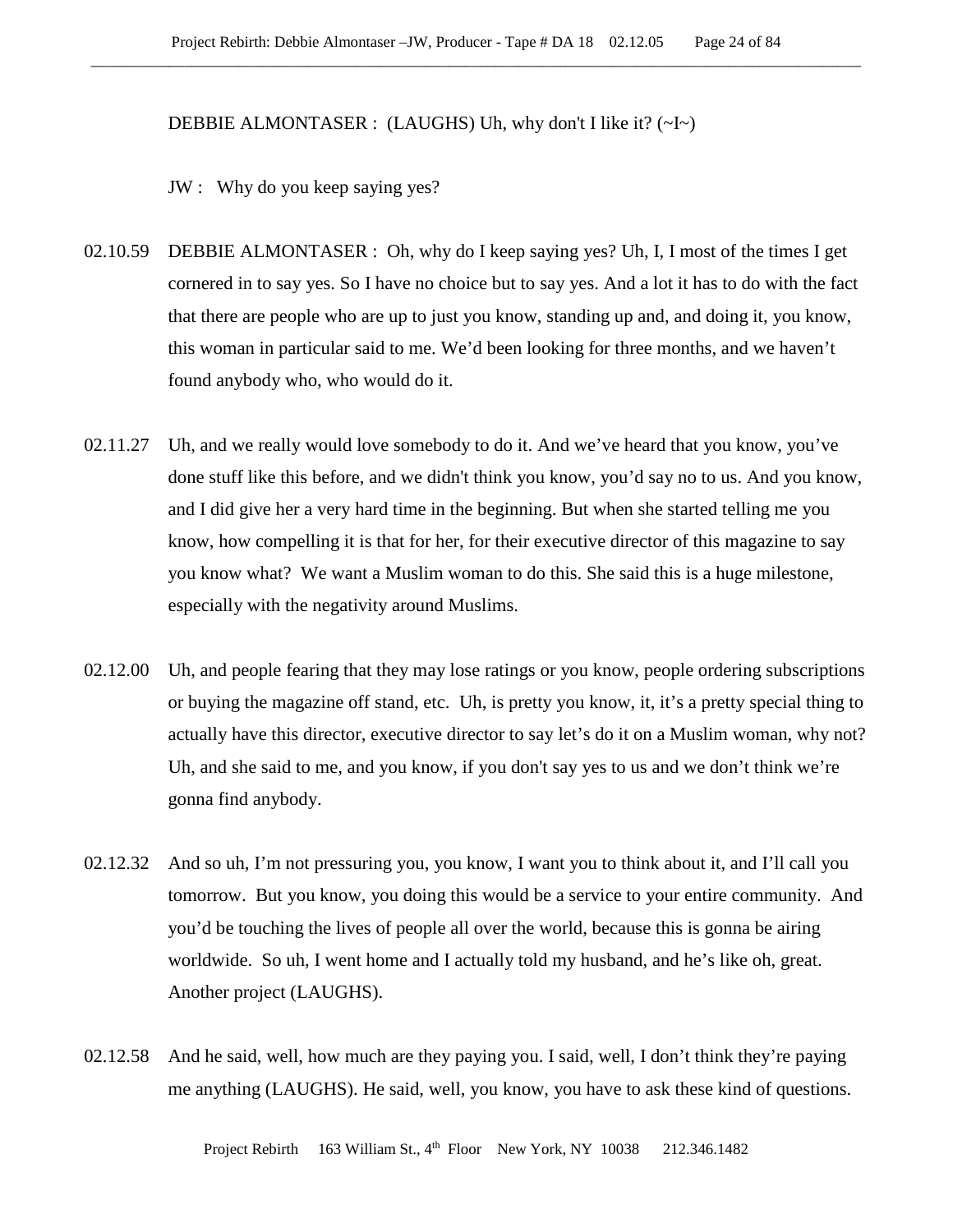DEBBIE ALMONTASER : (LAUGHS) Uh, why don't I like it? (~I~)

JW : Why do you keep saying yes?

02.10.59 DEBBIE ALMONTASER : Oh, why do I keep saying yes? Uh, I, I most of the times I get cornered in to say yes. So I have no choice but to say yes. And a lot it has to do with the fact that there are people who are up to just you know, standing up and, and doing it, you know, this woman in particular said to me. We'd been looking for three months, and we haven't found anybody who, who would do it.

02.11.27 Uh, and we really would love somebody to do it. And we've heard that you know, you've done stuff like this before, and we didn't think you know, you'd say no to us. And you know, and I did give her a very hard time in the beginning. But when she started telling me you know, how compelling it is that for her, for their executive director of this magazine to say you know what? We want a Muslim woman to do this. She said this is a huge milestone, especially with the negativity around Muslims.

02.12.00 Uh, and people fearing that they may lose ratings or you know, people ordering subscriptions or buying the magazine off stand, etc. Uh, is pretty you know, it, it's a pretty special thing to actually have this director, executive director to say let's do it on a Muslim woman, why not? Uh, and she said to me, and you know, if you don't say yes to us and we don't think we're gonna find anybody.

02.12.32 And so uh, I'm not pressuring you, you know, I want you to think about it, and I'll call you tomorrow. But you know, you doing this would be a service to your entire community. And you'd be touching the lives of people all over the world, because this is gonna be airing worldwide. So uh, I went home and I actually told my husband, and he's like oh, great. Another project (LAUGHS).

02.12.58 And he said, well, how much are they paying you. I said, well, I don't think they're paying me anything (LAUGHS). He said, well, you know, you have to ask these kind of questions.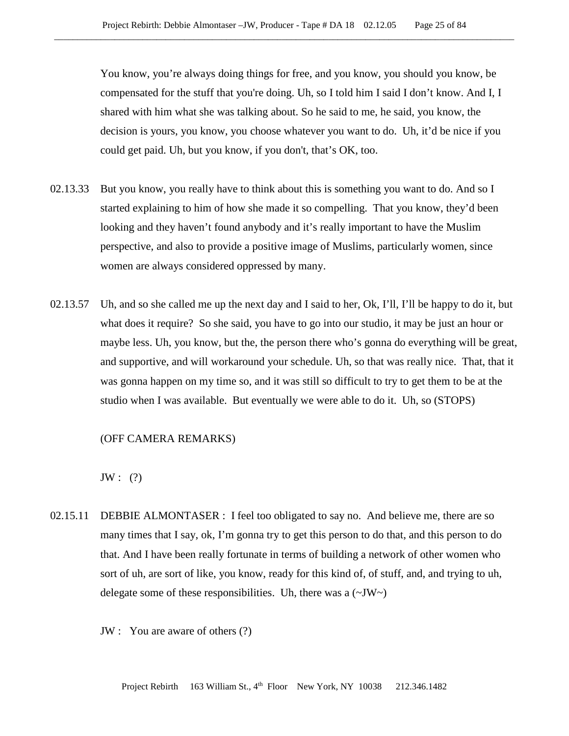You know, you're always doing things for free, and you know, you should you know, be compensated for the stuff that you're doing. Uh, so I told him I said I don't know. And I, I shared with him what she was talking about. So he said to me, he said, you know, the decision is yours, you know, you choose whatever you want to do. Uh, it'd be nice if you could get paid. Uh, but you know, if you don't, that's OK, too.

02.13.33 But you know, you really have to think about this is something you want to do. And so I started explaining to him of how she made it so compelling. That you know, they'd been looking and they haven't found anybody and it's really important to have the Muslim perspective, and also to provide a positive image of Muslims, particularly women, since women are always considered oppressed by many.

02.13.57 Uh, and so she called me up the next day and I said to her, Ok, I'll, I'll be happy to do it, but what does it require? So she said, you have to go into our studio, it may be just an hour or maybe less. Uh, you know, but the, the person there who's gonna do everything will be great, and supportive, and will workaround your schedule. Uh, so that was really nice. That, that it was gonna happen on my time so, and it was still so difficult to try to get them to be at the studio when I was available. But eventually we were able to do it. Uh, so (STOPS)

(OFF CAMERA REMARKS)

JW : (?)

02.15.11 DEBBIE ALMONTASER : I feel too obligated to say no. And believe me, there are so many times that I say, ok, I'm gonna try to get this person to do that, and this person to do that. And I have been really fortunate in terms of building a network of other women who sort of uh, are sort of like, you know, ready for this kind of, of stuff, and, and trying to uh, delegate some of these responsibilities. Uh, there was a (~JW~)

JW : You are aware of others (?)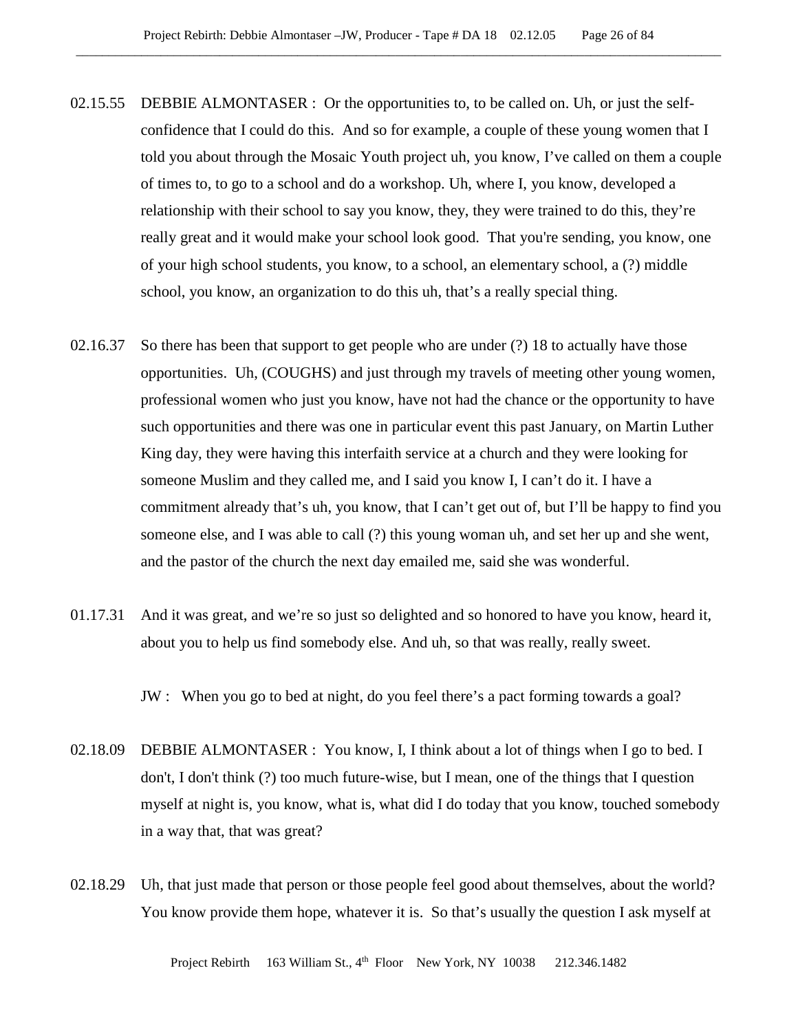02.15.55 DEBBIE ALMONTASER : Or the opportunities to, to be called on. Uh, or just the self-confidence that I could do this. And so for example, a couple of these young women that I told you about through the Mosaic Youth project uh, you know, I've called on them a couple of times to, to go to a school and do a workshop. Uh, where I, you know, developed a relationship with their school to say you know, they, they were trained to do this, they're really great and it would make your school look good. That you're sending, you know, one of your high school students, you know, to a school, an elementary school, a (?) middle school, you know, an organization to do this uh, that's a really special thing.

02.16.37 So there has been that support to get people who are under (?) 18 to actually have those opportunities. Uh, (COUGHS) and just through my travels of meeting other young women, professional women who just you know, have not had the chance or the opportunity to have such opportunities and there was one in particular event this past January, on Martin Luther King day, they were having this interfaith service at a church and they were looking for someone Muslim and they called me, and I said you know I, I can't do it. I have a commitment already that's uh, you know, that I can't get out of, but I'll be happy to find you someone else, and I was able to call (?) this young woman uh, and set her up and she went, and the pastor of the church the next day emailed me, said she was wonderful.

01.17.31 And it was great, and we're so just so delighted and so honored to have you know, heard it, about you to help us find somebody else. And uh, so that was really, really sweet.

JW : When you go to bed at night, do you feel there's a pact forming towards a goal?

02.18.09 DEBBIE ALMONTASER : You know, I, I think about a lot of things when I go to bed. I don't, I don't think (?) too much future-wise, but I mean, one of the things that I question myself at night is, you know, what is, what did I do today that you know, touched somebody in a way that, that was great?

02.18.29 Uh, that just made that person or those people feel good about themselves, about the world? You know provide them hope, whatever it is. So that's usually the question I ask myself at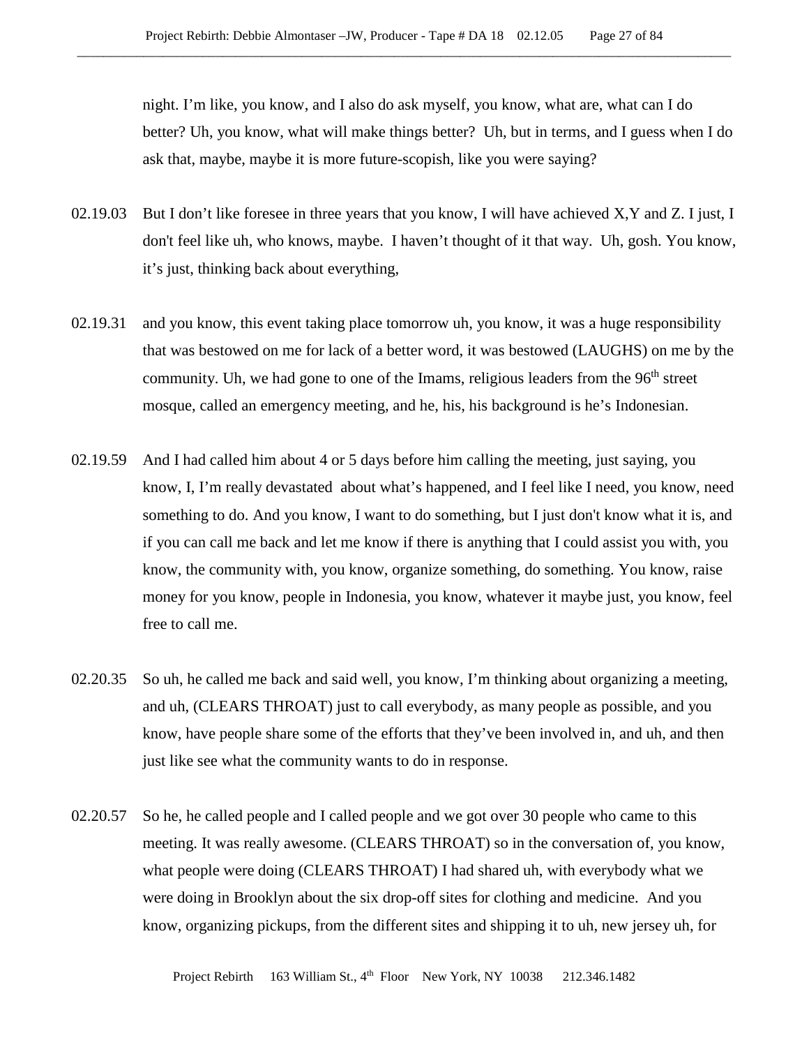night. I'm like, you know, and I also do ask myself, you know, what are, what can I do better? Uh, you know, what will make things better? Uh, but in terms, and I guess when I do ask that, maybe, maybe it is more future-scopish, like you were saying?

02.19.03 But I don't like foresee in three years that you know, I will have achieved X,Y and Z. I just, I don't feel like uh, who knows, maybe. I haven't thought of it that way. Uh, gosh. You know, it's just, thinking back about everything,

02.19.31 and you know, this event taking place tomorrow uh, you know, it was a huge responsibility that was bestowed on me for lack of a better word, it was bestowed (LAUGHS) on me by the community. Uh, we had gone to one of the Imams, religious leaders from the 96th street mosque, called an emergency meeting, and he, his, his background is he's Indonesian.

02.19.59 And I had called him about 4 or 5 days before him calling the meeting, just saying, you know, I, I'm really devastated about what's happened, and I feel like I need, you know, need something to do. And you know, I want to do something, but I just don't know what it is, and if you can call me back and let me know if there is anything that I could assist you with, you know, the community with, you know, organize something, do something. You know, raise money for you know, people in Indonesia, you know, whatever it maybe just, you know, feel free to call me.

02.20.35 So uh, he called me back and said well, you know, I'm thinking about organizing a meeting, and uh, (CLEARS THROAT) just to call everybody, as many people as possible, and you know, have people share some of the efforts that they've been involved in, and uh, and then just like see what the community wants to do in response.

02.20.57 So he, he called people and I called people and we got over 30 people who came to this meeting. It was really awesome. (CLEARS THROAT) so in the conversation of, you know, what people were doing (CLEARS THROAT) I had shared uh, with everybody what we were doing in Brooklyn about the six drop-off sites for clothing and medicine. And you know, organizing pickups, from the different sites and shipping it to uh, new jersey uh, for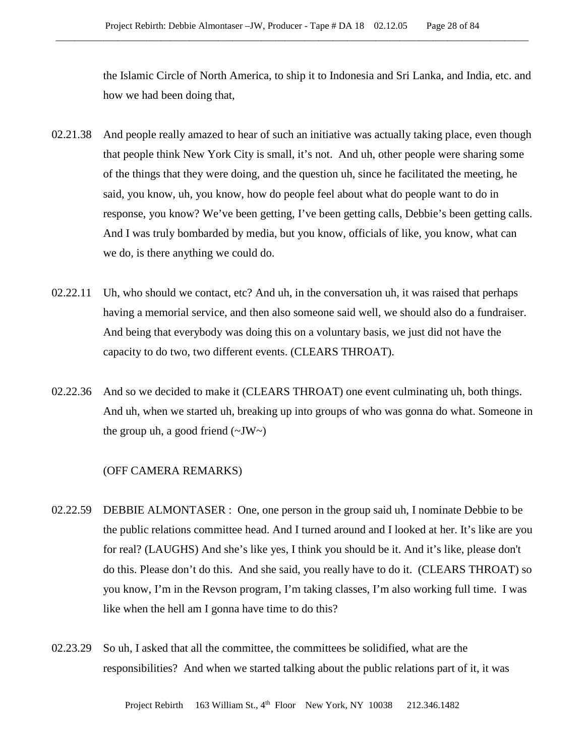the Islamic Circle of North America, to ship it to Indonesia and Sri Lanka, and India, etc. and how we had been doing that,

02.21.38 And people really amazed to hear of such an initiative was actually taking place, even though that people think New York City is small, it's not. And uh, other people were sharing some of the things that they were doing, and the question uh, since he facilitated the meeting, he said, you know, uh, you know, how do people feel about what do people want to do in response, you know? We've been getting, I've been getting calls, Debbie's been getting calls. And I was truly bombarded by media, but you know, officials of like, you know, what can we do, is there anything we could do.

02.22.11 Uh, who should we contact, etc? And uh, in the conversation uh, it was raised that perhaps having a memorial service, and then also someone said well, we should also do a fundraiser. And being that everybody was doing this on a voluntary basis, we just did not have the capacity to do two, two different events. (CLEARS THROAT).

02.22.36 And so we decided to make it (CLEARS THROAT) one event culminating uh, both things. And uh, when we started uh, breaking up into groups of who was gonna do what. Someone in the group uh, a good friend (~JW~)

(OFF CAMERA REMARKS)

02.22.59 DEBBIE ALMONTASER : One, one person in the group said uh, I nominate Debbie to be the public relations committee head. And I turned around and I looked at her. It's like are you for real? (LAUGHS) And she's like yes, I think you should be it. And it's like, please don't do this. Please don't do this. And she said, you really have to do it. (CLEARS THROAT) so you know, I'm in the Revson program, I'm taking classes, I'm also working full time. I was like when the hell am I gonna have time to do this?

02.23.29 So uh, I asked that all the committee, the committees be solidified, what are the responsibilities? And when we started talking about the public relations part of it, it was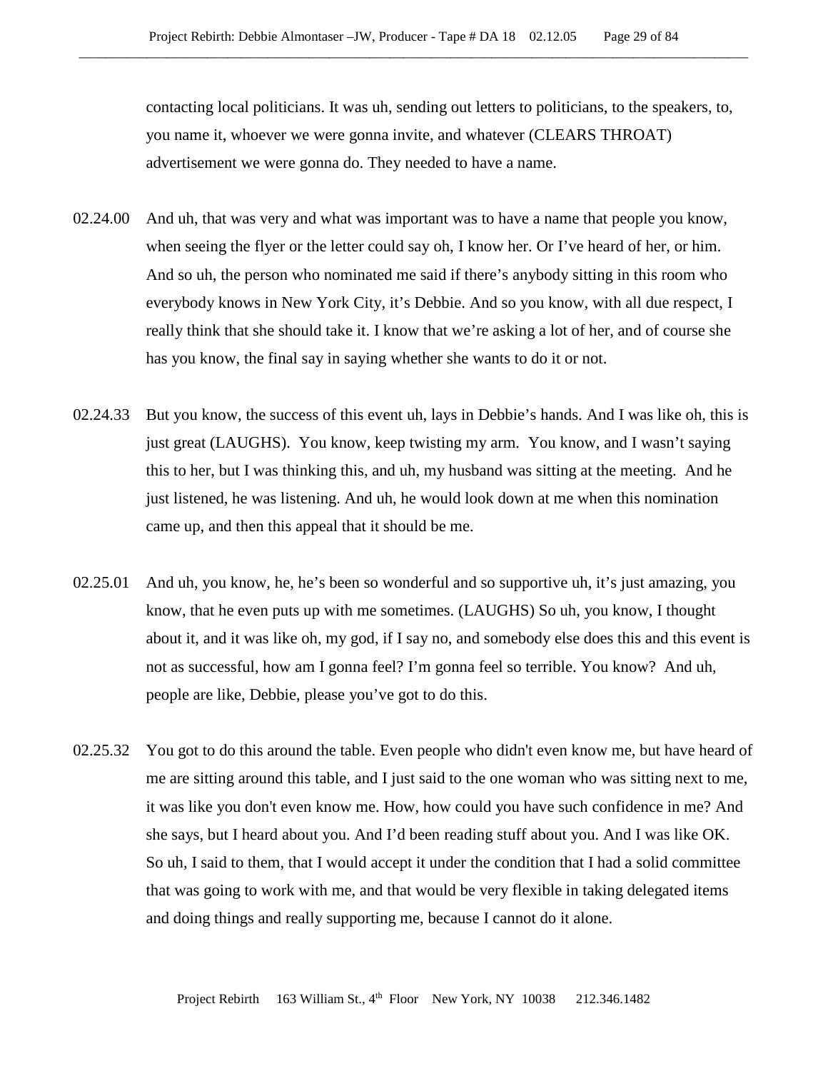contacting local politicians. It was uh, sending out letters to politicians, to the speakers, to, you name it, whoever we were gonna invite, and whatever (CLEARS THROAT) advertisement we were gonna do. They needed to have a name.

02.24.00 And uh, that was very and what was important was to have a name that people you know, when seeing the flyer or the letter could say oh, I know her. Or I've heard of her, or him. And so uh, the person who nominated me said if there's anybody sitting in this room who everybody knows in New York City, it's Debbie. And so you know, with all due respect, I really think that she should take it. I know that we're asking a lot of her, and of course she has you know, the final say in saying whether she wants to do it or not.

02.24.33 But you know, the success of this event uh, lays in Debbie's hands. And I was like oh, this is just great (LAUGHS). You know, keep twisting my arm. You know, and I wasn't saying this to her, but I was thinking this, and uh, my husband was sitting at the meeting. And he just listened, he was listening. And uh, he would look down at me when this nomination came up, and then this appeal that it should be me.

02.25.01 And uh, you know, he, he's been so wonderful and so supportive uh, it's just amazing, you know, that he even puts up with me sometimes. (LAUGHS) So uh, you know, I thought about it, and it was like oh, my god, if I say no, and somebody else does this and this event is not as successful, how am I gonna feel? I'm gonna feel so terrible. You know? And uh, people are like, Debbie, please you've got to do this.

02.25.32 You got to do this around the table. Even people who didn't even know me, but have heard of me are sitting around this table, and I just said to the one woman who was sitting next to me, it was like you don't even know me. How, how could you have such confidence in me? And she says, but I heard about you. And I'd been reading stuff about you. And I was like OK. So uh, I said to them, that I would accept it under the condition that I had a solid committee that was going to work with me, and that would be very flexible in taking delegated items and doing things and really supporting me, because I cannot do it alone.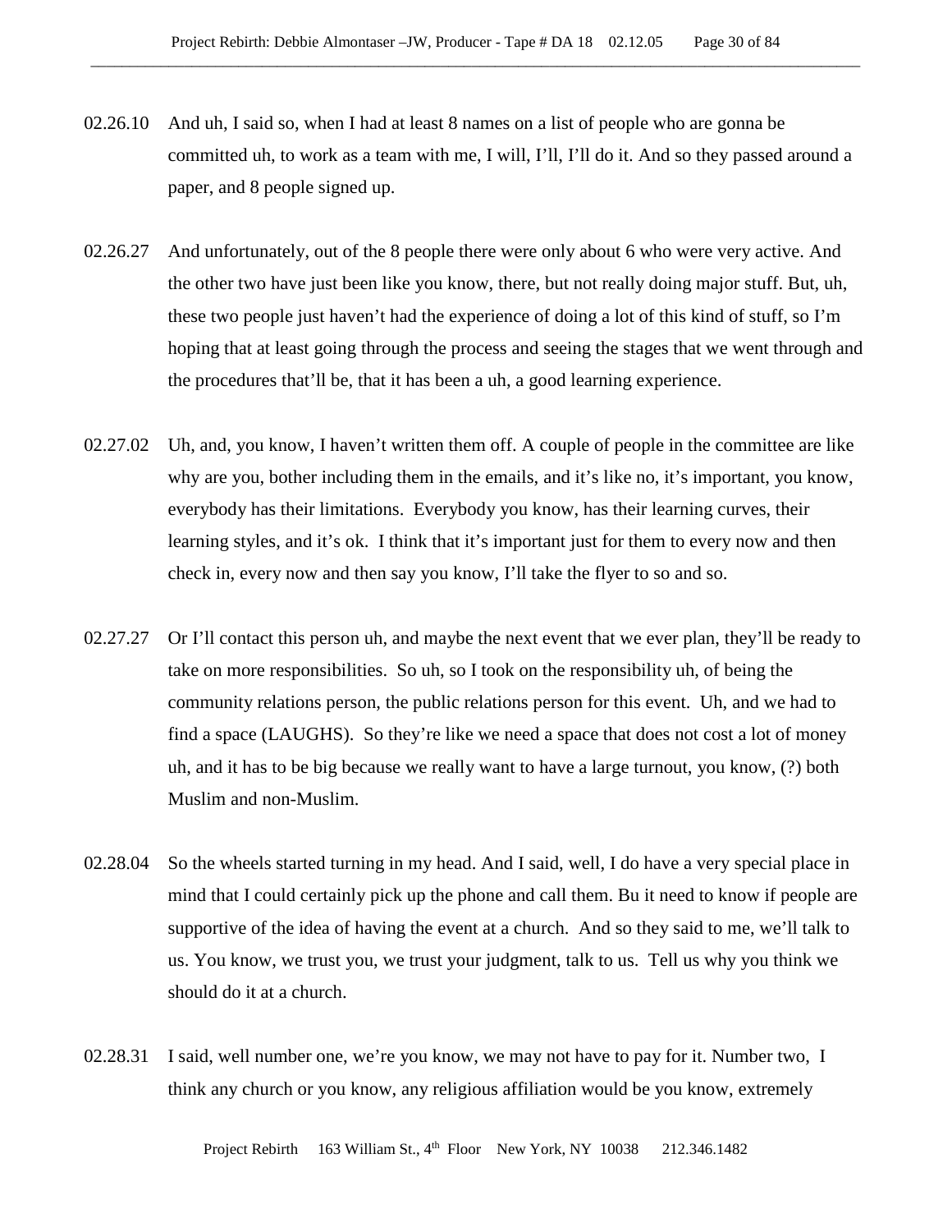02.26.10 And uh, I said so, when I had at least 8 names on a list of people who are gonna be committed uh, to work as a team with me, I will, I'll, I'll do it. And so they passed around a paper, and 8 people signed up.

02.26.27 And unfortunately, out of the 8 people there were only about 6 who were very active. And the other two have just been like you know, there, but not really doing major stuff. But, uh, these two people just haven't had the experience of doing a lot of this kind of stuff, so I'm hoping that at least going through the process and seeing the stages that we went through and the procedures that'll be, that it has been a uh, a good learning experience.

02.27.02 Uh, and, you know, I haven't written them off. A couple of people in the committee are like why are you, bother including them in the emails, and it's like no, it's important, you know, everybody has their limitations. Everybody you know, has their learning curves, their learning styles, and it's ok. I think that it's important just for them to every now and then check in, every now and then say you know, I'll take the flyer to so and so.

02.27.27 Or I'll contact this person uh, and maybe the next event that we ever plan, they'll be ready to take on more responsibilities. So uh, so I took on the responsibility uh, of being the community relations person, the public relations person for this event. Uh, and we had to find a space (LAUGHS). So they're like we need a space that does not cost a lot of money uh, and it has to be big because we really want to have a large turnout, you know, (?) both Muslim and non-Muslim.

02.28.04 So the wheels started turning in my head. And I said, well, I do have a very special place in mind that I could certainly pick up the phone and call them. Bu it need to know if people are supportive of the idea of having the event at a church. And so they said to me, we'll talk to us. You know, we trust you, we trust your judgment, talk to us. Tell us why you think we should do it at a church.

02.28.31 I said, well number one, we're you know, we may not have to pay for it. Number two, I think any church or you know, any religious affiliation would be you know, extremely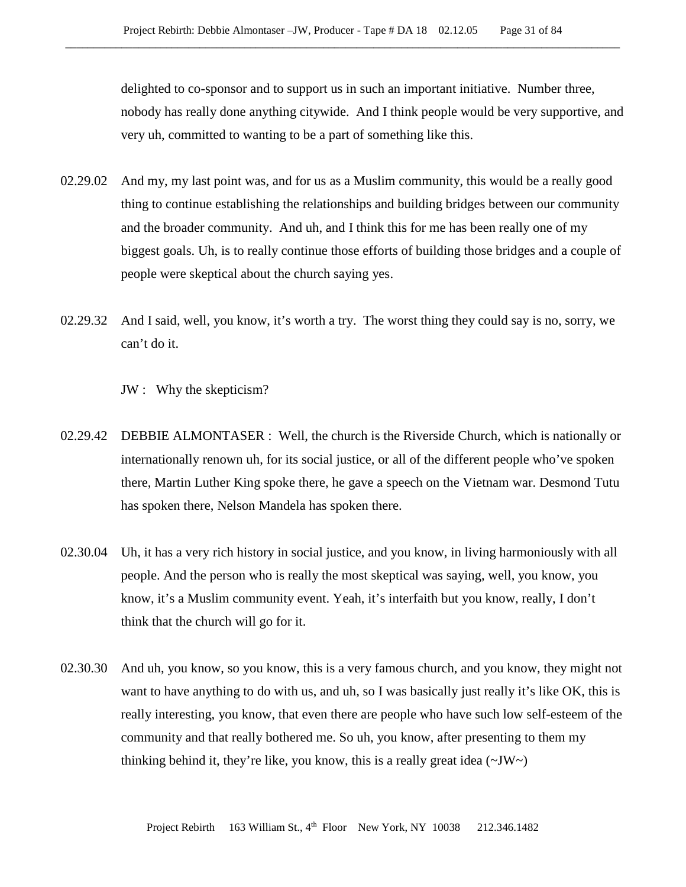delighted to co-sponsor and to support us in such an important initiative. Number three, nobody has really done anything citywide. And I think people would be very supportive, and very uh, committed to wanting to be a part of something like this.

02.29.02 And my, my last point was, and for us as a Muslim community, this would be a really good thing to continue establishing the relationships and building bridges between our community and the broader community. And uh, and I think this for me has been really one of my biggest goals. Uh, is to really continue those efforts of building those bridges and a couple of people were skeptical about the church saying yes.

02.29.32 And I said, well, you know, it's worth a try. The worst thing they could say is no, sorry, we can't do it.

JW : Why the skepticism?

02.29.42 DEBBIE ALMONTASER : Well, the church is the Riverside Church, which is nationally or internationally renown uh, for its social justice, or all of the different people who've spoken there, Martin Luther King spoke there, he gave a speech on the Vietnam war. Desmond Tutu has spoken there, Nelson Mandela has spoken there.

02.30.04 Uh, it has a very rich history in social justice, and you know, in living harmoniously with all people. And the person who is really the most skeptical was saying, well, you know, you know, it's a Muslim community event. Yeah, it's interfaith but you know, really, I don't think that the church will go for it.

02.30.30 And uh, you know, so you know, this is a very famous church, and you know, they might not want to have anything to do with us, and uh, so I was basically just really it's like OK, this is really interesting, you know, that even there are people who have such low self-esteem of the community and that really bothered me. So uh, you know, after presenting to them my thinking behind it, they're like, you know, this is a really great idea (~JW~)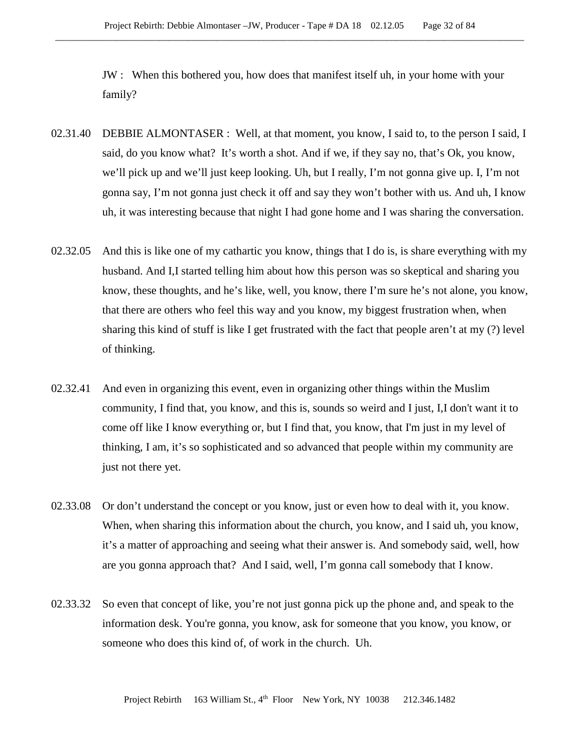JW : When this bothered you, how does that manifest itself uh, in your home with your family?

02.31.40 DEBBIE ALMONTASER : Well, at that moment, you know, I said to, to the person I said, I said, do you know what? It's worth a shot. And if we, if they say no, that's Ok, you know, we'll pick up and we'll just keep looking. Uh, but I really, I'm not gonna give up. I, I'm not gonna say, I'm not gonna just check it off and say they won't bother with us. And uh, I know uh, it was interesting because that night I had gone home and I was sharing the conversation.

02.32.05 And this is like one of my cathartic you know, things that I do is, is share everything with my husband. And I,I started telling him about how this person was so skeptical and sharing you know, these thoughts, and he's like, well, you know, there I'm sure he's not alone, you know, that there are others who feel this way and you know, my biggest frustration when, when sharing this kind of stuff is like I get frustrated with the fact that people aren't at my (?) level of thinking.

02.32.41 And even in organizing this event, even in organizing other things within the Muslim community, I find that, you know, and this is, sounds so weird and I just, I,I don't want it to come off like I know everything or, but I find that, you know, that I'm just in my level of thinking, I am, it's so sophisticated and so advanced that people within my community are just not there yet.

02.33.08 Or don't understand the concept or you know, just or even how to deal with it, you know. When, when sharing this information about the church, you know, and I said uh, you know, it's a matter of approaching and seeing what their answer is. And somebody said, well, how are you gonna approach that? And I said, well, I'm gonna call somebody that I know.

02.33.32 So even that concept of like, you're not just gonna pick up the phone and, and speak to the information desk. You're gonna, you know, ask for someone that you know, you know, or someone who does this kind of, of work in the church. Uh.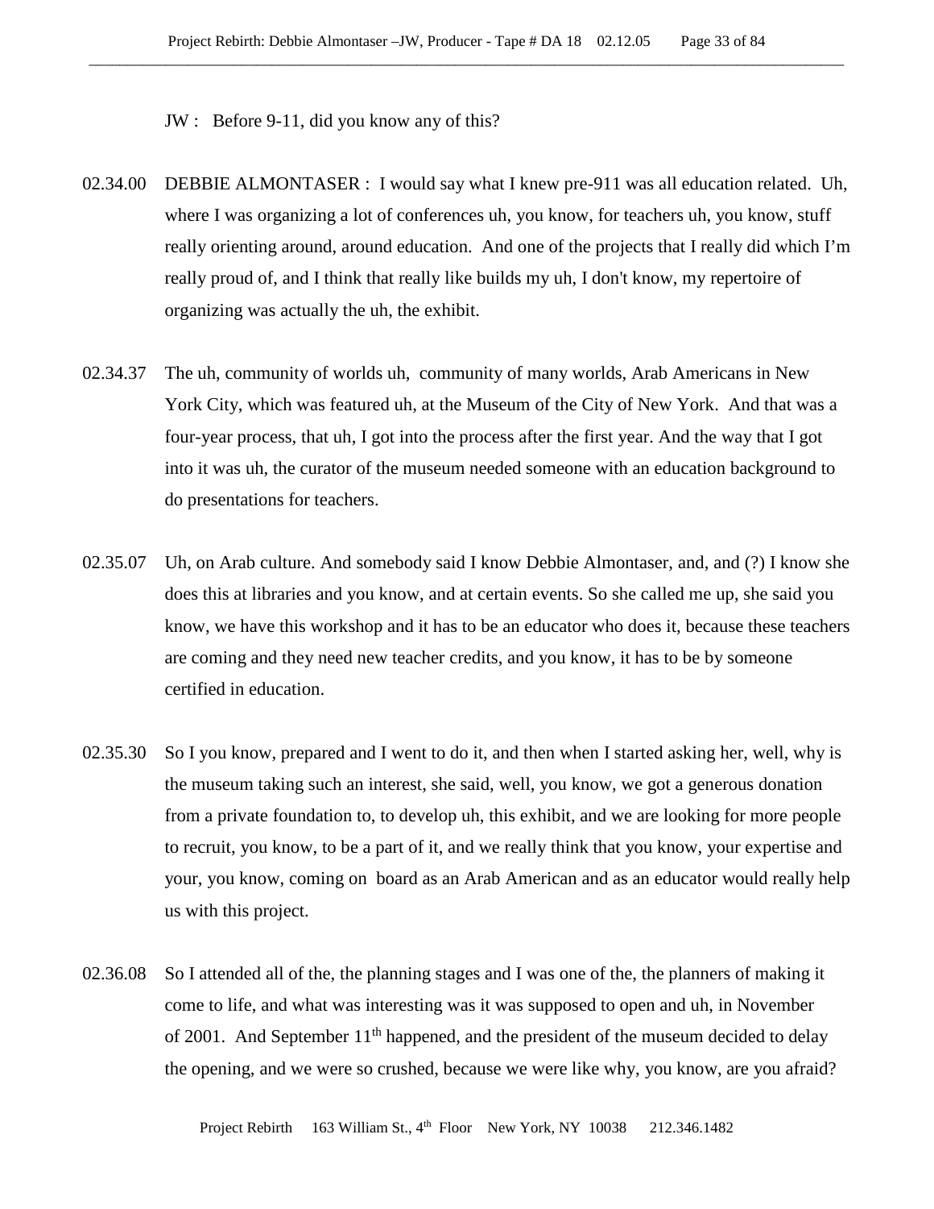JW : Before 9-11, did you know any of this?

02.34.00 DEBBIE ALMONTASER : I would say what I knew pre-911 was all education related. Uh, where I was organizing a lot of conferences uh, you know, for teachers uh, you know, stuff really orienting around, around education. And one of the projects that I really did which I'm really proud of, and I think that really like builds my uh, I don't know, my repertoire of organizing was actually the uh, the exhibit.

02.34.37 The uh, community of worlds uh, community of many worlds, Arab Americans in New York City, which was featured uh, at the Museum of the City of New York. And that was a four-year process, that uh, I got into the process after the first year. And the way that I got into it was uh, the curator of the museum needed someone with an education background to do presentations for teachers.

02.35.07 Uh, on Arab culture. And somebody said I know Debbie Almontaser, and, and (?) I know she does this at libraries and you know, and at certain events. So she called me up, she said you know, we have this workshop and it has to be an educator who does it, because these teachers are coming and they need new teacher credits, and you know, it has to be by someone certified in education.

02.35.30 So I you know, prepared and I went to do it, and then when I started asking her, well, why is the museum taking such an interest, she said, well, you know, we got a generous donation from a private foundation to, to develop uh, this exhibit, and we are looking for more people to recruit, you know, to be a part of it, and we really think that you know, your expertise and your, you know, coming on board as an Arab American and as an educator would really help us with this project.

02.36.08 So I attended all of the, the planning stages and I was one of the, the planners of making it come to life, and what was interesting was it was supposed to open and uh, in November of 2001. And September 11th happened, and the president of the museum decided to delay the opening, and we were so crushed, because we were like why, you know, are you afraid?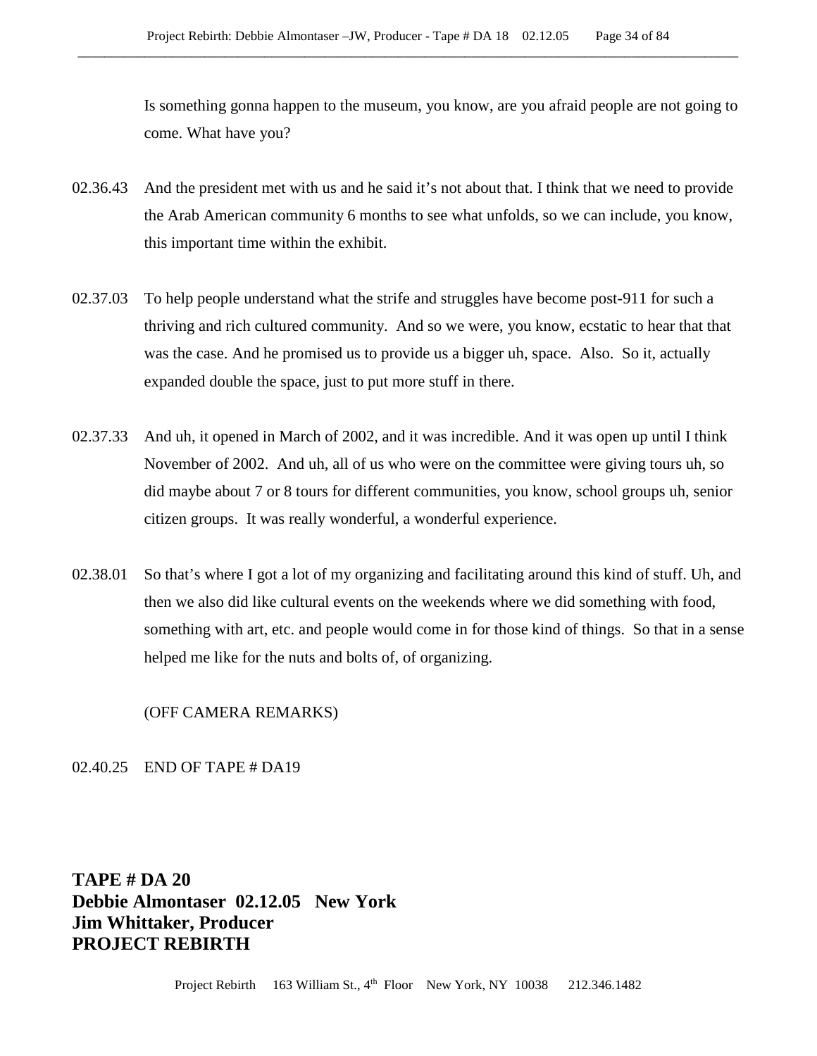Is something gonna happen to the museum, you know, are you afraid people are not going to come. What have you?

02.36.43 And the president met with us and he said it's not about that. I think that we need to provide the Arab American community 6 months to see what unfolds, so we can include, you know, this important time within the exhibit.

02.37.03 To help people understand what the strife and struggles have become post-911 for such a thriving and rich cultured community. And so we were, you know, ecstatic to hear that that was the case. And he promised us to provide us a bigger uh, space. Also. So it, actually expanded double the space, just to put more stuff in there.

02.37.33 And uh, it opened in March of 2002, and it was incredible. And it was open up until I think November of 2002. And uh, all of us who were on the committee were giving tours uh, so did maybe about 7 or 8 tours for different communities, you know, school groups uh, senior citizen groups. It was really wonderful, a wonderful experience.

02.38.01 So that's where I got a lot of my organizing and facilitating around this kind of stuff. Uh, and then we also did like cultural events on the weekends where we did something with food, something with art, etc. and people would come in for those kind of things. So that in a sense helped me like for the nuts and bolts of, of organizing.

(OFF CAMERA REMARKS)

02.40.25 END OF TAPE # DA19

**TAPE # DA 20**
**Debbie Almontaser 02.12.05 New York**
**Jim Whittaker, Producer**
**PROJECT REBIRTH**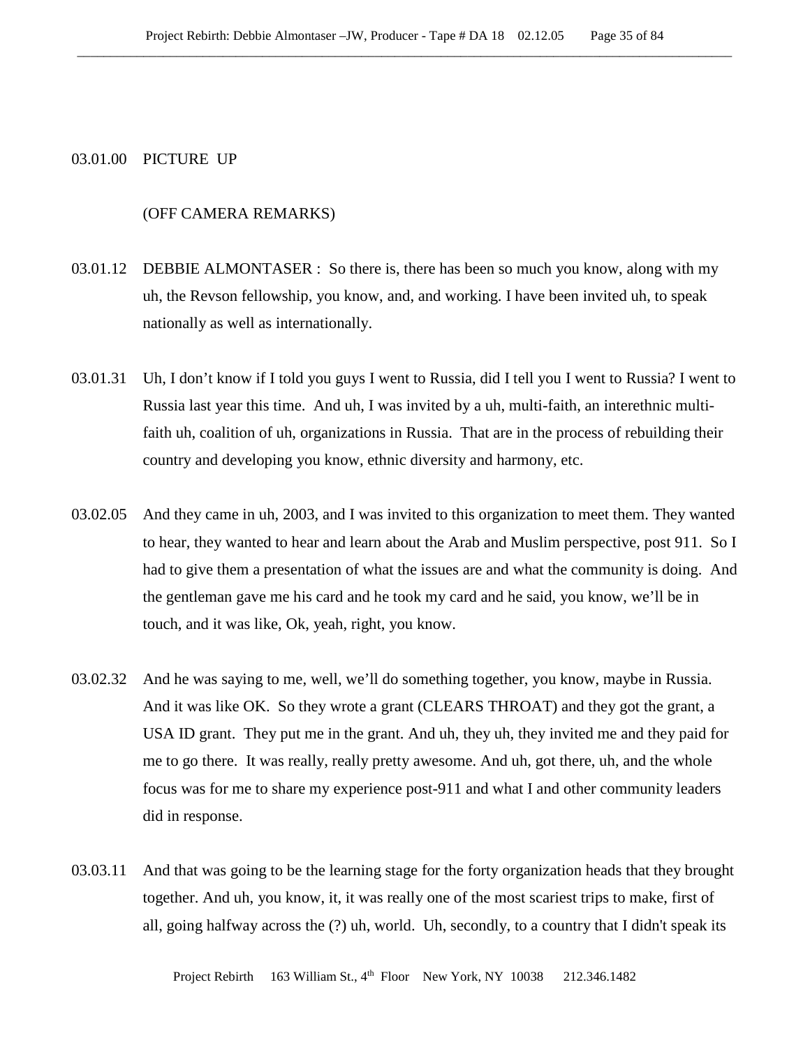03.01.00 PICTURE UP

(OFF CAMERA REMARKS)

03.01.12 DEBBIE ALMONTASER : So there is, there has been so much you know, along with my uh, the Revson fellowship, you know, and, and working. I have been invited uh, to speak nationally as well as internationally.

03.01.31 Uh, I don't know if I told you guys I went to Russia, did I tell you I went to Russia? I went to Russia last year this time. And uh, I was invited by a uh, multi-faith, an interethnic multi-faith uh, coalition of uh, organizations in Russia. That are in the process of rebuilding their country and developing you know, ethnic diversity and harmony, etc.

03.02.05 And they came in uh, 2003, and I was invited to this organization to meet them. They wanted to hear, they wanted to hear and learn about the Arab and Muslim perspective, post 911. So I had to give them a presentation of what the issues are and what the community is doing. And the gentleman gave me his card and he took my card and he said, you know, we'll be in touch, and it was like, Ok, yeah, right, you know.

03.02.32 And he was saying to me, well, we'll do something together, you know, maybe in Russia. And it was like OK. So they wrote a grant (CLEARS THROAT) and they got the grant, a USA ID grant. They put me in the grant. And uh, they uh, they invited me and they paid for me to go there. It was really, really pretty awesome. And uh, got there, uh, and the whole focus was for me to share my experience post-911 and what I and other community leaders did in response.

03.03.11 And that was going to be the learning stage for the forty organization heads that they brought together. And uh, you know, it, it was really one of the most scariest trips to make, first of all, going halfway across the (?) uh, world. Uh, secondly, to a country that I didn't speak its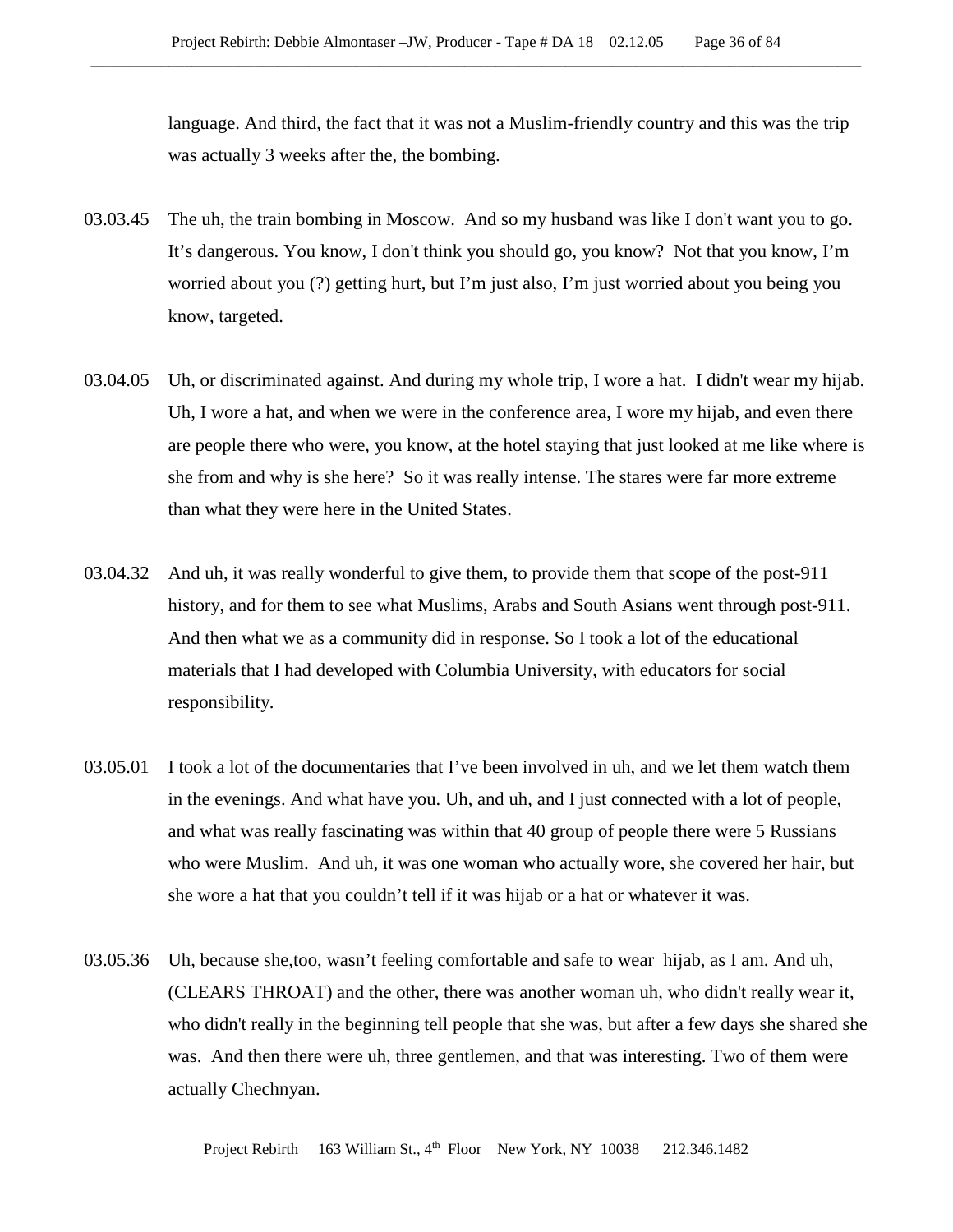language. And third, the fact that it was not a Muslim-friendly country and this was the trip was actually 3 weeks after the, the bombing.

03.03.45 The uh, the train bombing in Moscow. And so my husband was like I don't want you to go. It's dangerous. You know, I don't think you should go, you know? Not that you know, I'm worried about you (?) getting hurt, but I'm just also, I'm just worried about you being you know, targeted.

03.04.05 Uh, or discriminated against. And during my whole trip, I wore a hat. I didn't wear my hijab. Uh, I wore a hat, and when we were in the conference area, I wore my hijab, and even there are people there who were, you know, at the hotel staying that just looked at me like where is she from and why is she here? So it was really intense. The stares were far more extreme than what they were here in the United States.

03.04.32 And uh, it was really wonderful to give them, to provide them that scope of the post-911 history, and for them to see what Muslims, Arabs and South Asians went through post-911. And then what we as a community did in response. So I took a lot of the educational materials that I had developed with Columbia University, with educators for social responsibility.

03.05.01 I took a lot of the documentaries that I've been involved in uh, and we let them watch them in the evenings. And what have you. Uh, and uh, and I just connected with a lot of people, and what was really fascinating was within that 40 group of people there were 5 Russians who were Muslim. And uh, it was one woman who actually wore, she covered her hair, but she wore a hat that you couldn't tell if it was hijab or a hat or whatever it was.

03.05.36 Uh, because she,too, wasn't feeling comfortable and safe to wear hijab, as I am. And uh, (CLEARS THROAT) and the other, there was another woman uh, who didn't really wear it, who didn't really in the beginning tell people that she was, but after a few days she shared she was. And then there were uh, three gentlemen, and that was interesting. Two of them were actually Chechnyan.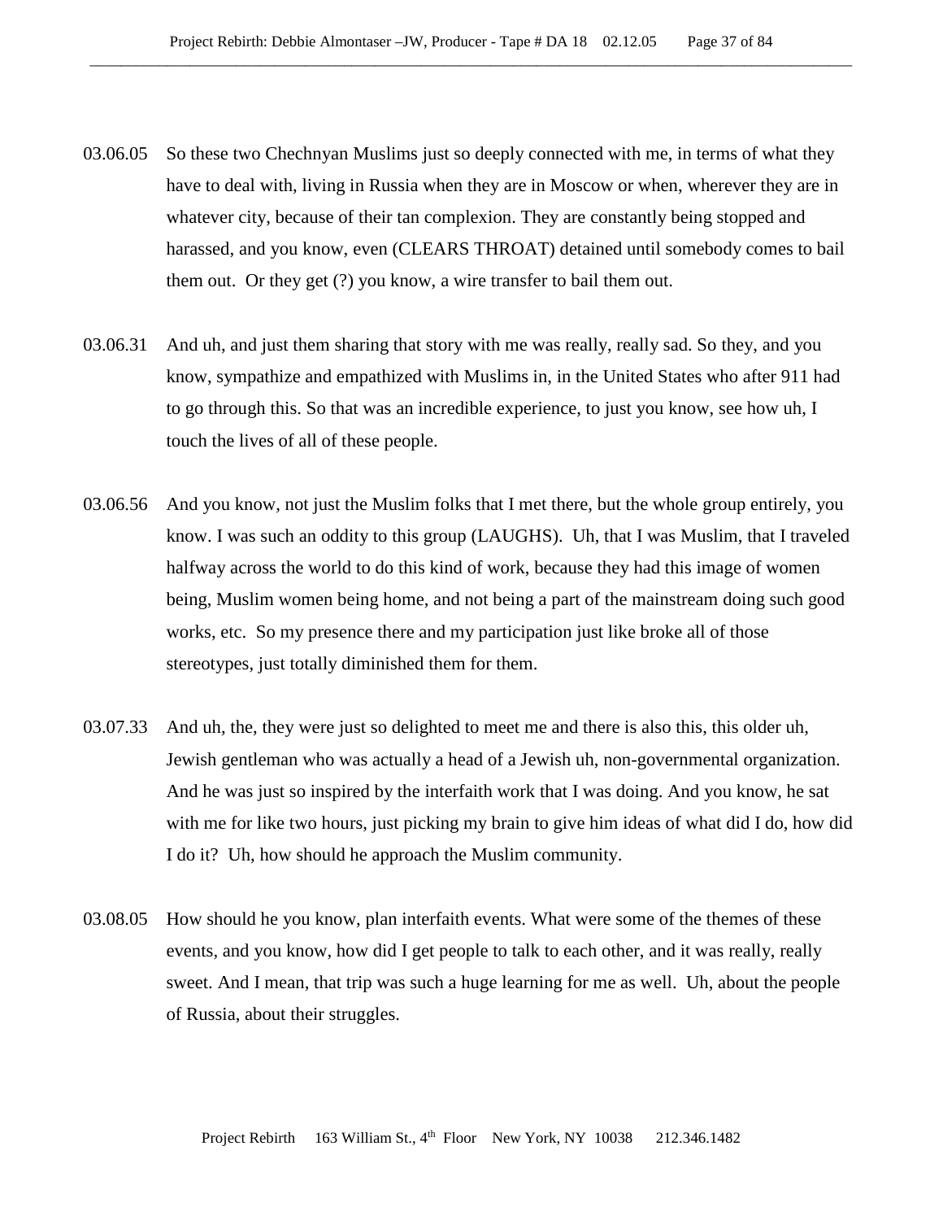03.06.05 So these two Chechnyan Muslims just so deeply connected with me, in terms of what they have to deal with, living in Russia when they are in Moscow or when, wherever they are in whatever city, because of their tan complexion. They are constantly being stopped and harassed, and you know, even (CLEARS THROAT) detained until somebody comes to bail them out. Or they get (?) you know, a wire transfer to bail them out.

03.06.31 And uh, and just them sharing that story with me was really, really sad. So they, and you know, sympathize and empathized with Muslims in, in the United States who after 911 had to go through this. So that was an incredible experience, to just you know, see how uh, I touch the lives of all of these people.

03.06.56 And you know, not just the Muslim folks that I met there, but the whole group entirely, you know. I was such an oddity to this group (LAUGHS). Uh, that I was Muslim, that I traveled halfway across the world to do this kind of work, because they had this image of women being, Muslim women being home, and not being a part of the mainstream doing such good works, etc. So my presence there and my participation just like broke all of those stereotypes, just totally diminished them for them.

03.07.33 And uh, the, they were just so delighted to meet me and there is also this, this older uh, Jewish gentleman who was actually a head of a Jewish uh, non-governmental organization. And he was just so inspired by the interfaith work that I was doing. And you know, he sat with me for like two hours, just picking my brain to give him ideas of what did I do, how did I do it? Uh, how should he approach the Muslim community.

03.08.05 How should he you know, plan interfaith events. What were some of the themes of these events, and you know, how did I get people to talk to each other, and it was really, really sweet. And I mean, that trip was such a huge learning for me as well. Uh, about the people of Russia, about their struggles.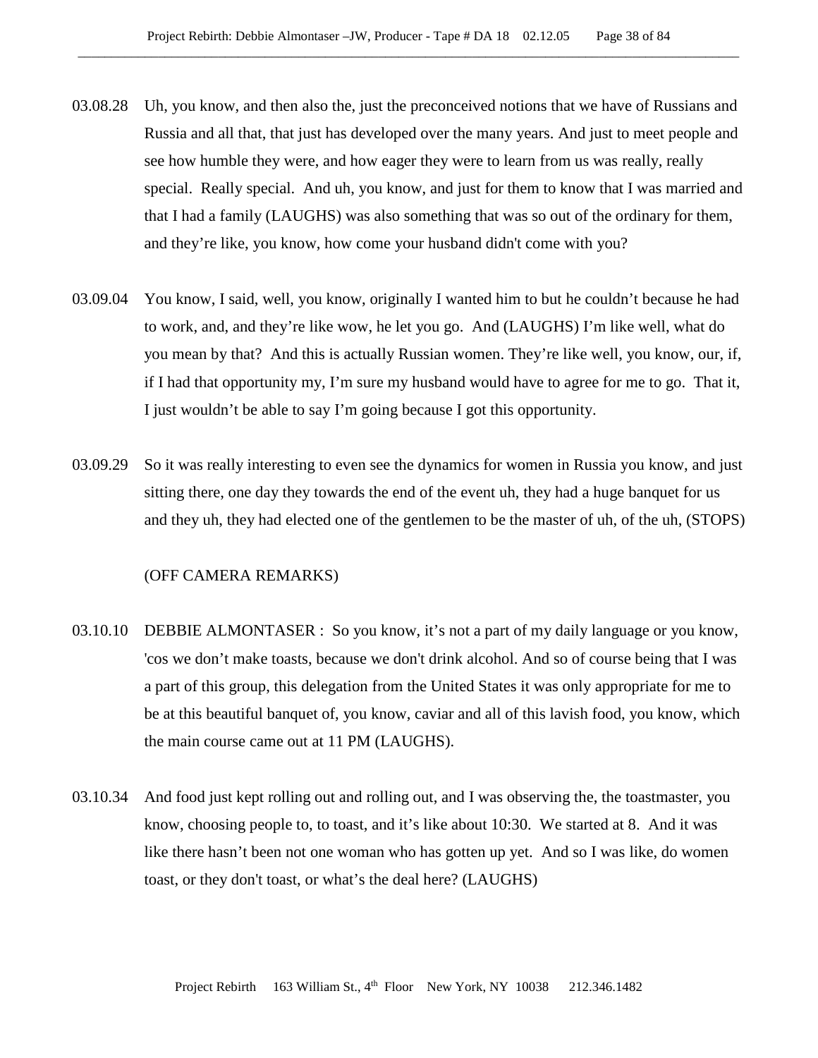03.08.28 Uh, you know, and then also the, just the preconceived notions that we have of Russians and Russia and all that, that just has developed over the many years. And just to meet people and see how humble they were, and how eager they were to learn from us was really, really special. Really special. And uh, you know, and just for them to know that I was married and that I had a family (LAUGHS) was also something that was so out of the ordinary for them, and they're like, you know, how come your husband didn't come with you?

03.09.04 You know, I said, well, you know, originally I wanted him to but he couldn't because he had to work, and, and they're like wow, he let you go. And (LAUGHS) I'm like well, what do you mean by that? And this is actually Russian women. They're like well, you know, our, if, if I had that opportunity my, I'm sure my husband would have to agree for me to go. That it, I just wouldn't be able to say I'm going because I got this opportunity.

03.09.29 So it was really interesting to even see the dynamics for women in Russia you know, and just sitting there, one day they towards the end of the event uh, they had a huge banquet for us and they uh, they had elected one of the gentlemen to be the master of uh, of the uh, (STOPS)

(OFF CAMERA REMARKS)

03.10.10 DEBBIE ALMONTASER : So you know, it's not a part of my daily language or you know, 'cos we don't make toasts, because we don't drink alcohol. And so of course being that I was a part of this group, this delegation from the United States it was only appropriate for me to be at this beautiful banquet of, you know, caviar and all of this lavish food, you know, which the main course came out at 11 PM (LAUGHS).

03.10.34 And food just kept rolling out and rolling out, and I was observing the, the toastmaster, you know, choosing people to, to toast, and it's like about 10:30. We started at 8. And it was like there hasn't been not one woman who has gotten up yet. And so I was like, do women toast, or they don't toast, or what's the deal here? (LAUGHS)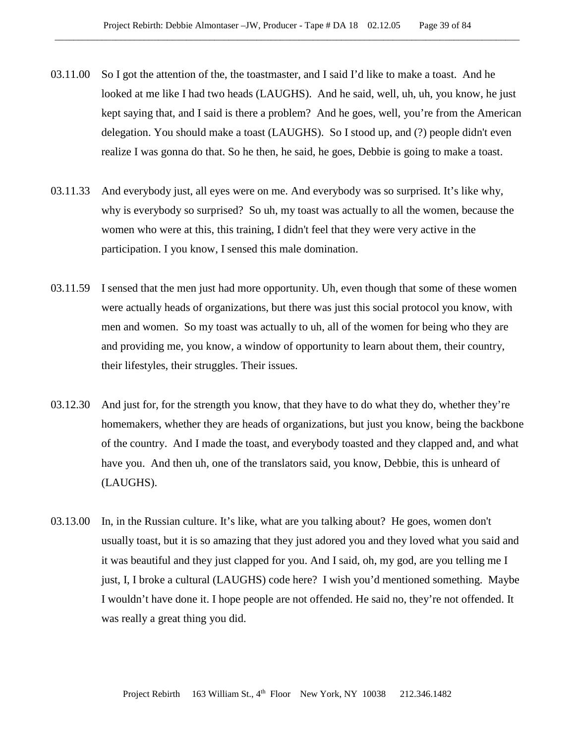03.11.00 So I got the attention of the, the toastmaster, and I said I'd like to make a toast. And he looked at me like I had two heads (LAUGHS). And he said, well, uh, uh, you know, he just kept saying that, and I said is there a problem? And he goes, well, you're from the American delegation. You should make a toast (LAUGHS). So I stood up, and (?) people didn't even realize I was gonna do that. So he then, he said, he goes, Debbie is going to make a toast.

03.11.33 And everybody just, all eyes were on me. And everybody was so surprised. It's like why, why is everybody so surprised? So uh, my toast was actually to all the women, because the women who were at this, this training, I didn't feel that they were very active in the participation. I you know, I sensed this male domination.

03.11.59 I sensed that the men just had more opportunity. Uh, even though that some of these women were actually heads of organizations, but there was just this social protocol you know, with men and women. So my toast was actually to uh, all of the women for being who they are and providing me, you know, a window of opportunity to learn about them, their country, their lifestyles, their struggles. Their issues.

03.12.30 And just for, for the strength you know, that they have to do what they do, whether they're homemakers, whether they are heads of organizations, but just you know, being the backbone of the country. And I made the toast, and everybody toasted and they clapped and, and what have you. And then uh, one of the translators said, you know, Debbie, this is unheard of (LAUGHS).

03.13.00 In, in the Russian culture. It's like, what are you talking about? He goes, women don't usually toast, but it is so amazing that they just adored you and they loved what you said and it was beautiful and they just clapped for you. And I said, oh, my god, are you telling me I just, I, I broke a cultural (LAUGHS) code here? I wish you'd mentioned something. Maybe I wouldn't have done it. I hope people are not offended. He said no, they're not offended. It was really a great thing you did.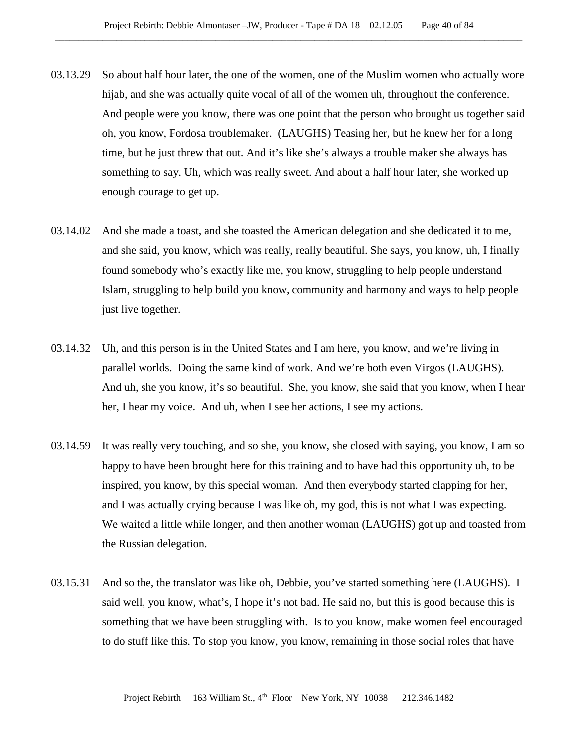03.13.29 So about half hour later, the one of the women, one of the Muslim women who actually wore hijab, and she was actually quite vocal of all of the women uh, throughout the conference. And people were you know, there was one point that the person who brought us together said oh, you know, Fordosa troublemaker. (LAUGHS) Teasing her, but he knew her for a long time, but he just threw that out. And it's like she's always a trouble maker she always has something to say. Uh, which was really sweet. And about a half hour later, she worked up enough courage to get up.

03.14.02 And she made a toast, and she toasted the American delegation and she dedicated it to me, and she said, you know, which was really, really beautiful. She says, you know, uh, I finally found somebody who's exactly like me, you know, struggling to help people understand Islam, struggling to help build you know, community and harmony and ways to help people just live together.

03.14.32 Uh, and this person is in the United States and I am here, you know, and we're living in parallel worlds. Doing the same kind of work. And we're both even Virgos (LAUGHS). And uh, she you know, it's so beautiful. She, you know, she said that you know, when I hear her, I hear my voice. And uh, when I see her actions, I see my actions.

03.14.59 It was really very touching, and so she, you know, she closed with saying, you know, I am so happy to have been brought here for this training and to have had this opportunity uh, to be inspired, you know, by this special woman. And then everybody started clapping for her, and I was actually crying because I was like oh, my god, this is not what I was expecting. We waited a little while longer, and then another woman (LAUGHS) got up and toasted from the Russian delegation.

03.15.31 And so the, the translator was like oh, Debbie, you've started something here (LAUGHS). I said well, you know, what's, I hope it's not bad. He said no, but this is good because this is something that we have been struggling with. Is to you know, make women feel encouraged to do stuff like this. To stop you know, you know, remaining in those social roles that have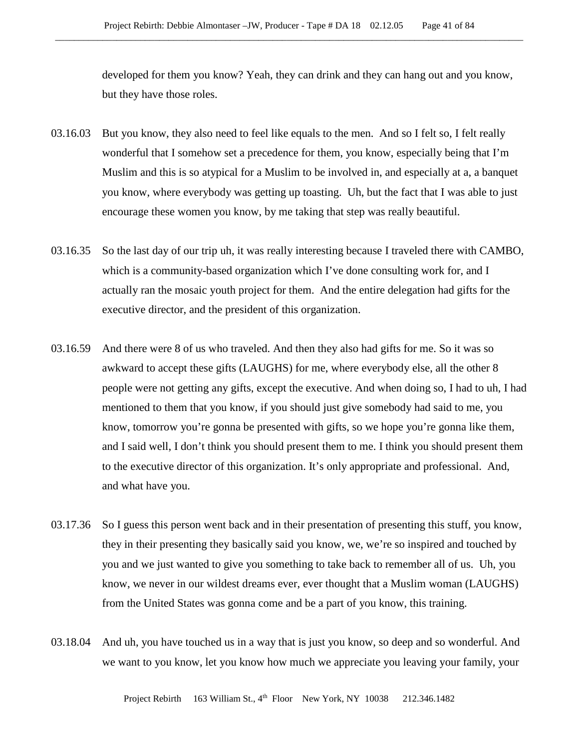developed for them you know? Yeah, they can drink and they can hang out and you know, but they have those roles.

03.16.03 But you know, they also need to feel like equals to the men. And so I felt so, I felt really wonderful that I somehow set a precedence for them, you know, especially being that I'm Muslim and this is so atypical for a Muslim to be involved in, and especially at a, a banquet you know, where everybody was getting up toasting. Uh, but the fact that I was able to just encourage these women you know, by me taking that step was really beautiful.

03.16.35 So the last day of our trip uh, it was really interesting because I traveled there with CAMBO, which is a community-based organization which I've done consulting work for, and I actually ran the mosaic youth project for them. And the entire delegation had gifts for the executive director, and the president of this organization.

03.16.59 And there were 8 of us who traveled. And then they also had gifts for me. So it was so awkward to accept these gifts (LAUGHS) for me, where everybody else, all the other 8 people were not getting any gifts, except the executive. And when doing so, I had to uh, I had mentioned to them that you know, if you should just give somebody had said to me, you know, tomorrow you're gonna be presented with gifts, so we hope you're gonna like them, and I said well, I don't think you should present them to me. I think you should present them to the executive director of this organization. It's only appropriate and professional. And, and what have you.

03.17.36 So I guess this person went back and in their presentation of presenting this stuff, you know, they in their presenting they basically said you know, we, we're so inspired and touched by you and we just wanted to give you something to take back to remember all of us. Uh, you know, we never in our wildest dreams ever, ever thought that a Muslim woman (LAUGHS) from the United States was gonna come and be a part of you know, this training.

03.18.04 And uh, you have touched us in a way that is just you know, so deep and so wonderful. And we want to you know, let you know how much we appreciate you leaving your family, your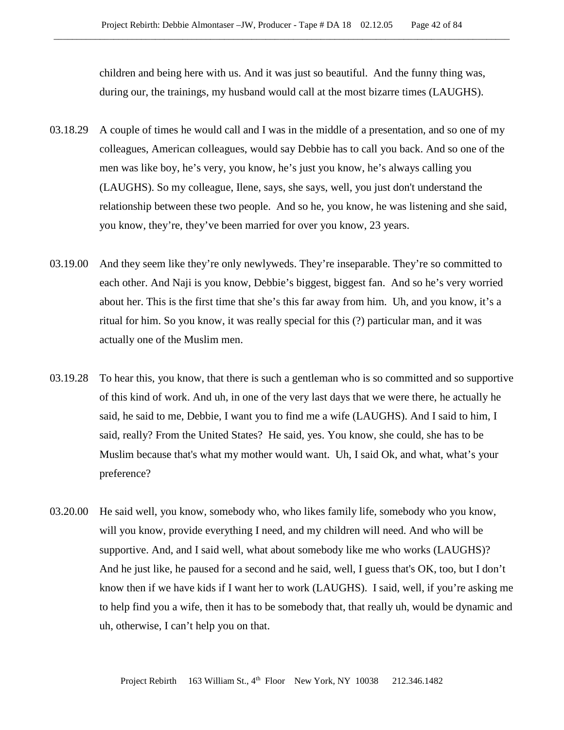children and being here with us. And it was just so beautiful. And the funny thing was, during our, the trainings, my husband would call at the most bizarre times (LAUGHS).

03.18.29 A couple of times he would call and I was in the middle of a presentation, and so one of my colleagues, American colleagues, would say Debbie has to call you back. And so one of the men was like boy, he's very, you know, he's just you know, he's always calling you (LAUGHS). So my colleague, Ilene, says, she says, well, you just don't understand the relationship between these two people. And so he, you know, he was listening and she said, you know, they're, they've been married for over you know, 23 years.

03.19.00 And they seem like they're only newlyweds. They're inseparable. They're so committed to each other. And Naji is you know, Debbie's biggest, biggest fan. And so he's very worried about her. This is the first time that she's this far away from him. Uh, and you know, it's a ritual for him. So you know, it was really special for this (?) particular man, and it was actually one of the Muslim men.

03.19.28 To hear this, you know, that there is such a gentleman who is so committed and so supportive of this kind of work. And uh, in one of the very last days that we were there, he actually he said, he said to me, Debbie, I want you to find me a wife (LAUGHS). And I said to him, I said, really? From the United States? He said, yes. You know, she could, she has to be Muslim because that's what my mother would want. Uh, I said Ok, and what, what's your preference?

03.20.00 He said well, you know, somebody who, who likes family life, somebody who you know, will you know, provide everything I need, and my children will need. And who will be supportive. And, and I said well, what about somebody like me who works (LAUGHS)? And he just like, he paused for a second and he said, well, I guess that's OK, too, but I don't know then if we have kids if I want her to work (LAUGHS). I said, well, if you're asking me to help find you a wife, then it has to be somebody that, that really uh, would be dynamic and uh, otherwise, I can't help you on that.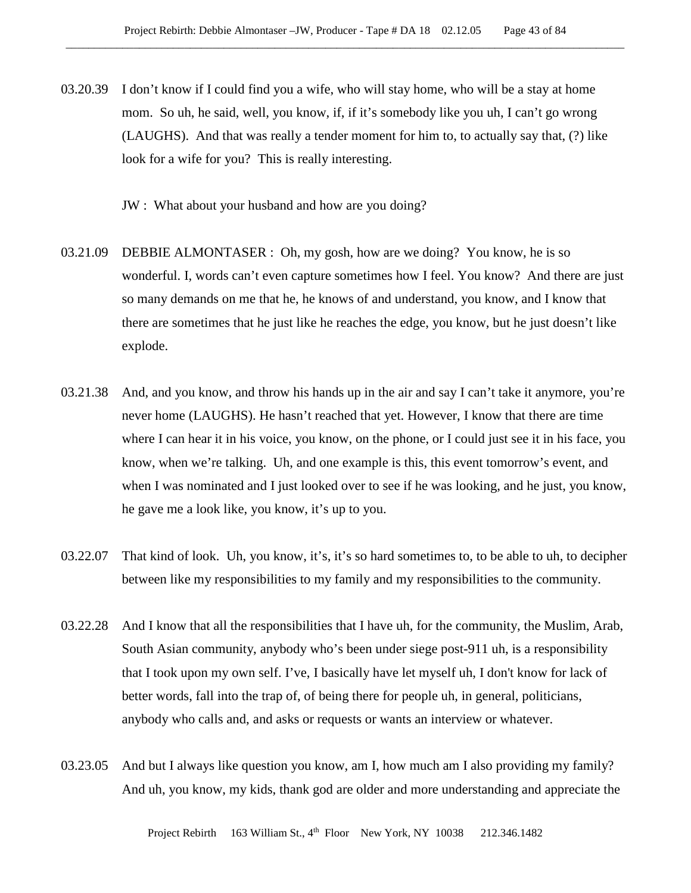03.20.39 I don't know if I could find you a wife, who will stay home, who will be a stay at home mom. So uh, he said, well, you know, if, if it's somebody like you uh, I can't go wrong (LAUGHS). And that was really a tender moment for him to, to actually say that, (?) like look for a wife for you? This is really interesting.

JW : What about your husband and how are you doing?

03.21.09 DEBBIE ALMONTASER : Oh, my gosh, how are we doing? You know, he is so wonderful. I, words can't even capture sometimes how I feel. You know? And there are just so many demands on me that he, he knows of and understand, you know, and I know that there are sometimes that he just like he reaches the edge, you know, but he just doesn't like explode.

03.21.38 And, and you know, and throw his hands up in the air and say I can't take it anymore, you're never home (LAUGHS). He hasn't reached that yet. However, I know that there are time where I can hear it in his voice, you know, on the phone, or I could just see it in his face, you know, when we're talking. Uh, and one example is this, this event tomorrow's event, and when I was nominated and I just looked over to see if he was looking, and he just, you know, he gave me a look like, you know, it's up to you.

03.22.07 That kind of look. Uh, you know, it's, it's so hard sometimes to, to be able to uh, to decipher between like my responsibilities to my family and my responsibilities to the community.

03.22.28 And I know that all the responsibilities that I have uh, for the community, the Muslim, Arab, South Asian community, anybody who's been under siege post-911 uh, is a responsibility that I took upon my own self. I've, I basically have let myself uh, I don't know for lack of better words, fall into the trap of, of being there for people uh, in general, politicians, anybody who calls and, and asks or requests or wants an interview or whatever.

03.23.05 And but I always like question you know, am I, how much am I also providing my family? And uh, you know, my kids, thank god are older and more understanding and appreciate the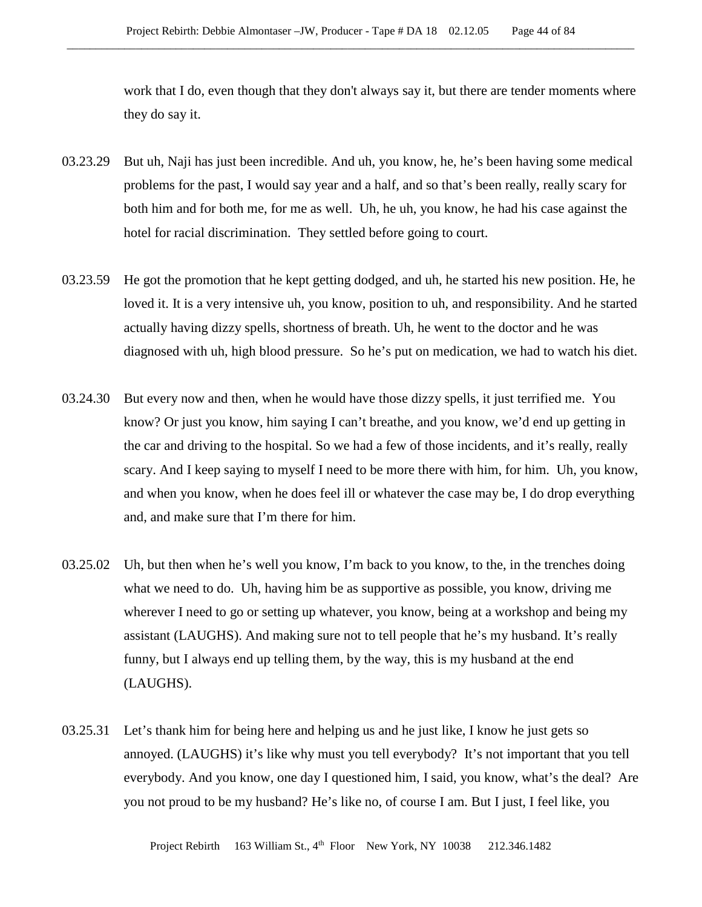work that I do, even though that they don't always say it, but there are tender moments where they do say it.

03.23.29 But uh, Naji has just been incredible. And uh, you know, he, he's been having some medical problems for the past, I would say year and a half, and so that's been really, really scary for both him and for both me, for me as well. Uh, he uh, you know, he had his case against the hotel for racial discrimination. They settled before going to court.

03.23.59 He got the promotion that he kept getting dodged, and uh, he started his new position. He, he loved it. It is a very intensive uh, you know, position to uh, and responsibility. And he started actually having dizzy spells, shortness of breath. Uh, he went to the doctor and he was diagnosed with uh, high blood pressure. So he's put on medication, we had to watch his diet.

03.24.30 But every now and then, when he would have those dizzy spells, it just terrified me. You know? Or just you know, him saying I can't breathe, and you know, we'd end up getting in the car and driving to the hospital. So we had a few of those incidents, and it's really, really scary. And I keep saying to myself I need to be more there with him, for him. Uh, you know, and when you know, when he does feel ill or whatever the case may be, I do drop everything and, and make sure that I'm there for him.

03.25.02 Uh, but then when he's well you know, I'm back to you know, to the, in the trenches doing what we need to do. Uh, having him be as supportive as possible, you know, driving me wherever I need to go or setting up whatever, you know, being at a workshop and being my assistant (LAUGHS). And making sure not to tell people that he's my husband. It's really funny, but I always end up telling them, by the way, this is my husband at the end (LAUGHS).

03.25.31 Let's thank him for being here and helping us and he just like, I know he just gets so annoyed. (LAUGHS) it's like why must you tell everybody? It's not important that you tell everybody. And you know, one day I questioned him, I said, you know, what's the deal? Are you not proud to be my husband? He's like no, of course I am. But I just, I feel like, you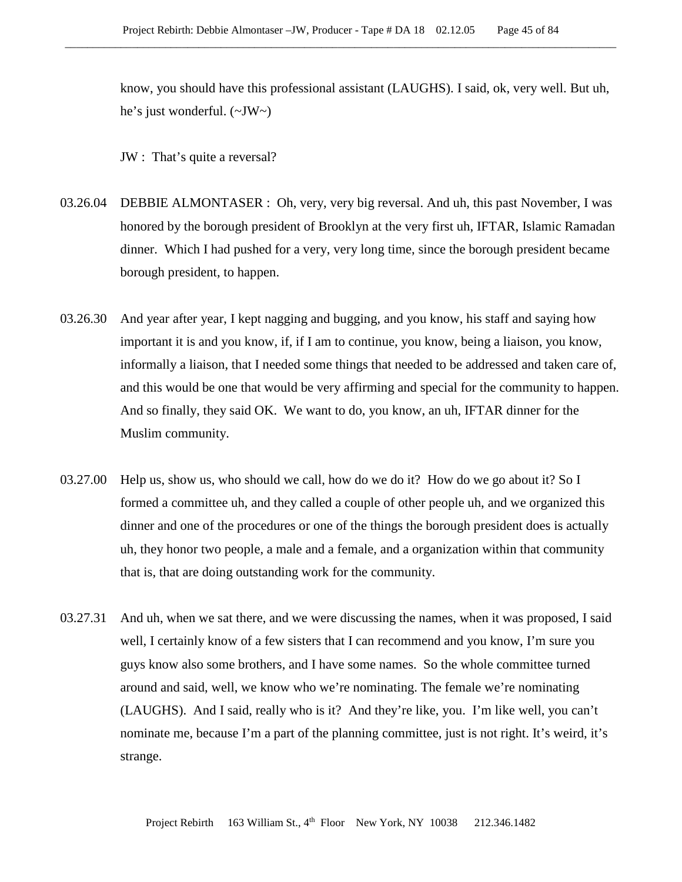know, you should have this professional assistant (LAUGHS). I said, ok, very well. But uh, he's just wonderful. (~JW~)

JW : That's quite a reversal?

03.26.04 DEBBIE ALMONTASER : Oh, very, very big reversal. And uh, this past November, I was honored by the borough president of Brooklyn at the very first uh, IFTAR, Islamic Ramadan dinner. Which I had pushed for a very, very long time, since the borough president became borough president, to happen.

03.26.30 And year after year, I kept nagging and bugging, and you know, his staff and saying how important it is and you know, if, if I am to continue, you know, being a liaison, you know, informally a liaison, that I needed some things that needed to be addressed and taken care of, and this would be one that would be very affirming and special for the community to happen. And so finally, they said OK. We want to do, you know, an uh, IFTAR dinner for the Muslim community.

03.27.00 Help us, show us, who should we call, how do we do it? How do we go about it? So I formed a committee uh, and they called a couple of other people uh, and we organized this dinner and one of the procedures or one of the things the borough president does is actually uh, they honor two people, a male and a female, and a organization within that community that is, that are doing outstanding work for the community.

03.27.31 And uh, when we sat there, and we were discussing the names, when it was proposed, I said well, I certainly know of a few sisters that I can recommend and you know, I'm sure you guys know also some brothers, and I have some names. So the whole committee turned around and said, well, we know who we're nominating. The female we're nominating (LAUGHS). And I said, really who is it? And they're like, you. I'm like well, you can't nominate me, because I'm a part of the planning committee, just is not right. It's weird, it's strange.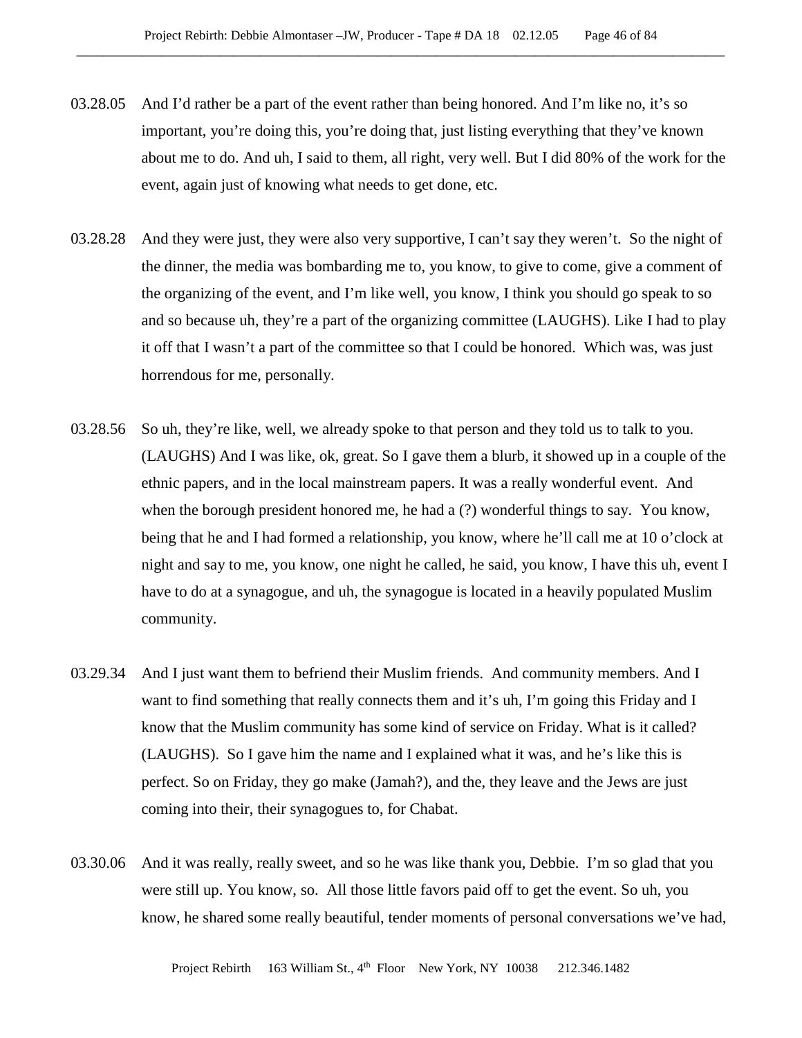03.28.05 And I'd rather be a part of the event rather than being honored. And I'm like no, it's so important, you're doing this, you're doing that, just listing everything that they've known about me to do. And uh, I said to them, all right, very well. But I did 80% of the work for the event, again just of knowing what needs to get done, etc.

03.28.28 And they were just, they were also very supportive, I can't say they weren't. So the night of the dinner, the media was bombarding me to, you know, to give to come, give a comment of the organizing of the event, and I'm like well, you know, I think you should go speak to so and so because uh, they're a part of the organizing committee (LAUGHS). Like I had to play it off that I wasn't a part of the committee so that I could be honored. Which was, was just horrendous for me, personally.

03.28.56 So uh, they're like, well, we already spoke to that person and they told us to talk to you. (LAUGHS) And I was like, ok, great. So I gave them a blurb, it showed up in a couple of the ethnic papers, and in the local mainstream papers. It was a really wonderful event. And when the borough president honored me, he had a (?) wonderful things to say. You know, being that he and I had formed a relationship, you know, where he'll call me at 10 o'clock at night and say to me, you know, one night he called, he said, you know, I have this uh, event I have to do at a synagogue, and uh, the synagogue is located in a heavily populated Muslim community.

03.29.34 And I just want them to befriend their Muslim friends. And community members. And I want to find something that really connects them and it's uh, I'm going this Friday and I know that the Muslim community has some kind of service on Friday. What is it called? (LAUGHS). So I gave him the name and I explained what it was, and he's like this is perfect. So on Friday, they go make (Jamah?), and the, they leave and the Jews are just coming into their, their synagogues to, for Chabat.

03.30.06 And it was really, really sweet, and so he was like thank you, Debbie. I'm so glad that you were still up. You know, so. All those little favors paid off to get the event. So uh, you know, he shared some really beautiful, tender moments of personal conversations we've had,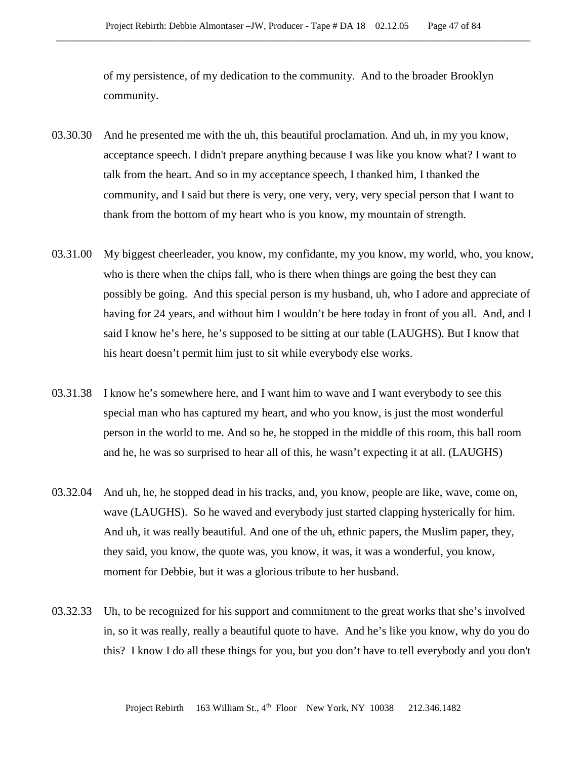of my persistence, of my dedication to the community. And to the broader Brooklyn community.

03.30.30 And he presented me with the uh, this beautiful proclamation. And uh, in my you know, acceptance speech. I didn't prepare anything because I was like you know what? I want to talk from the heart. And so in my acceptance speech, I thanked him, I thanked the community, and I said but there is very, one very, very, very special person that I want to thank from the bottom of my heart who is you know, my mountain of strength.

03.31.00 My biggest cheerleader, you know, my confidante, my you know, my world, who, you know, who is there when the chips fall, who is there when things are going the best they can possibly be going. And this special person is my husband, uh, who I adore and appreciate of having for 24 years, and without him I wouldn't be here today in front of you all. And, and I said I know he's here, he's supposed to be sitting at our table (LAUGHS). But I know that his heart doesn't permit him just to sit while everybody else works.

03.31.38 I know he's somewhere here, and I want him to wave and I want everybody to see this special man who has captured my heart, and who you know, is just the most wonderful person in the world to me. And so he, he stopped in the middle of this room, this ball room and he, he was so surprised to hear all of this, he wasn't expecting it at all. (LAUGHS)

03.32.04 And uh, he, he stopped dead in his tracks, and, you know, people are like, wave, come on, wave (LAUGHS). So he waved and everybody just started clapping hysterically for him. And uh, it was really beautiful. And one of the uh, ethnic papers, the Muslim paper, they, they said, you know, the quote was, you know, it was, it was a wonderful, you know, moment for Debbie, but it was a glorious tribute to her husband.

03.32.33 Uh, to be recognized for his support and commitment to the great works that she's involved in, so it was really, really a beautiful quote to have. And he's like you know, why do you do this? I know I do all these things for you, but you don't have to tell everybody and you don't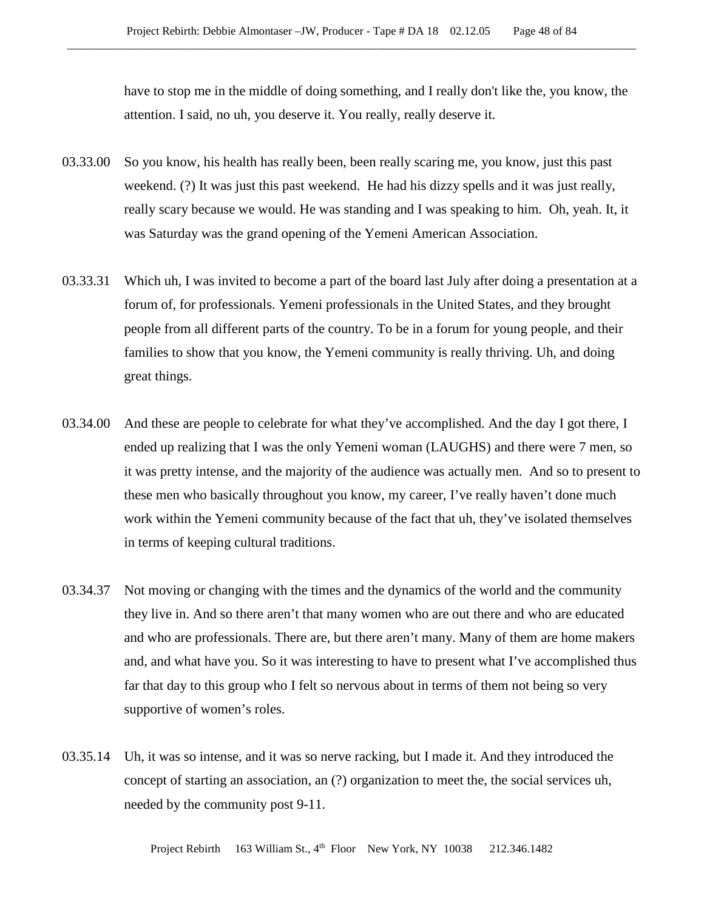have to stop me in the middle of doing something, and I really don't like the, you know, the attention. I said, no uh, you deserve it. You really, really deserve it.

03.33.00 So you know, his health has really been, been really scaring me, you know, just this past weekend. (?) It was just this past weekend. He had his dizzy spells and it was just really, really scary because we would. He was standing and I was speaking to him. Oh, yeah. It, it was Saturday was the grand opening of the Yemeni American Association.

03.33.31 Which uh, I was invited to become a part of the board last July after doing a presentation at a forum of, for professionals. Yemeni professionals in the United States, and they brought people from all different parts of the country. To be in a forum for young people, and their families to show that you know, the Yemeni community is really thriving. Uh, and doing great things.

03.34.00 And these are people to celebrate for what they've accomplished. And the day I got there, I ended up realizing that I was the only Yemeni woman (LAUGHS) and there were 7 men, so it was pretty intense, and the majority of the audience was actually men. And so to present to these men who basically throughout you know, my career, I've really haven't done much work within the Yemeni community because of the fact that uh, they've isolated themselves in terms of keeping cultural traditions.

03.34.37 Not moving or changing with the times and the dynamics of the world and the community they live in. And so there aren't that many women who are out there and who are educated and who are professionals. There are, but there aren't many. Many of them are home makers and, and what have you. So it was interesting to have to present what I've accomplished thus far that day to this group who I felt so nervous about in terms of them not being so very supportive of women's roles.

03.35.14 Uh, it was so intense, and it was so nerve racking, but I made it. And they introduced the concept of starting an association, an (?) organization to meet the, the social services uh, needed by the community post 9-11.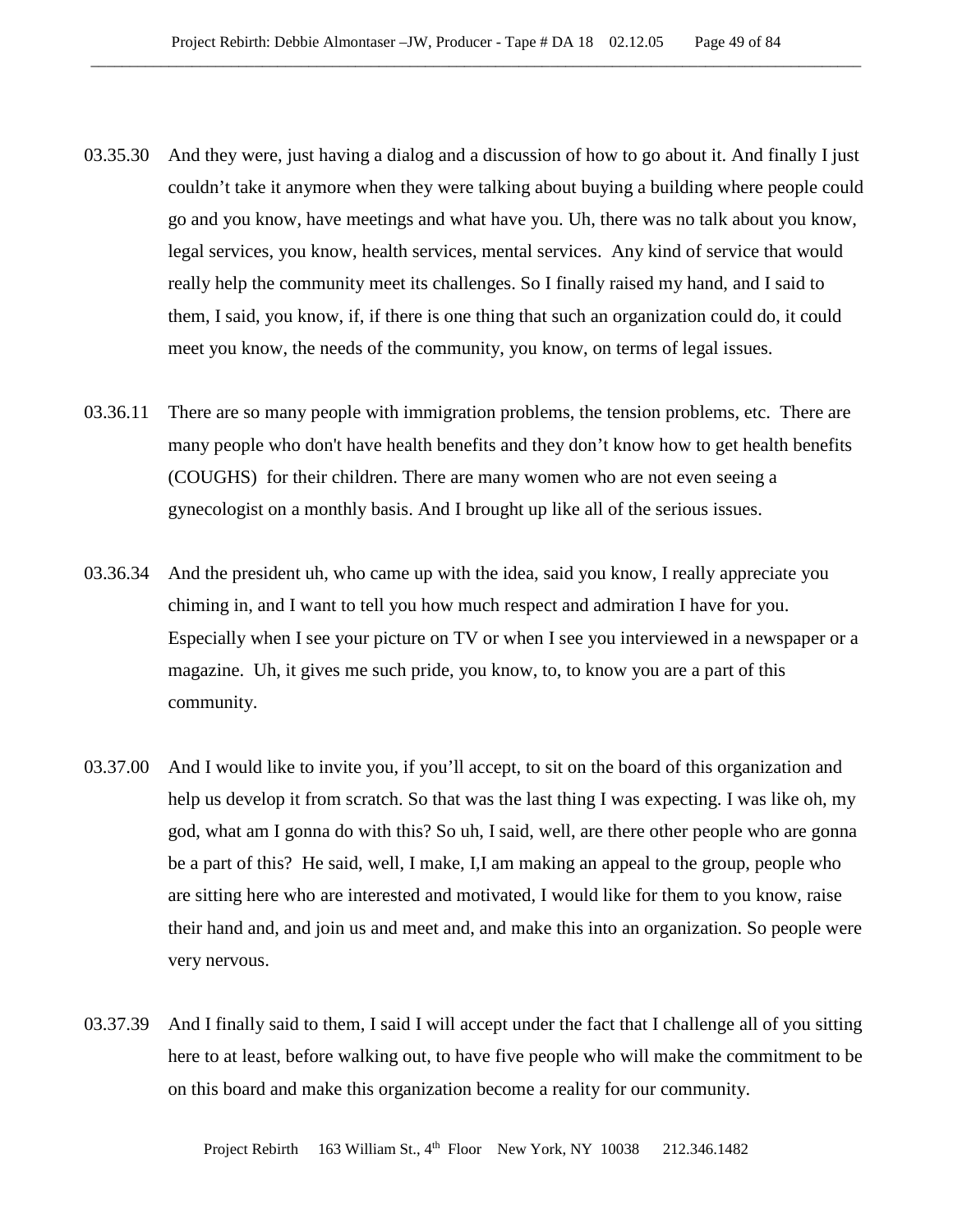03.35.30 And they were, just having a dialog and a discussion of how to go about it. And finally I just couldn't take it anymore when they were talking about buying a building where people could go and you know, have meetings and what have you. Uh, there was no talk about you know, legal services, you know, health services, mental services. Any kind of service that would really help the community meet its challenges. So I finally raised my hand, and I said to them, I said, you know, if, if there is one thing that such an organization could do, it could meet you know, the needs of the community, you know, on terms of legal issues.

03.36.11 There are so many people with immigration problems, the tension problems, etc. There are many people who don't have health benefits and they don't know how to get health benefits (COUGHS) for their children. There are many women who are not even seeing a gynecologist on a monthly basis. And I brought up like all of the serious issues.

03.36.34 And the president uh, who came up with the idea, said you know, I really appreciate you chiming in, and I want to tell you how much respect and admiration I have for you. Especially when I see your picture on TV or when I see you interviewed in a newspaper or a magazine. Uh, it gives me such pride, you know, to, to know you are a part of this community.

03.37.00 And I would like to invite you, if you'll accept, to sit on the board of this organization and help us develop it from scratch. So that was the last thing I was expecting. I was like oh, my god, what am I gonna do with this? So uh, I said, well, are there other people who are gonna be a part of this? He said, well, I make, I,I am making an appeal to the group, people who are sitting here who are interested and motivated, I would like for them to you know, raise their hand and, and join us and meet and, and make this into an organization. So people were very nervous.

03.37.39 And I finally said to them, I said I will accept under the fact that I challenge all of you sitting here to at least, before walking out, to have five people who will make the commitment to be on this board and make this organization become a reality for our community.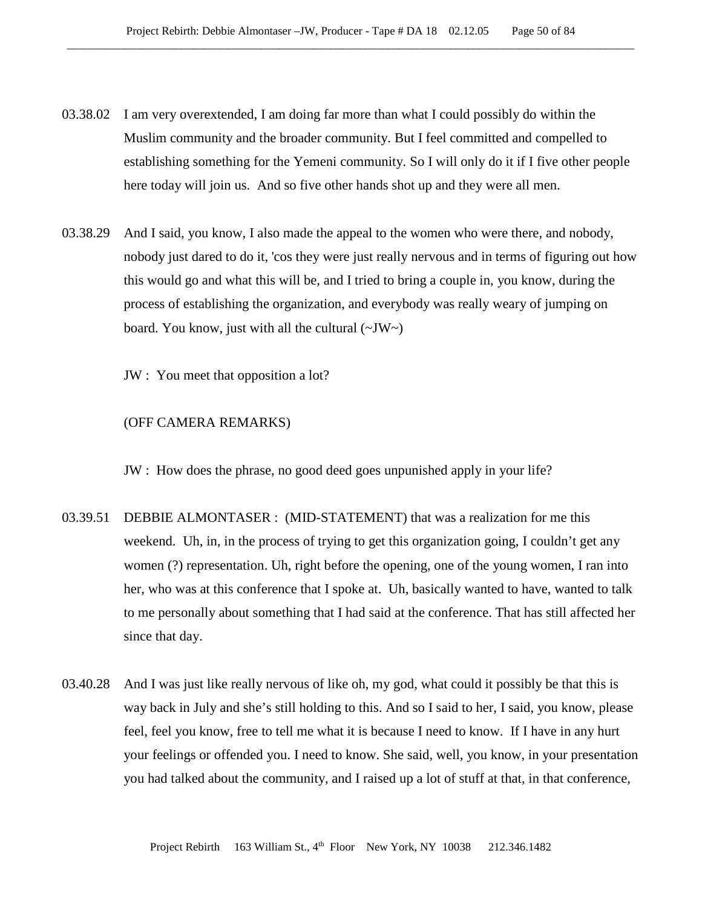03.38.02 I am very overextended, I am doing far more than what I could possibly do within the Muslim community and the broader community. But I feel committed and compelled to establishing something for the Yemeni community. So I will only do it if I five other people here today will join us. And so five other hands shot up and they were all men.

03.38.29 And I said, you know, I also made the appeal to the women who were there, and nobody, nobody just dared to do it, 'cos they were just really nervous and in terms of figuring out how this would go and what this will be, and I tried to bring a couple in, you know, during the process of establishing the organization, and everybody was really weary of jumping on board. You know, just with all the cultural (~JW~)

JW : You meet that opposition a lot?

(OFF CAMERA REMARKS)

JW : How does the phrase, no good deed goes unpunished apply in your life?

03.39.51 DEBBIE ALMONTASER : (MID-STATEMENT) that was a realization for me this weekend. Uh, in, in the process of trying to get this organization going, I couldn't get any women (?) representation. Uh, right before the opening, one of the young women, I ran into her, who was at this conference that I spoke at. Uh, basically wanted to have, wanted to talk to me personally about something that I had said at the conference. That has still affected her since that day.

03.40.28 And I was just like really nervous of like oh, my god, what could it possibly be that this is way back in July and she's still holding to this. And so I said to her, I said, you know, please feel, feel you know, free to tell me what it is because I need to know. If I have in any hurt your feelings or offended you. I need to know. She said, well, you know, in your presentation you had talked about the community, and I raised up a lot of stuff at that, in that conference,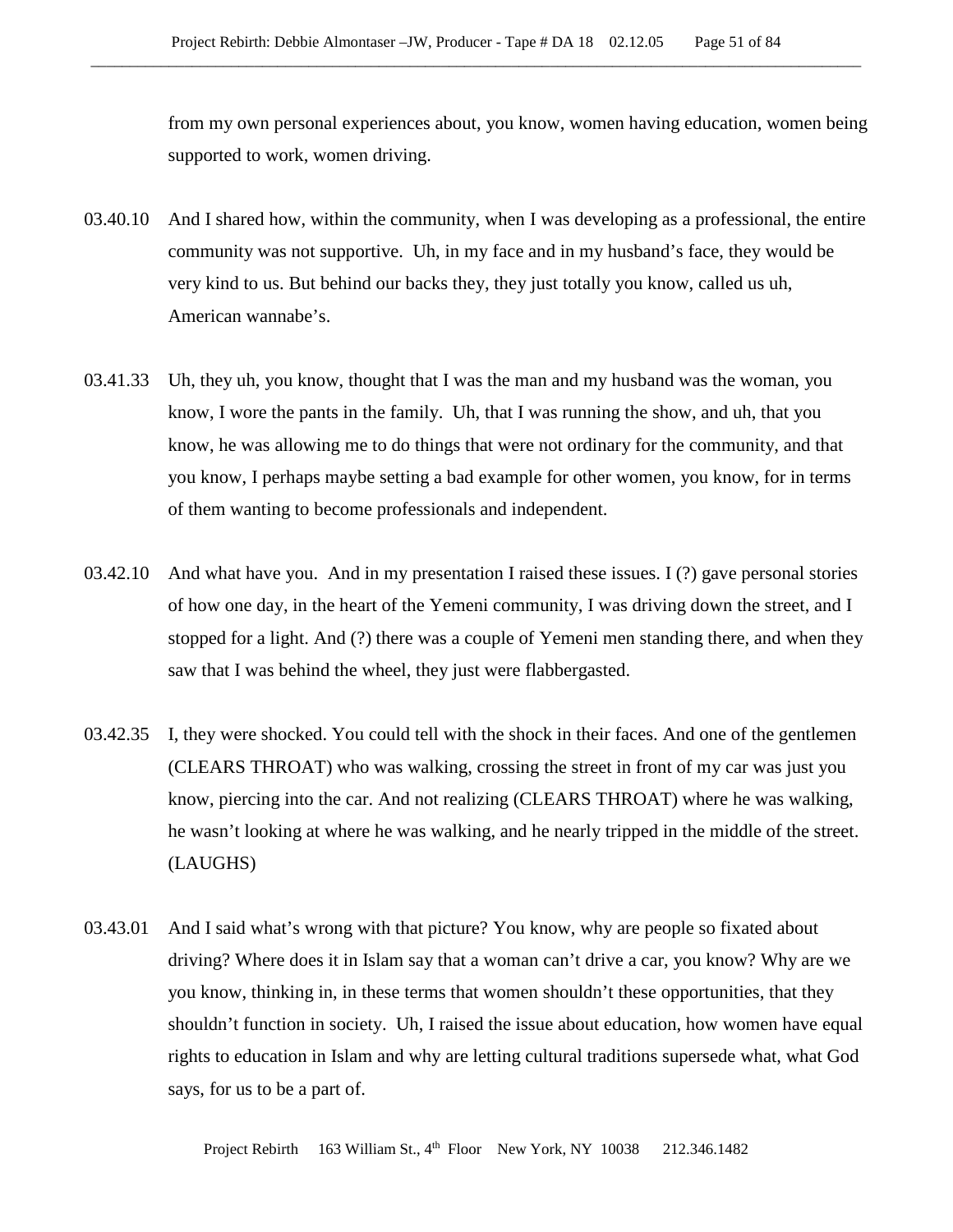from my own personal experiences about, you know, women having education, women being supported to work, women driving.

03.40.10 And I shared how, within the community, when I was developing as a professional, the entire community was not supportive. Uh, in my face and in my husband's face, they would be very kind to us. But behind our backs they, they just totally you know, called us uh, American wannabe's.

03.41.33 Uh, they uh, you know, thought that I was the man and my husband was the woman, you know, I wore the pants in the family. Uh, that I was running the show, and uh, that you know, he was allowing me to do things that were not ordinary for the community, and that you know, I perhaps maybe setting a bad example for other women, you know, for in terms of them wanting to become professionals and independent.

03.42.10 And what have you. And in my presentation I raised these issues. I (?) gave personal stories of how one day, in the heart of the Yemeni community, I was driving down the street, and I stopped for a light. And (?) there was a couple of Yemeni men standing there, and when they saw that I was behind the wheel, they just were flabbergasted.

03.42.35 I, they were shocked. You could tell with the shock in their faces. And one of the gentlemen (CLEARS THROAT) who was walking, crossing the street in front of my car was just you know, piercing into the car. And not realizing (CLEARS THROAT) where he was walking, he wasn't looking at where he was walking, and he nearly tripped in the middle of the street. (LAUGHS)

03.43.01 And I said what's wrong with that picture? You know, why are people so fixated about driving? Where does it in Islam say that a woman can't drive a car, you know? Why are we you know, thinking in, in these terms that women shouldn't these opportunities, that they shouldn't function in society. Uh, I raised the issue about education, how women have equal rights to education in Islam and why are letting cultural traditions supersede what, what God says, for us to be a part of.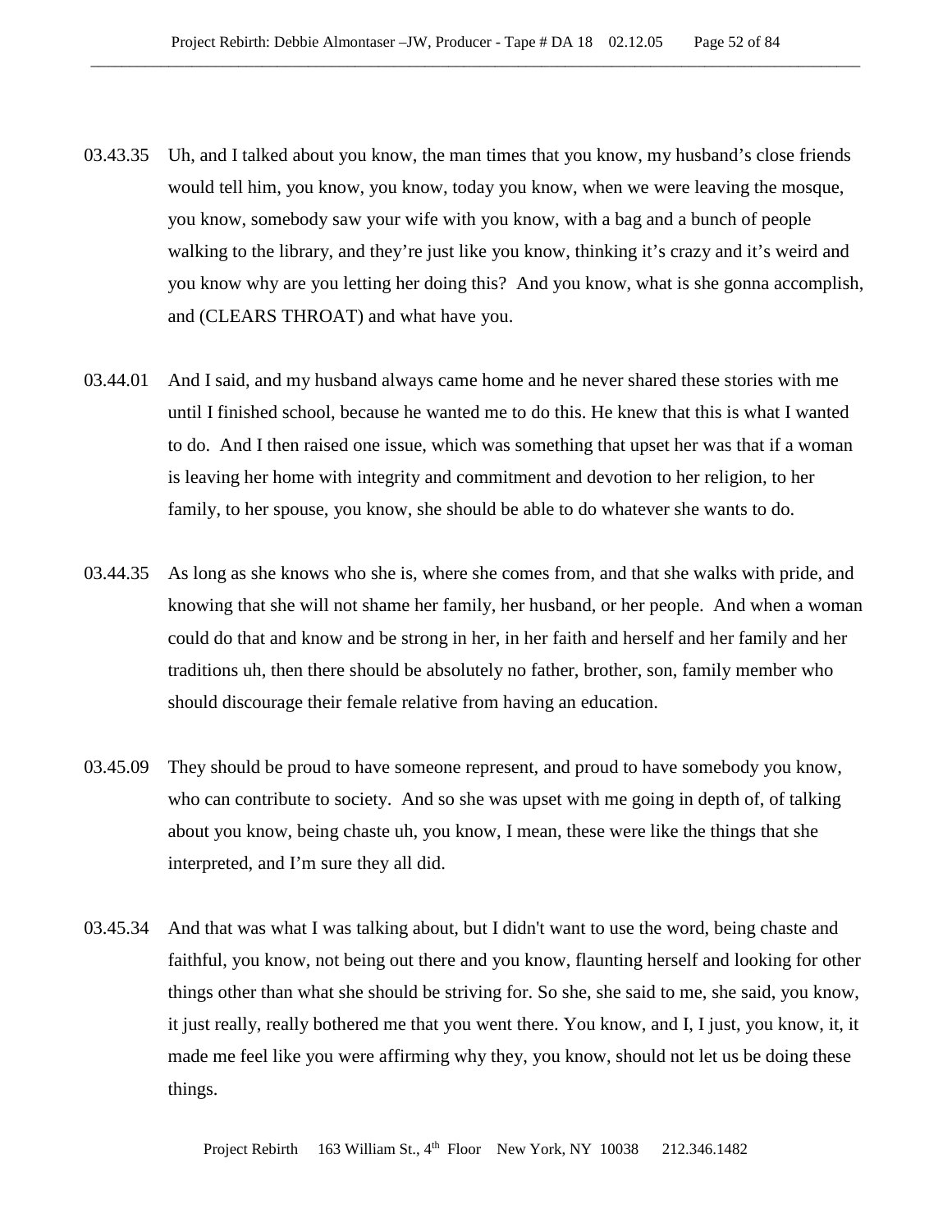03.43.35 Uh, and I talked about you know, the man times that you know, my husband's close friends would tell him, you know, you know, today you know, when we were leaving the mosque, you know, somebody saw your wife with you know, with a bag and a bunch of people walking to the library, and they're just like you know, thinking it's crazy and it's weird and you know why are you letting her doing this? And you know, what is she gonna accomplish, and (CLEARS THROAT) and what have you.

03.44.01 And I said, and my husband always came home and he never shared these stories with me until I finished school, because he wanted me to do this. He knew that this is what I wanted to do. And I then raised one issue, which was something that upset her was that if a woman is leaving her home with integrity and commitment and devotion to her religion, to her family, to her spouse, you know, she should be able to do whatever she wants to do.

03.44.35 As long as she knows who she is, where she comes from, and that she walks with pride, and knowing that she will not shame her family, her husband, or her people. And when a woman could do that and know and be strong in her, in her faith and herself and her family and her traditions uh, then there should be absolutely no father, brother, son, family member who should discourage their female relative from having an education.

03.45.09 They should be proud to have someone represent, and proud to have somebody you know, who can contribute to society. And so she was upset with me going in depth of, of talking about you know, being chaste uh, you know, I mean, these were like the things that she interpreted, and I'm sure they all did.

03.45.34 And that was what I was talking about, but I didn't want to use the word, being chaste and faithful, you know, not being out there and you know, flaunting herself and looking for other things other than what she should be striving for. So she, she said to me, she said, you know, it just really, really bothered me that you went there. You know, and I, I just, you know, it, it made me feel like you were affirming why they, you know, should not let us be doing these things.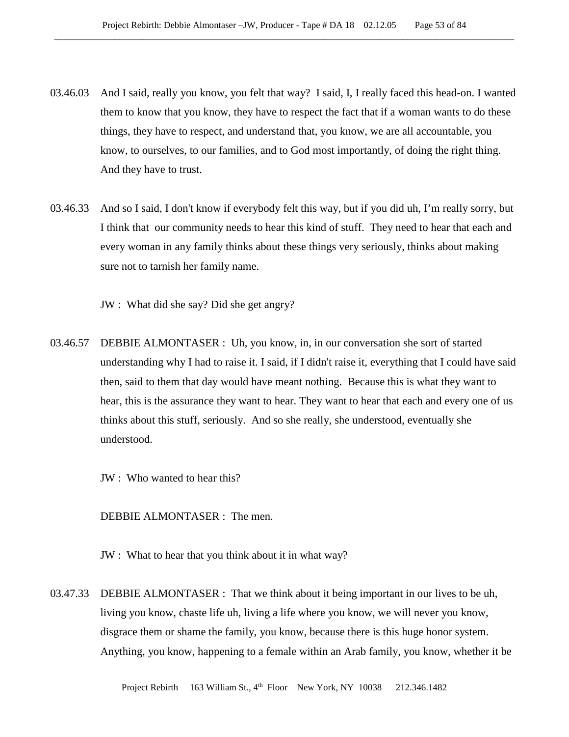03.46.03 And I said, really you know, you felt that way? I said, I, I really faced this head-on. I wanted them to know that you know, they have to respect the fact that if a woman wants to do these things, they have to respect, and understand that, you know, we are all accountable, you know, to ourselves, to our families, and to God most importantly, of doing the right thing. And they have to trust.

03.46.33 And so I said, I don't know if everybody felt this way, but if you did uh, I'm really sorry, but I think that our community needs to hear this kind of stuff. They need to hear that each and every woman in any family thinks about these things very seriously, thinks about making sure not to tarnish her family name.

JW : What did she say? Did she get angry?

03.46.57 DEBBIE ALMONTASER : Uh, you know, in, in our conversation she sort of started understanding why I had to raise it. I said, if I didn't raise it, everything that I could have said then, said to them that day would have meant nothing. Because this is what they want to hear, this is the assurance they want to hear. They want to hear that each and every one of us thinks about this stuff, seriously. And so she really, she understood, eventually she understood.

JW : Who wanted to hear this?

DEBBIE ALMONTASER : The men.

JW : What to hear that you think about it in what way?

03.47.33 DEBBIE ALMONTASER : That we think about it being important in our lives to be uh, living you know, chaste life uh, living a life where you know, we will never you know, disgrace them or shame the family, you know, because there is this huge honor system. Anything, you know, happening to a female within an Arab family, you know, whether it be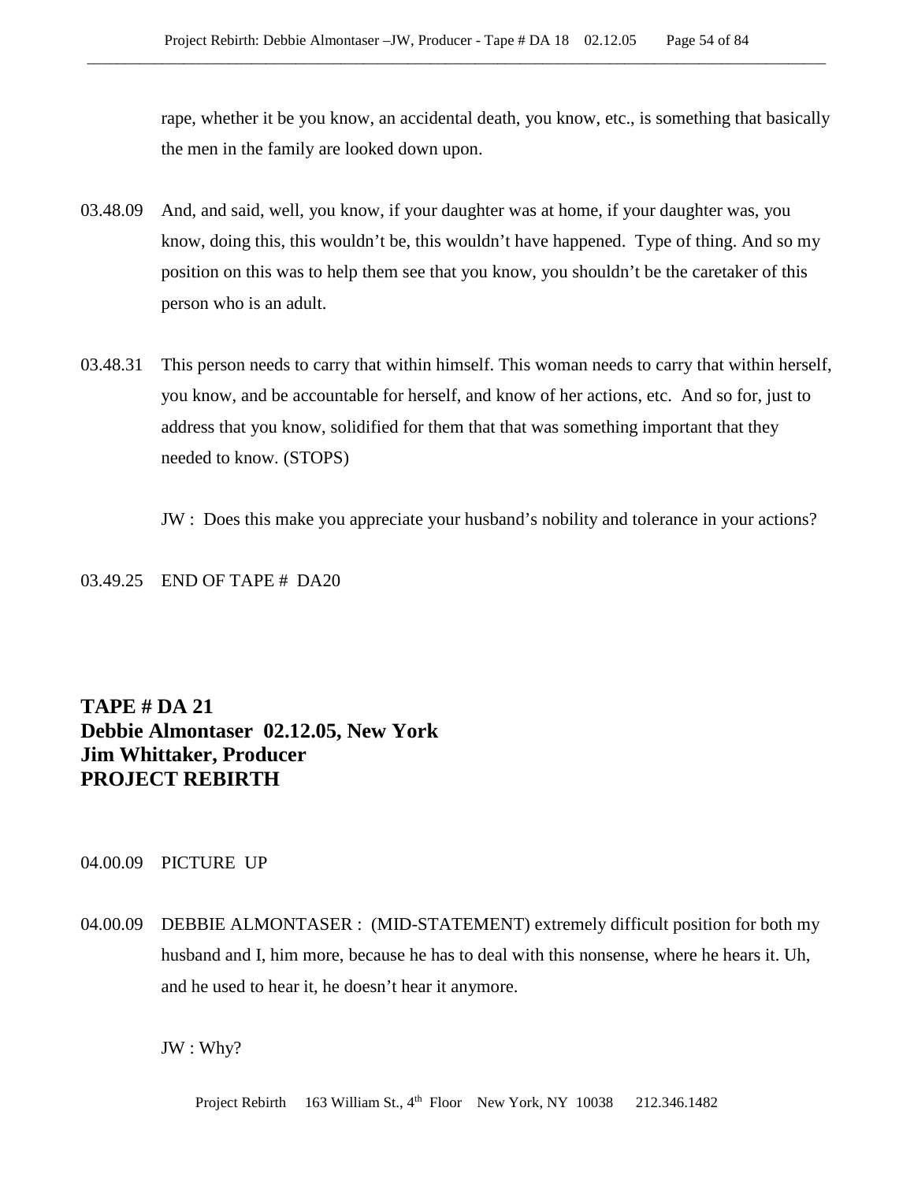rape, whether it be you know, an accidental death, you know, etc., is something that basically the men in the family are looked down upon.

03.48.09 And, and said, well, you know, if your daughter was at home, if your daughter was, you know, doing this, this wouldn't be, this wouldn't have happened. Type of thing. And so my position on this was to help them see that you know, you shouldn't be the caretaker of this person who is an adult.

03.48.31 This person needs to carry that within himself. This woman needs to carry that within herself, you know, and be accountable for herself, and know of her actions, etc. And so for, just to address that you know, solidified for them that that was something important that they needed to know. (STOPS)

JW : Does this make you appreciate your husband's nobility and tolerance in your actions?

03.49.25 END OF TAPE # DA20

**TAPE # DA 21**
**Debbie Almontaser 02.12.05, New York**
**Jim Whittaker, Producer**
**PROJECT REBIRTH**

04.00.09 PICTURE UP

04.00.09 DEBBIE ALMONTASER : (MID-STATEMENT) extremely difficult position for both my husband and I, him more, because he has to deal with this nonsense, where he hears it. Uh, and he used to hear it, he doesn't hear it anymore.

JW : Why?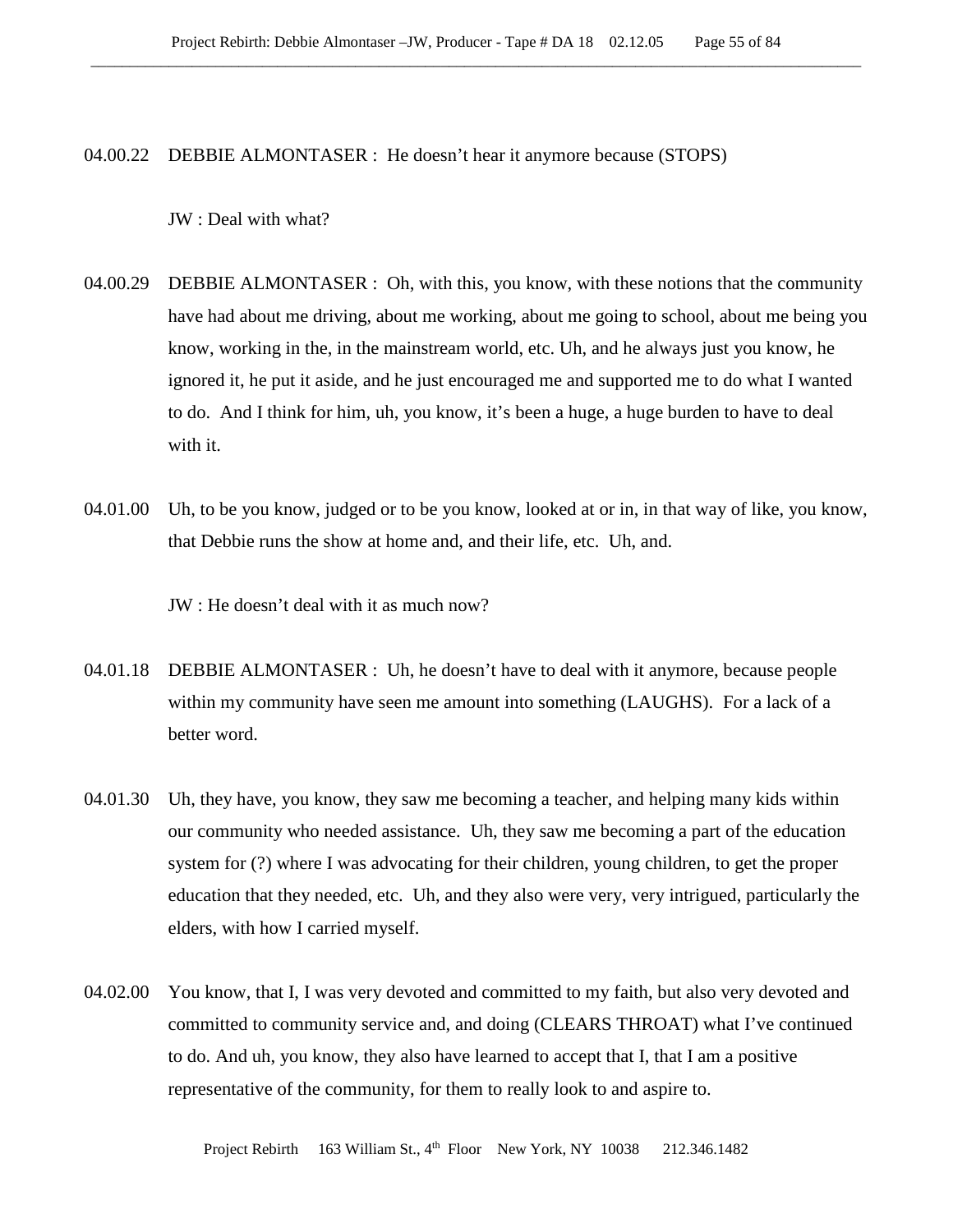04.00.22 DEBBIE ALMONTASER : He doesn't hear it anymore because (STOPS)

JW : Deal with what?

04.00.29 DEBBIE ALMONTASER : Oh, with this, you know, with these notions that the community have had about me driving, about me working, about me going to school, about me being you know, working in the, in the mainstream world, etc. Uh, and he always just you know, he ignored it, he put it aside, and he just encouraged me and supported me to do what I wanted to do. And I think for him, uh, you know, it's been a huge, a huge burden to have to deal with it.

04.01.00 Uh, to be you know, judged or to be you know, looked at or in, in that way of like, you know, that Debbie runs the show at home and, and their life, etc. Uh, and.

JW : He doesn't deal with it as much now?

04.01.18 DEBBIE ALMONTASER : Uh, he doesn't have to deal with it anymore, because people within my community have seen me amount into something (LAUGHS). For a lack of a better word.

04.01.30 Uh, they have, you know, they saw me becoming a teacher, and helping many kids within our community who needed assistance. Uh, they saw me becoming a part of the education system for (?) where I was advocating for their children, young children, to get the proper education that they needed, etc. Uh, and they also were very, very intrigued, particularly the elders, with how I carried myself.

04.02.00 You know, that I, I was very devoted and committed to my faith, but also very devoted and committed to community service and, and doing (CLEARS THROAT) what I've continued to do. And uh, you know, they also have learned to accept that I, that I am a positive representative of the community, for them to really look to and aspire to.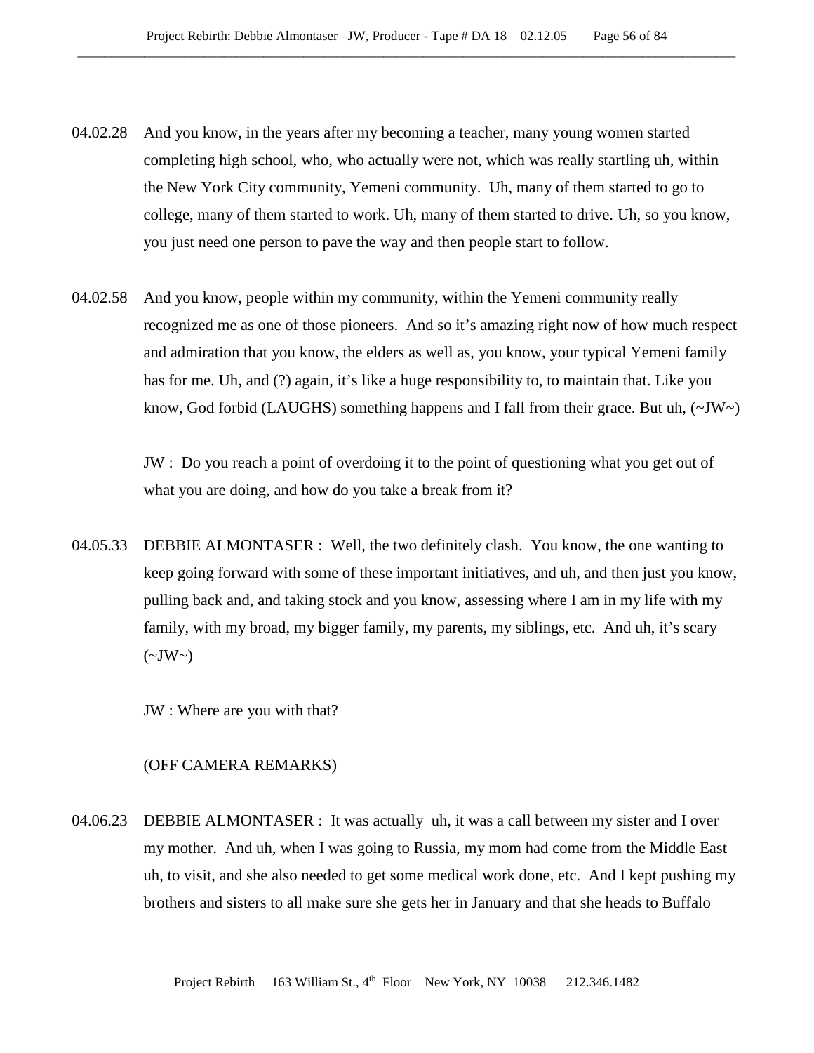04.02.28 And you know, in the years after my becoming a teacher, many young women started completing high school, who, who actually were not, which was really startling uh, within the New York City community, Yemeni community. Uh, many of them started to go to college, many of them started to work. Uh, many of them started to drive. Uh, so you know, you just need one person to pave the way and then people start to follow.

04.02.58 And you know, people within my community, within the Yemeni community really recognized me as one of those pioneers. And so it's amazing right now of how much respect and admiration that you know, the elders as well as, you know, your typical Yemeni family has for me. Uh, and (?) again, it's like a huge responsibility to, to maintain that. Like you know, God forbid (LAUGHS) something happens and I fall from their grace. But uh, (~JW~)

JW : Do you reach a point of overdoing it to the point of questioning what you get out of what you are doing, and how do you take a break from it?

04.05.33 DEBBIE ALMONTASER : Well, the two definitely clash. You know, the one wanting to keep going forward with some of these important initiatives, and uh, and then just you know, pulling back and, and taking stock and you know, assessing where I am in my life with my family, with my broad, my bigger family, my parents, my siblings, etc. And uh, it's scary (~JW~)

JW : Where are you with that?

(OFF CAMERA REMARKS)

04.06.23 DEBBIE ALMONTASER : It was actually uh, it was a call between my sister and I over my mother. And uh, when I was going to Russia, my mom had come from the Middle East uh, to visit, and she also needed to get some medical work done, etc. And I kept pushing my brothers and sisters to all make sure she gets her in January and that she heads to Buffalo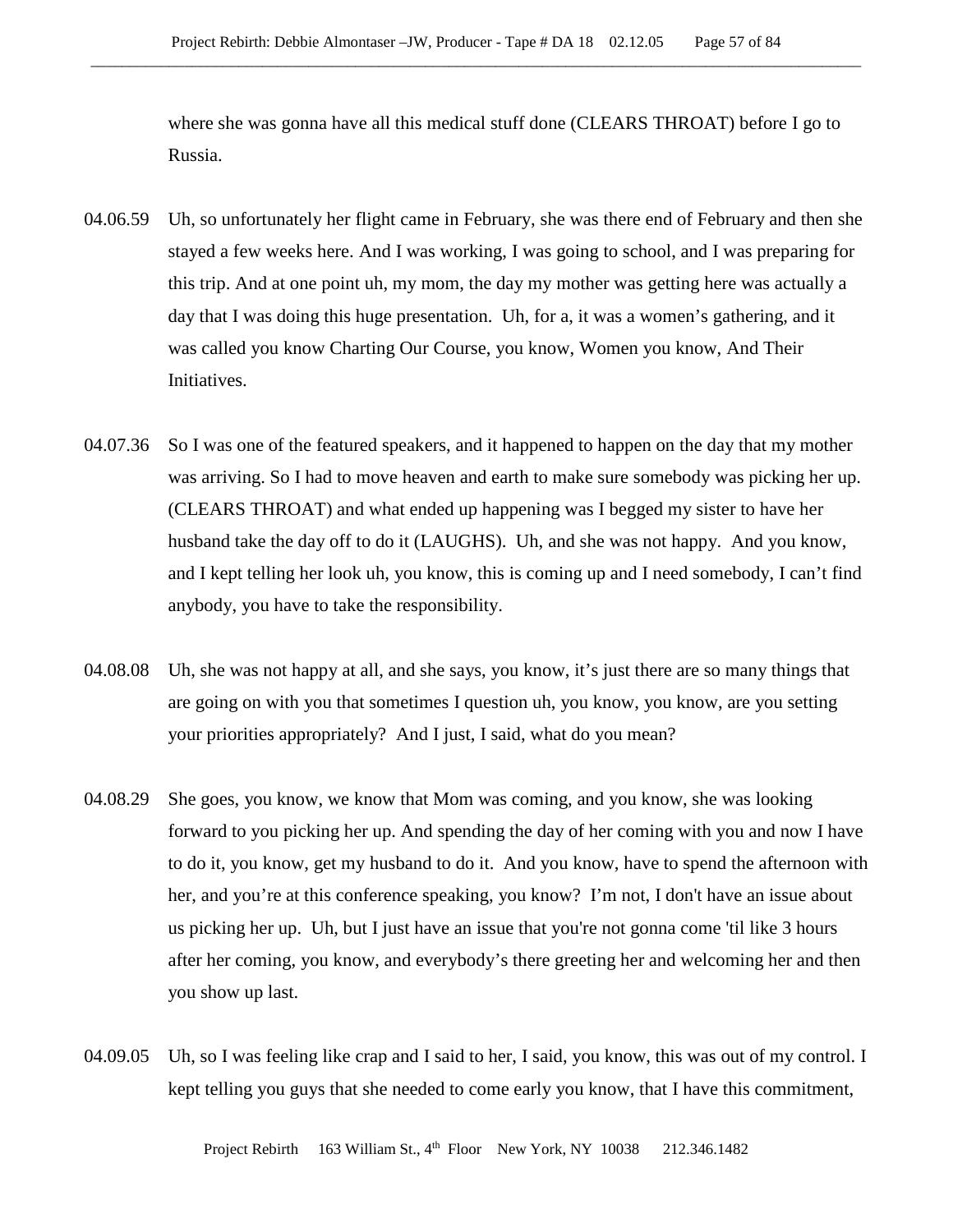where she was gonna have all this medical stuff done (CLEARS THROAT) before I go to Russia.

04.06.59 Uh, so unfortunately her flight came in February, she was there end of February and then she stayed a few weeks here. And I was working, I was going to school, and I was preparing for this trip. And at one point uh, my mom, the day my mother was getting here was actually a day that I was doing this huge presentation. Uh, for a, it was a women's gathering, and it was called you know Charting Our Course, you know, Women you know, And Their Initiatives.

04.07.36 So I was one of the featured speakers, and it happened to happen on the day that my mother was arriving. So I had to move heaven and earth to make sure somebody was picking her up. (CLEARS THROAT) and what ended up happening was I begged my sister to have her husband take the day off to do it (LAUGHS). Uh, and she was not happy. And you know, and I kept telling her look uh, you know, this is coming up and I need somebody, I can't find anybody, you have to take the responsibility.

04.08.08 Uh, she was not happy at all, and she says, you know, it's just there are so many things that are going on with you that sometimes I question uh, you know, you know, are you setting your priorities appropriately? And I just, I said, what do you mean?

04.08.29 She goes, you know, we know that Mom was coming, and you know, she was looking forward to you picking her up. And spending the day of her coming with you and now I have to do it, you know, get my husband to do it. And you know, have to spend the afternoon with her, and you're at this conference speaking, you know? I'm not, I don't have an issue about us picking her up. Uh, but I just have an issue that you're not gonna come 'til like 3 hours after her coming, you know, and everybody's there greeting her and welcoming her and then you show up last.

04.09.05 Uh, so I was feeling like crap and I said to her, I said, you know, this was out of my control. I kept telling you guys that she needed to come early you know, that I have this commitment,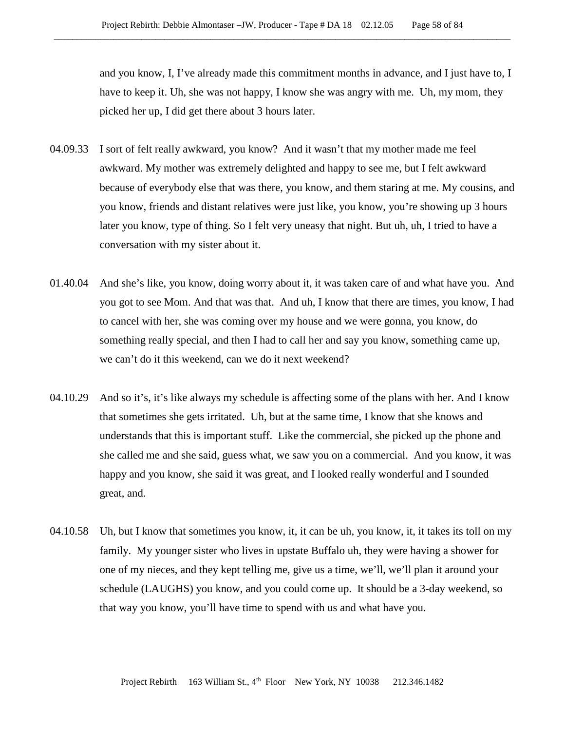and you know, I, I've already made this commitment months in advance, and I just have to, I have to keep it. Uh, she was not happy, I know she was angry with me. Uh, my mom, they picked her up, I did get there about 3 hours later.

04.09.33 I sort of felt really awkward, you know? And it wasn't that my mother made me feel awkward. My mother was extremely delighted and happy to see me, but I felt awkward because of everybody else that was there, you know, and them staring at me. My cousins, and you know, friends and distant relatives were just like, you know, you're showing up 3 hours later you know, type of thing. So I felt very uneasy that night. But uh, uh, I tried to have a conversation with my sister about it.

01.40.04 And she's like, you know, doing worry about it, it was taken care of and what have you. And you got to see Mom. And that was that. And uh, I know that there are times, you know, I had to cancel with her, she was coming over my house and we were gonna, you know, do something really special, and then I had to call her and say you know, something came up, we can't do it this weekend, can we do it next weekend?

04.10.29 And so it's, it's like always my schedule is affecting some of the plans with her. And I know that sometimes she gets irritated. Uh, but at the same time, I know that she knows and understands that this is important stuff. Like the commercial, she picked up the phone and she called me and she said, guess what, we saw you on a commercial. And you know, it was happy and you know, she said it was great, and I looked really wonderful and I sounded great, and.

04.10.58 Uh, but I know that sometimes you know, it, it can be uh, you know, it, it takes its toll on my family. My younger sister who lives in upstate Buffalo uh, they were having a shower for one of my nieces, and they kept telling me, give us a time, we'll, we'll plan it around your schedule (LAUGHS) you know, and you could come up. It should be a 3-day weekend, so that way you know, you'll have time to spend with us and what have you.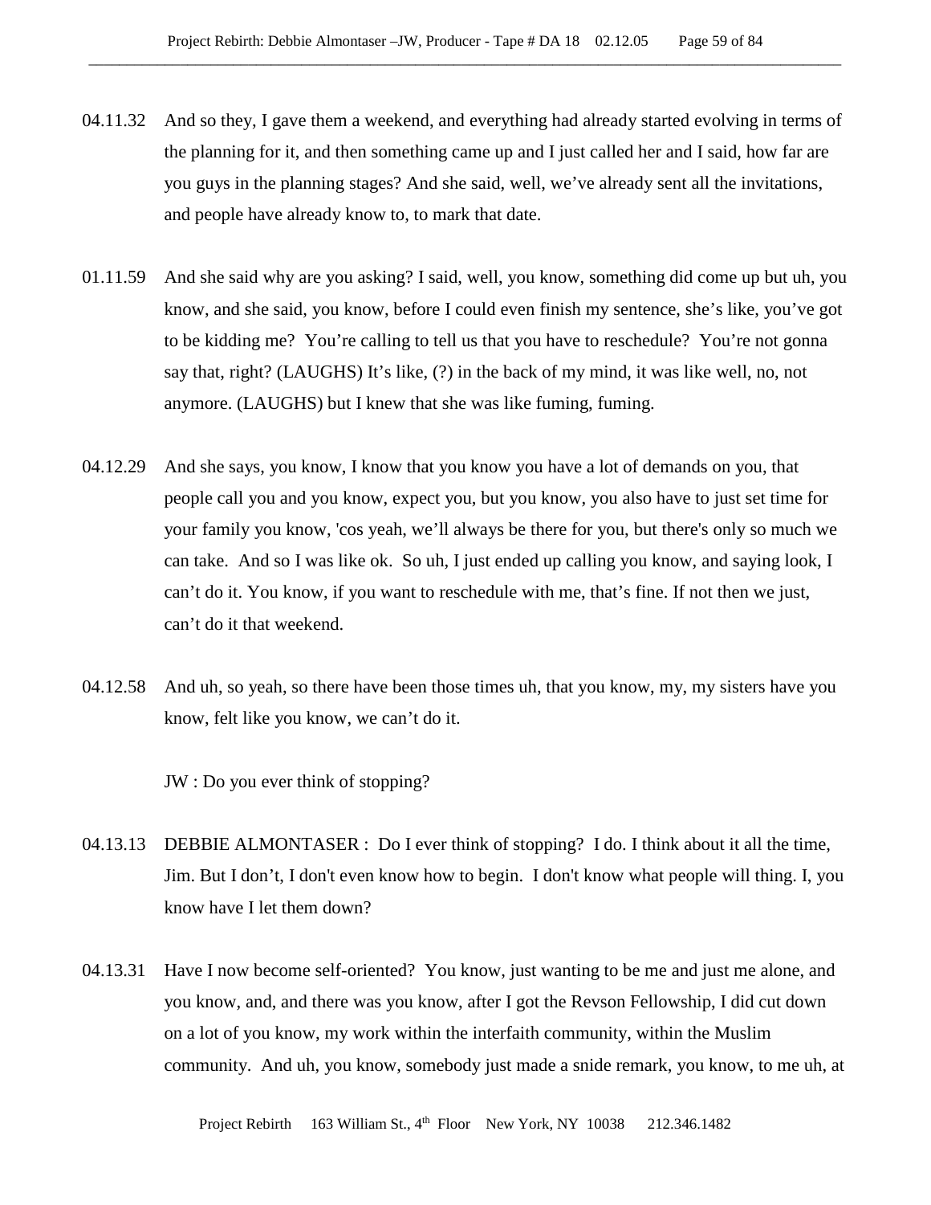04.11.32 And so they, I gave them a weekend, and everything had already started evolving in terms of the planning for it, and then something came up and I just called her and I said, how far are you guys in the planning stages? And she said, well, we've already sent all the invitations, and people have already know to, to mark that date.

01.11.59 And she said why are you asking? I said, well, you know, something did come up but uh, you know, and she said, you know, before I could even finish my sentence, she's like, you've got to be kidding me? You're calling to tell us that you have to reschedule? You're not gonna say that, right? (LAUGHS) It's like, (?) in the back of my mind, it was like well, no, not anymore. (LAUGHS) but I knew that she was like fuming, fuming.

04.12.29 And she says, you know, I know that you know you have a lot of demands on you, that people call you and you know, expect you, but you know, you also have to just set time for your family you know, 'cos yeah, we'll always be there for you, but there's only so much we can take. And so I was like ok. So uh, I just ended up calling you know, and saying look, I can't do it. You know, if you want to reschedule with me, that's fine. If not then we just, can't do it that weekend.

04.12.58 And uh, so yeah, so there have been those times uh, that you know, my, my sisters have you know, felt like you know, we can't do it.

JW : Do you ever think of stopping?

04.13.13 DEBBIE ALMONTASER : Do I ever think of stopping? I do. I think about it all the time, Jim. But I don't, I don't even know how to begin. I don't know what people will thing. I, you know have I let them down?

04.13.31 Have I now become self-oriented? You know, just wanting to be me and just me alone, and you know, and, and there was you know, after I got the Revson Fellowship, I did cut down on a lot of you know, my work within the interfaith community, within the Muslim community. And uh, you know, somebody just made a snide remark, you know, to me uh, at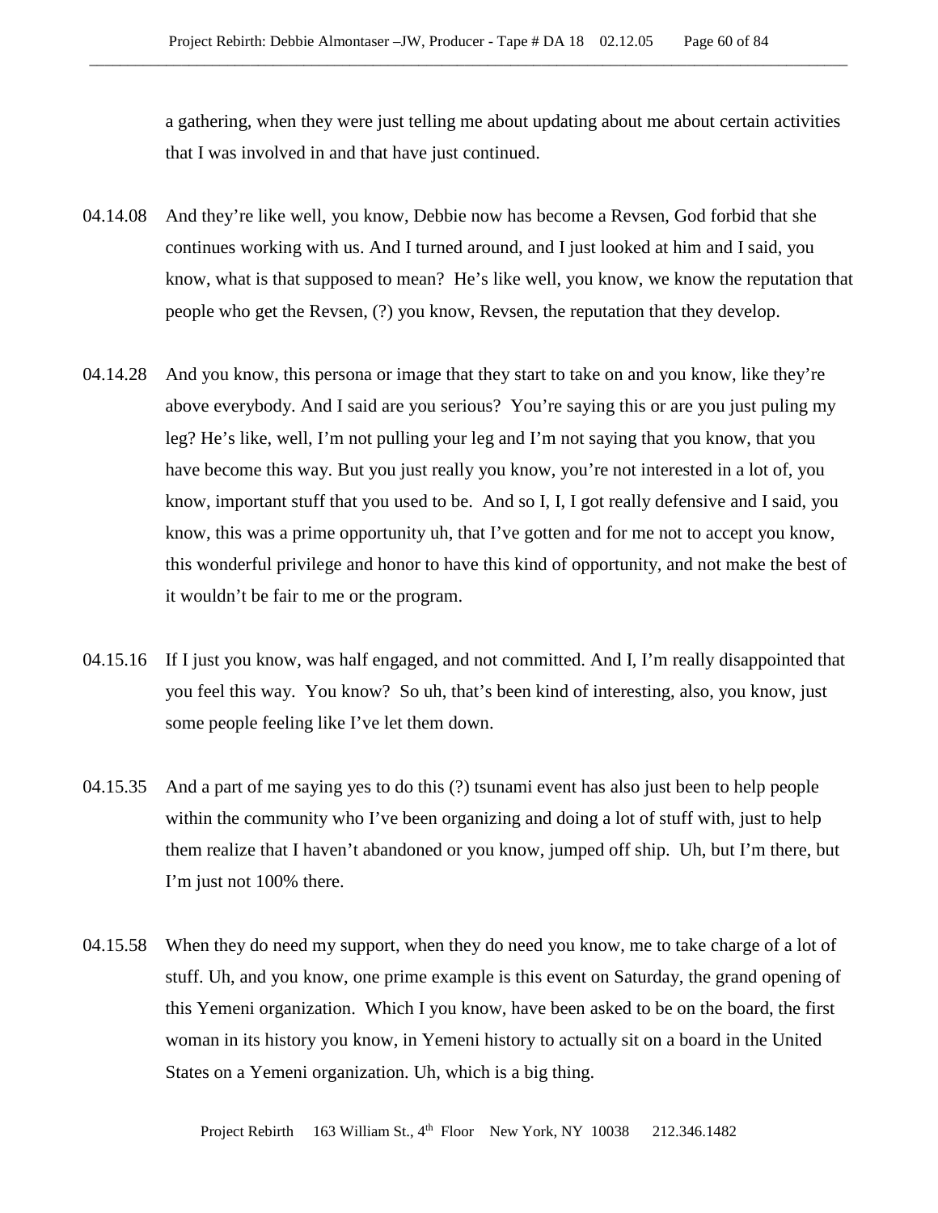a gathering, when they were just telling me about updating about me about certain activities that I was involved in and that have just continued.

04.14.08 And they're like well, you know, Debbie now has become a Revsen, God forbid that she continues working with us. And I turned around, and I just looked at him and I said, you know, what is that supposed to mean? He's like well, you know, we know the reputation that people who get the Revsen, (?) you know, Revsen, the reputation that they develop.

04.14.28 And you know, this persona or image that they start to take on and you know, like they're above everybody. And I said are you serious? You're saying this or are you just puling my leg? He's like, well, I'm not pulling your leg and I'm not saying that you know, that you have become this way. But you just really you know, you're not interested in a lot of, you know, important stuff that you used to be. And so I, I, I got really defensive and I said, you know, this was a prime opportunity uh, that I've gotten and for me not to accept you know, this wonderful privilege and honor to have this kind of opportunity, and not make the best of it wouldn't be fair to me or the program.

04.15.16 If I just you know, was half engaged, and not committed. And I, I'm really disappointed that you feel this way. You know? So uh, that's been kind of interesting, also, you know, just some people feeling like I've let them down.

04.15.35 And a part of me saying yes to do this (?) tsunami event has also just been to help people within the community who I've been organizing and doing a lot of stuff with, just to help them realize that I haven't abandoned or you know, jumped off ship. Uh, but I'm there, but I'm just not 100% there.

04.15.58 When they do need my support, when they do need you know, me to take charge of a lot of stuff. Uh, and you know, one prime example is this event on Saturday, the grand opening of this Yemeni organization. Which I you know, have been asked to be on the board, the first woman in its history you know, in Yemeni history to actually sit on a board in the United States on a Yemeni organization. Uh, which is a big thing.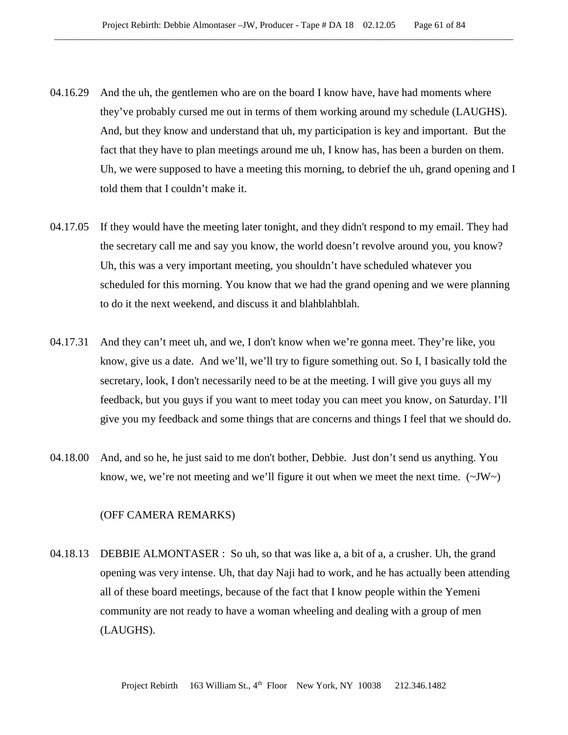04.16.29 And the uh, the gentlemen who are on the board I know have, have had moments where they've probably cursed me out in terms of them working around my schedule (LAUGHS). And, but they know and understand that uh, my participation is key and important. But the fact that they have to plan meetings around me uh, I know has, has been a burden on them. Uh, we were supposed to have a meeting this morning, to debrief the uh, grand opening and I told them that I couldn't make it.

04.17.05 If they would have the meeting later tonight, and they didn't respond to my email. They had the secretary call me and say you know, the world doesn't revolve around you, you know? Uh, this was a very important meeting, you shouldn't have scheduled whatever you scheduled for this morning. You know that we had the grand opening and we were planning to do it the next weekend, and discuss it and blahblahblah.

04.17.31 And they can't meet uh, and we, I don't know when we're gonna meet. They're like, you know, give us a date. And we'll, we'll try to figure something out. So I, I basically told the secretary, look, I don't necessarily need to be at the meeting. I will give you guys all my feedback, but you guys if you want to meet today you can meet you know, on Saturday. I'll give you my feedback and some things that are concerns and things I feel that we should do.

04.18.00 And, and so he, he just said to me don't bother, Debbie. Just don't send us anything. You know, we, we're not meeting and we'll figure it out when we meet the next time. (~JW~)

(OFF CAMERA REMARKS)

04.18.13 DEBBIE ALMONTASER : So uh, so that was like a, a bit of a, a crusher. Uh, the grand opening was very intense. Uh, that day Naji had to work, and he has actually been attending all of these board meetings, because of the fact that I know people within the Yemeni community are not ready to have a woman wheeling and dealing with a group of men (LAUGHS).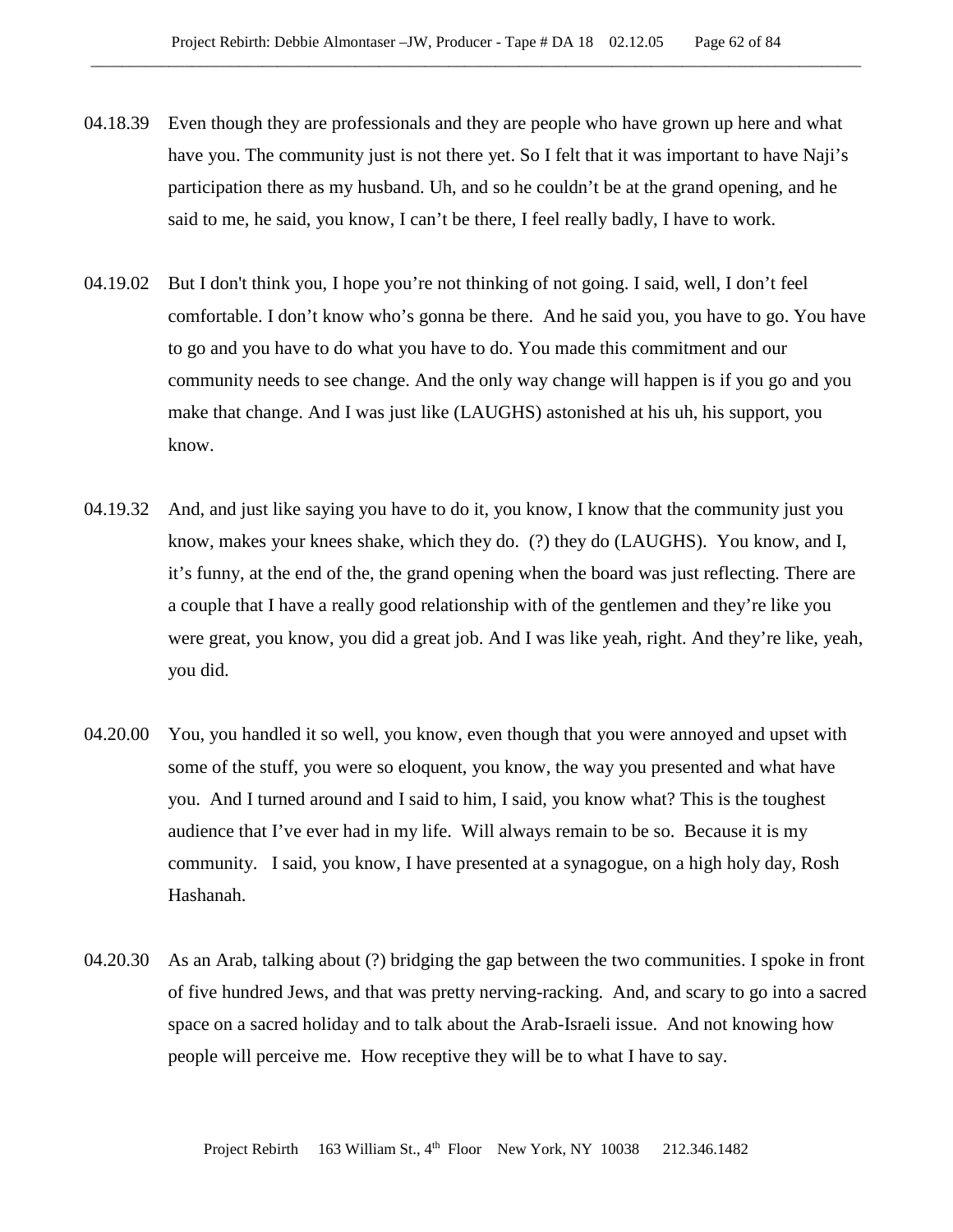04.18.39 Even though they are professionals and they are people who have grown up here and what have you. The community just is not there yet. So I felt that it was important to have Naji's participation there as my husband. Uh, and so he couldn't be at the grand opening, and he said to me, he said, you know, I can't be there, I feel really badly, I have to work.

04.19.02 But I don't think you, I hope you're not thinking of not going. I said, well, I don't feel comfortable. I don't know who's gonna be there. And he said you, you have to go. You have to go and you have to do what you have to do. You made this commitment and our community needs to see change. And the only way change will happen is if you go and you make that change. And I was just like (LAUGHS) astonished at his uh, his support, you know.

04.19.32 And, and just like saying you have to do it, you know, I know that the community just you know, makes your knees shake, which they do. (?) they do (LAUGHS). You know, and I, it's funny, at the end of the, the grand opening when the board was just reflecting. There are a couple that I have a really good relationship with of the gentlemen and they're like you were great, you know, you did a great job. And I was like yeah, right. And they're like, yeah, you did.

04.20.00 You, you handled it so well, you know, even though that you were annoyed and upset with some of the stuff, you were so eloquent, you know, the way you presented and what have you. And I turned around and I said to him, I said, you know what? This is the toughest audience that I've ever had in my life. Will always remain to be so. Because it is my community. I said, you know, I have presented at a synagogue, on a high holy day, Rosh Hashanah.

04.20.30 As an Arab, talking about (?) bridging the gap between the two communities. I spoke in front of five hundred Jews, and that was pretty nerving-racking. And, and scary to go into a sacred space on a sacred holiday and to talk about the Arab-Israeli issue. And not knowing how people will perceive me. How receptive they will be to what I have to say.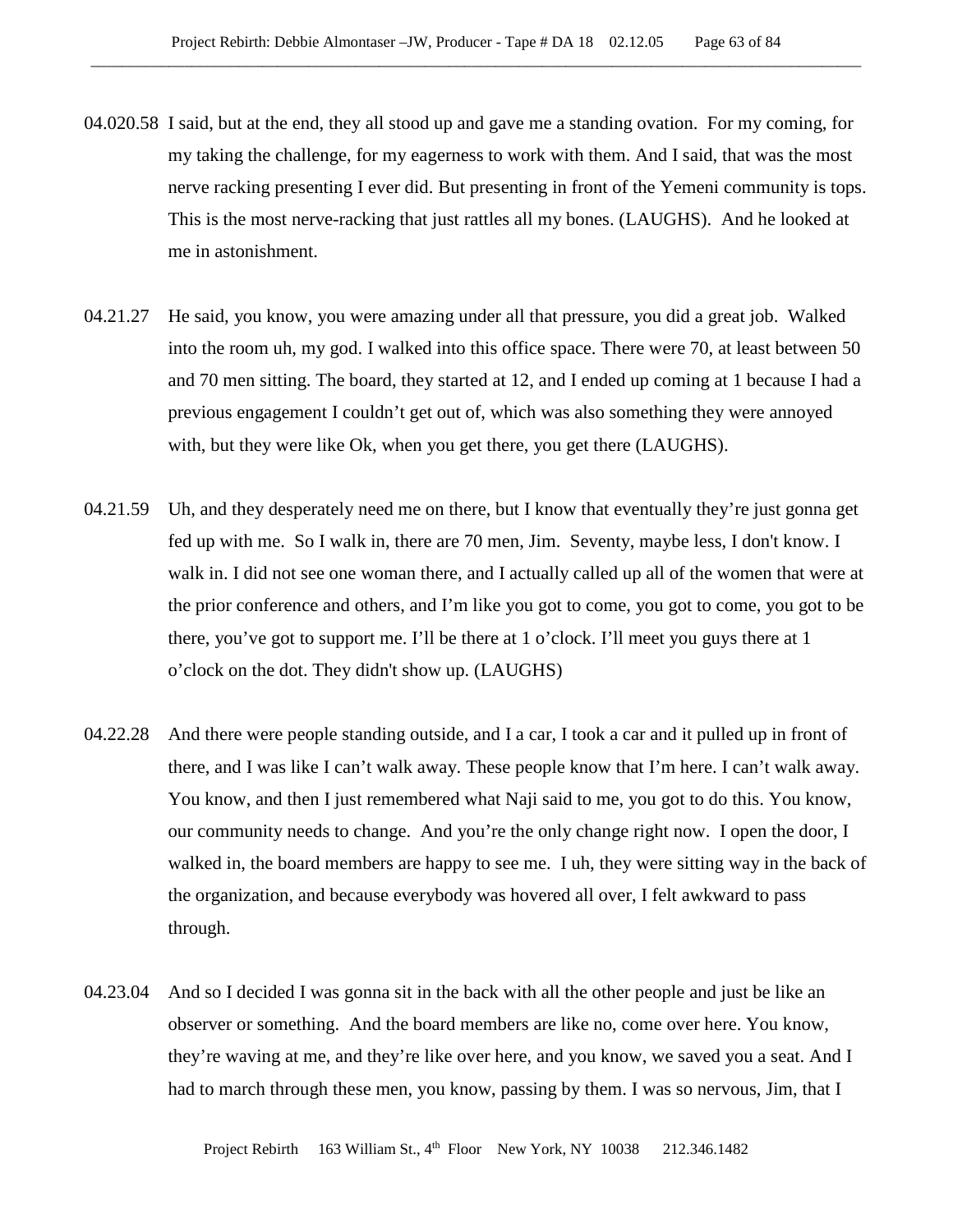04.020.58 I said, but at the end, they all stood up and gave me a standing ovation. For my coming, for my taking the challenge, for my eagerness to work with them. And I said, that was the most nerve racking presenting I ever did. But presenting in front of the Yemeni community is tops. This is the most nerve-racking that just rattles all my bones. (LAUGHS). And he looked at me in astonishment.

04.21.27 He said, you know, you were amazing under all that pressure, you did a great job. Walked into the room uh, my god. I walked into this office space. There were 70, at least between 50 and 70 men sitting. The board, they started at 12, and I ended up coming at 1 because I had a previous engagement I couldn't get out of, which was also something they were annoyed with, but they were like Ok, when you get there, you get there (LAUGHS).

04.21.59 Uh, and they desperately need me on there, but I know that eventually they're just gonna get fed up with me. So I walk in, there are 70 men, Jim. Seventy, maybe less, I don't know. I walk in. I did not see one woman there, and I actually called up all of the women that were at the prior conference and others, and I'm like you got to come, you got to come, you got to be there, you've got to support me. I'll be there at 1 o'clock. I'll meet you guys there at 1 o'clock on the dot. They didn't show up. (LAUGHS)

04.22.28 And there were people standing outside, and I a car, I took a car and it pulled up in front of there, and I was like I can't walk away. These people know that I'm here. I can't walk away. You know, and then I just remembered what Naji said to me, you got to do this. You know, our community needs to change. And you're the only change right now. I open the door, I walked in, the board members are happy to see me. I uh, they were sitting way in the back of the organization, and because everybody was hovered all over, I felt awkward to pass through.

04.23.04 And so I decided I was gonna sit in the back with all the other people and just be like an observer or something. And the board members are like no, come over here. You know, they're waving at me, and they're like over here, and you know, we saved you a seat. And I had to march through these men, you know, passing by them. I was so nervous, Jim, that I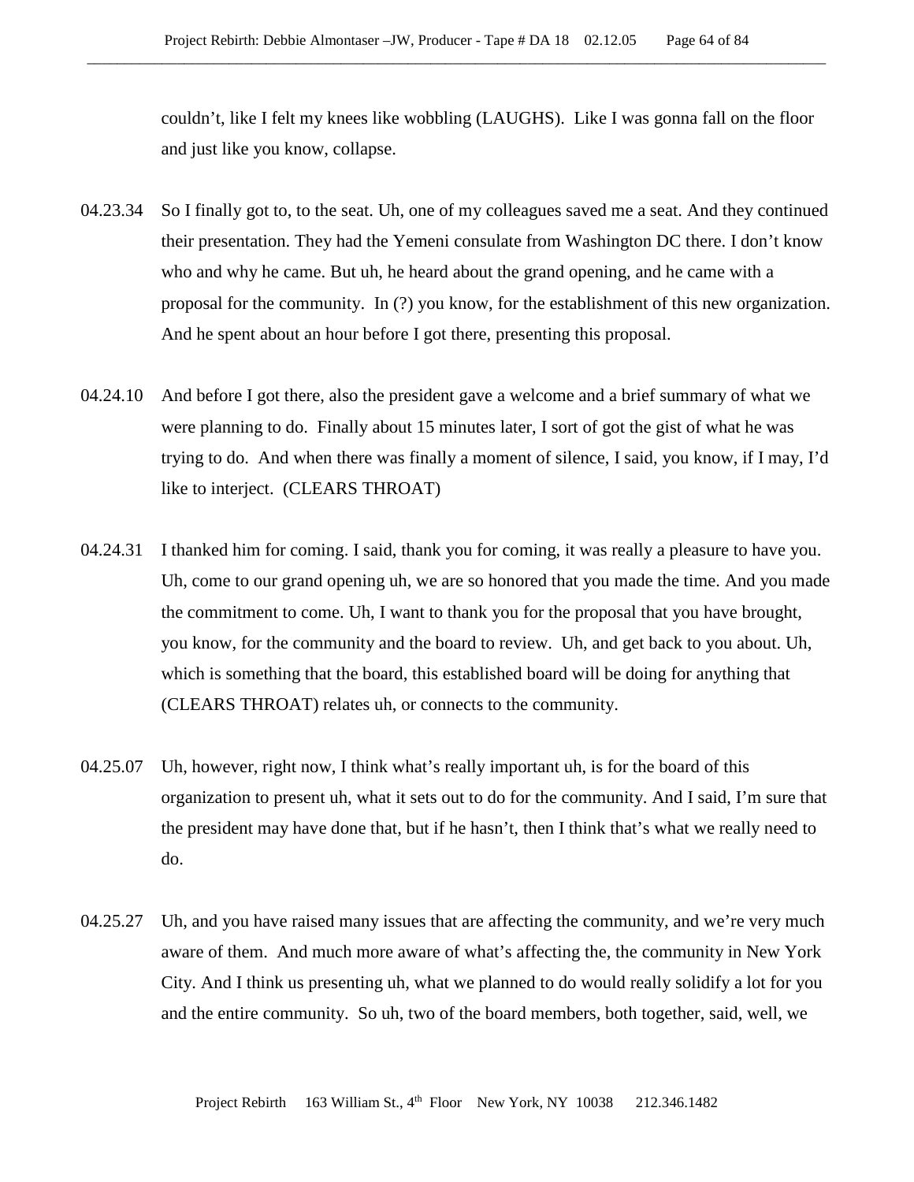couldn't, like I felt my knees like wobbling (LAUGHS). Like I was gonna fall on the floor and just like you know, collapse.

04.23.34 So I finally got to, to the seat. Uh, one of my colleagues saved me a seat. And they continued their presentation. They had the Yemeni consulate from Washington DC there. I don't know who and why he came. But uh, he heard about the grand opening, and he came with a proposal for the community. In (?) you know, for the establishment of this new organization. And he spent about an hour before I got there, presenting this proposal.

04.24.10 And before I got there, also the president gave a welcome and a brief summary of what we were planning to do. Finally about 15 minutes later, I sort of got the gist of what he was trying to do. And when there was finally a moment of silence, I said, you know, if I may, I'd like to interject. (CLEARS THROAT)

04.24.31 I thanked him for coming. I said, thank you for coming, it was really a pleasure to have you. Uh, come to our grand opening uh, we are so honored that you made the time. And you made the commitment to come. Uh, I want to thank you for the proposal that you have brought, you know, for the community and the board to review. Uh, and get back to you about. Uh, which is something that the board, this established board will be doing for anything that (CLEARS THROAT) relates uh, or connects to the community.

04.25.07 Uh, however, right now, I think what's really important uh, is for the board of this organization to present uh, what it sets out to do for the community. And I said, I'm sure that the president may have done that, but if he hasn't, then I think that's what we really need to do.

04.25.27 Uh, and you have raised many issues that are affecting the community, and we're very much aware of them. And much more aware of what's affecting the, the community in New York City. And I think us presenting uh, what we planned to do would really solidify a lot for you and the entire community. So uh, two of the board members, both together, said, well, we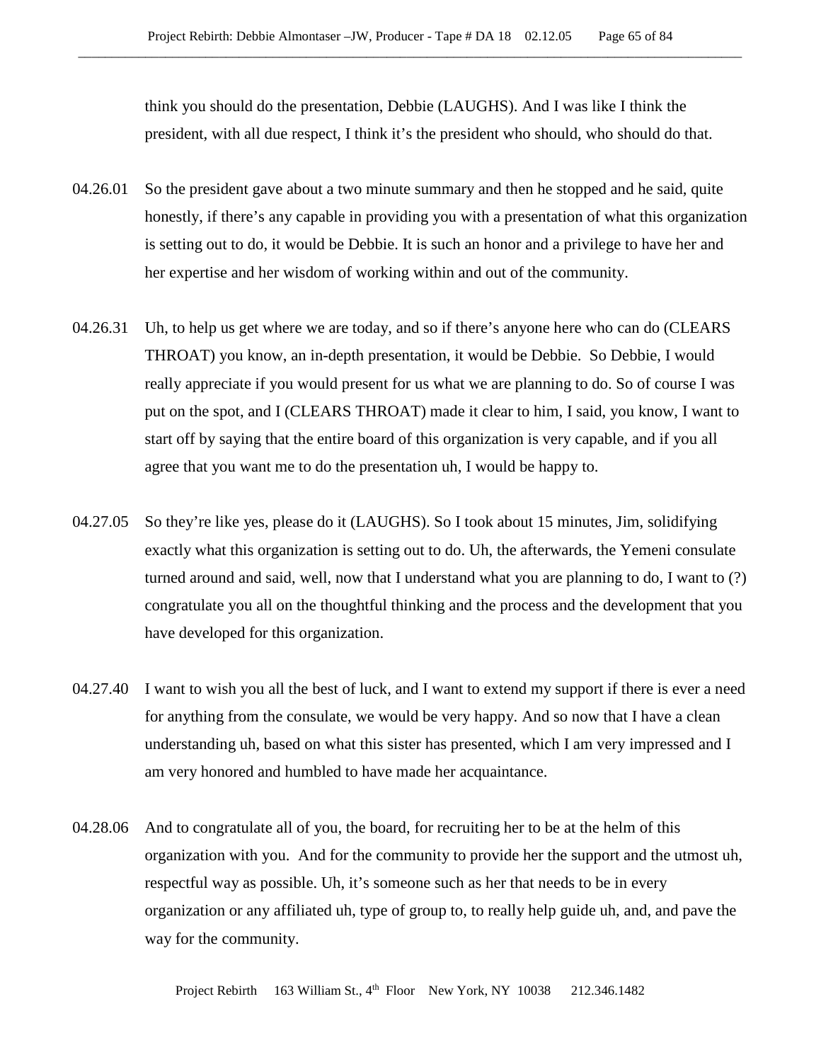think you should do the presentation, Debbie (LAUGHS). And I was like I think the president, with all due respect, I think it's the president who should, who should do that.

04.26.01 So the president gave about a two minute summary and then he stopped and he said, quite honestly, if there's any capable in providing you with a presentation of what this organization is setting out to do, it would be Debbie. It is such an honor and a privilege to have her and her expertise and her wisdom of working within and out of the community.

04.26.31 Uh, to help us get where we are today, and so if there's anyone here who can do (CLEARS THROAT) you know, an in-depth presentation, it would be Debbie. So Debbie, I would really appreciate if you would present for us what we are planning to do. So of course I was put on the spot, and I (CLEARS THROAT) made it clear to him, I said, you know, I want to start off by saying that the entire board of this organization is very capable, and if you all agree that you want me to do the presentation uh, I would be happy to.

04.27.05 So they're like yes, please do it (LAUGHS). So I took about 15 minutes, Jim, solidifying exactly what this organization is setting out to do. Uh, the afterwards, the Yemeni consulate turned around and said, well, now that I understand what you are planning to do, I want to (?) congratulate you all on the thoughtful thinking and the process and the development that you have developed for this organization.

04.27.40 I want to wish you all the best of luck, and I want to extend my support if there is ever a need for anything from the consulate, we would be very happy. And so now that I have a clean understanding uh, based on what this sister has presented, which I am very impressed and I am very honored and humbled to have made her acquaintance.

04.28.06 And to congratulate all of you, the board, for recruiting her to be at the helm of this organization with you. And for the community to provide her the support and the utmost uh, respectful way as possible. Uh, it's someone such as her that needs to be in every organization or any affiliated uh, type of group to, to really help guide uh, and, and pave the way for the community.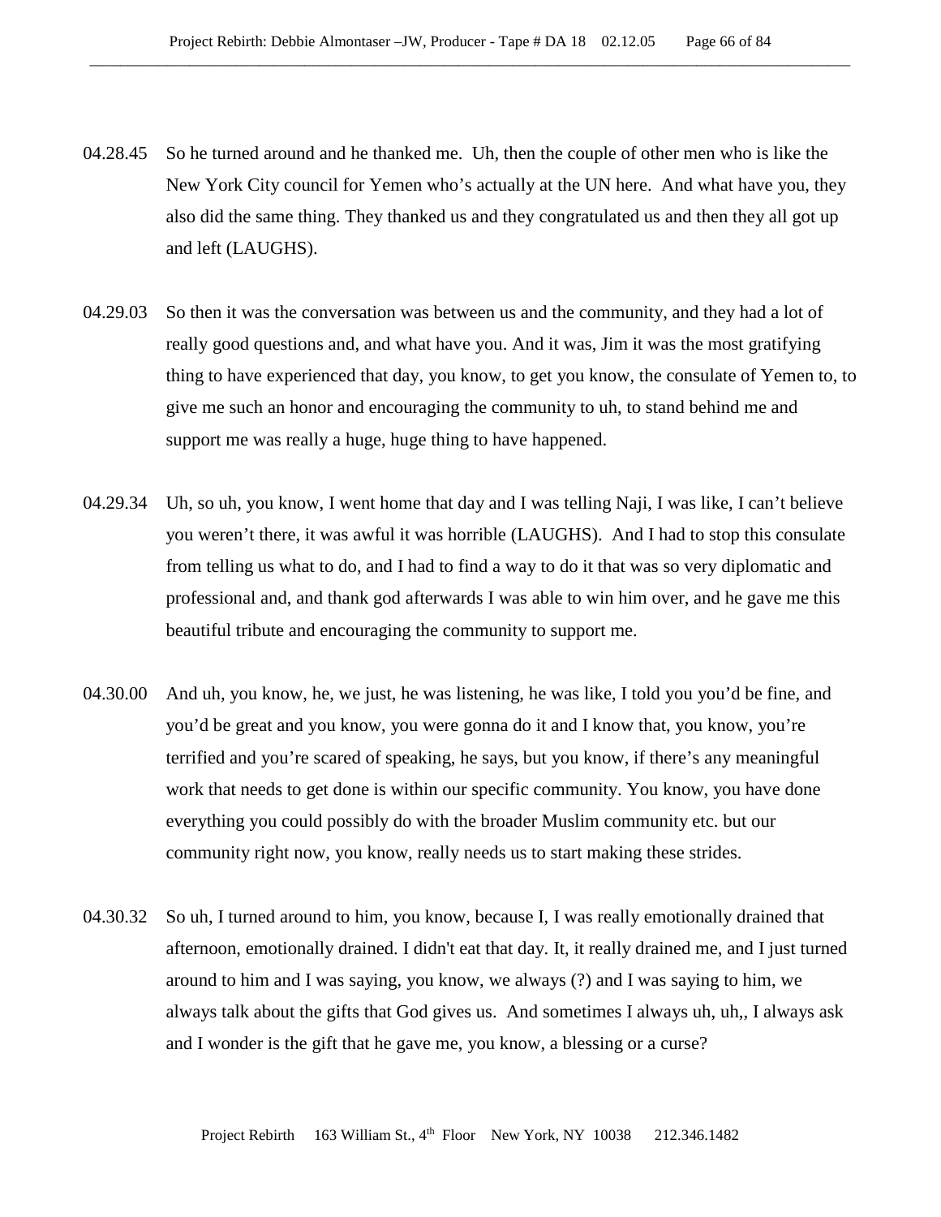04.28.45 So he turned around and he thanked me. Uh, then the couple of other men who is like the New York City council for Yemen who's actually at the UN here. And what have you, they also did the same thing. They thanked us and they congratulated us and then they all got up and left (LAUGHS).

04.29.03 So then it was the conversation was between us and the community, and they had a lot of really good questions and, and what have you. And it was, Jim it was the most gratifying thing to have experienced that day, you know, to get you know, the consulate of Yemen to, to give me such an honor and encouraging the community to uh, to stand behind me and support me was really a huge, huge thing to have happened.

04.29.34 Uh, so uh, you know, I went home that day and I was telling Naji, I was like, I can't believe you weren't there, it was awful it was horrible (LAUGHS). And I had to stop this consulate from telling us what to do, and I had to find a way to do it that was so very diplomatic and professional and, and thank god afterwards I was able to win him over, and he gave me this beautiful tribute and encouraging the community to support me.

04.30.00 And uh, you know, he, we just, he was listening, he was like, I told you you'd be fine, and you'd be great and you know, you were gonna do it and I know that, you know, you're terrified and you're scared of speaking, he says, but you know, if there's any meaningful work that needs to get done is within our specific community. You know, you have done everything you could possibly do with the broader Muslim community etc. but our community right now, you know, really needs us to start making these strides.

04.30.32 So uh, I turned around to him, you know, because I, I was really emotionally drained that afternoon, emotionally drained. I didn't eat that day. It, it really drained me, and I just turned around to him and I was saying, you know, we always (?) and I was saying to him, we always talk about the gifts that God gives us. And sometimes I always uh, uh,, I always ask and I wonder is the gift that he gave me, you know, a blessing or a curse?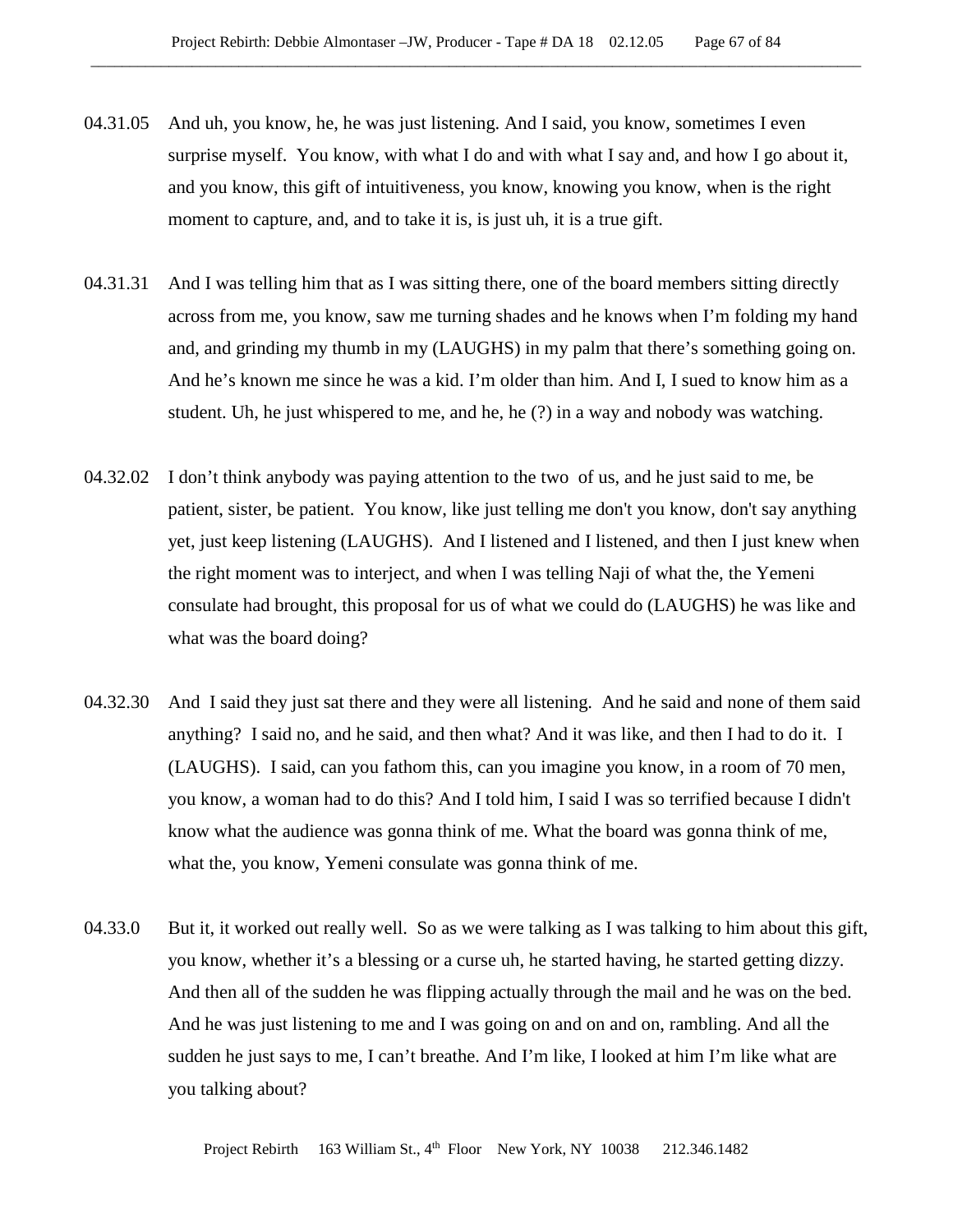04.31.05 And uh, you know, he, he was just listening. And I said, you know, sometimes I even surprise myself. You know, with what I do and with what I say and, and how I go about it, and you know, this gift of intuitiveness, you know, knowing you know, when is the right moment to capture, and, and to take it is, is just uh, it is a true gift.

04.31.31 And I was telling him that as I was sitting there, one of the board members sitting directly across from me, you know, saw me turning shades and he knows when I'm folding my hand and, and grinding my thumb in my (LAUGHS) in my palm that there's something going on. And he's known me since he was a kid. I'm older than him. And I, I sued to know him as a student. Uh, he just whispered to me, and he, he (?) in a way and nobody was watching.

04.32.02 I don't think anybody was paying attention to the two of us, and he just said to me, be patient, sister, be patient. You know, like just telling me don't you know, don't say anything yet, just keep listening (LAUGHS). And I listened and I listened, and then I just knew when the right moment was to interject, and when I was telling Naji of what the, the Yemeni consulate had brought, this proposal for us of what we could do (LAUGHS) he was like and what was the board doing?

04.32.30 And I said they just sat there and they were all listening. And he said and none of them said anything? I said no, and he said, and then what? And it was like, and then I had to do it. I (LAUGHS). I said, can you fathom this, can you imagine you know, in a room of 70 men, you know, a woman had to do this? And I told him, I said I was so terrified because I didn't know what the audience was gonna think of me. What the board was gonna think of me, what the, you know, Yemeni consulate was gonna think of me.

04.33.0 But it, it worked out really well. So as we were talking as I was talking to him about this gift, you know, whether it's a blessing or a curse uh, he started having, he started getting dizzy. And then all of the sudden he was flipping actually through the mail and he was on the bed. And he was just listening to me and I was going on and on and on, rambling. And all the sudden he just says to me, I can't breathe. And I'm like, I looked at him I'm like what are you talking about?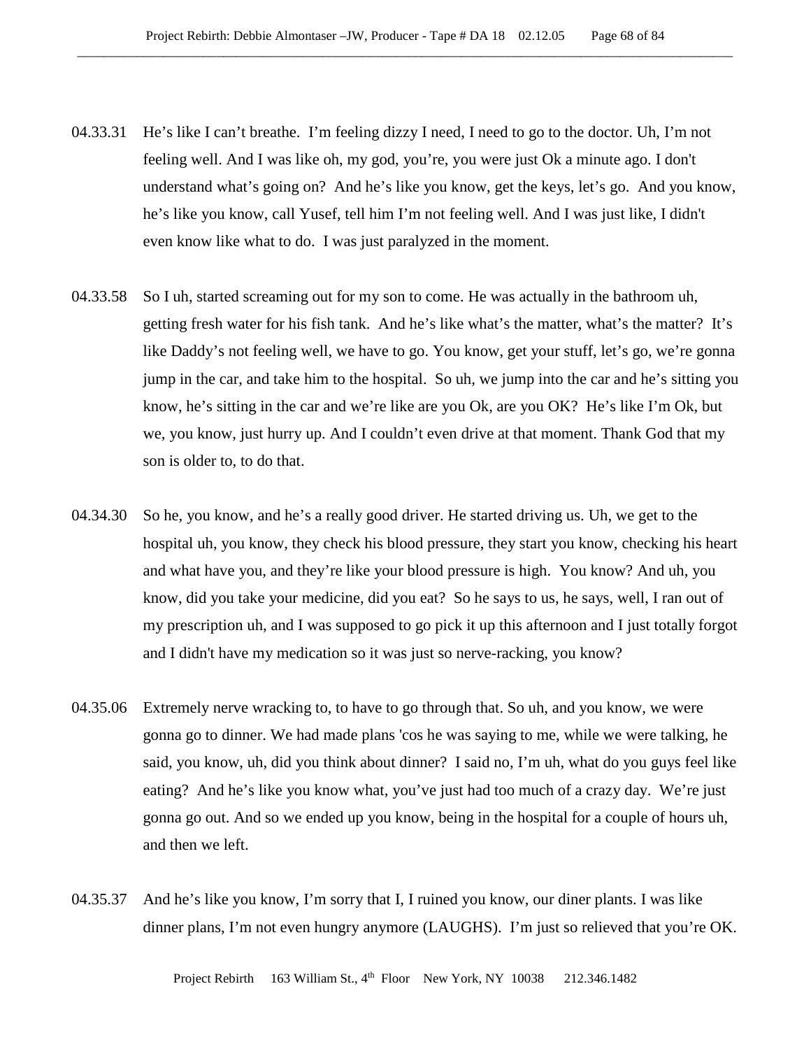04.33.31 He's like I can't breathe. I'm feeling dizzy I need, I need to go to the doctor. Uh, I'm not feeling well. And I was like oh, my god, you're, you were just Ok a minute ago. I don't understand what's going on? And he's like you know, get the keys, let's go. And you know, he's like you know, call Yusef, tell him I'm not feeling well. And I was just like, I didn't even know like what to do. I was just paralyzed in the moment.

04.33.58 So I uh, started screaming out for my son to come. He was actually in the bathroom uh, getting fresh water for his fish tank. And he's like what's the matter, what's the matter? It's like Daddy's not feeling well, we have to go. You know, get your stuff, let's go, we're gonna jump in the car, and take him to the hospital. So uh, we jump into the car and he's sitting you know, he's sitting in the car and we're like are you Ok, are you OK? He's like I'm Ok, but we, you know, just hurry up. And I couldn't even drive at that moment. Thank God that my son is older to, to do that.

04.34.30 So he, you know, and he's a really good driver. He started driving us. Uh, we get to the hospital uh, you know, they check his blood pressure, they start you know, checking his heart and what have you, and they're like your blood pressure is high. You know? And uh, you know, did you take your medicine, did you eat? So he says to us, he says, well, I ran out of my prescription uh, and I was supposed to go pick it up this afternoon and I just totally forgot and I didn't have my medication so it was just so nerve-racking, you know?

04.35.06 Extremely nerve wracking to, to have to go through that. So uh, and you know, we were gonna go to dinner. We had made plans 'cos he was saying to me, while we were talking, he said, you know, uh, did you think about dinner? I said no, I'm uh, what do you guys feel like eating? And he's like you know what, you've just had too much of a crazy day. We're just gonna go out. And so we ended up you know, being in the hospital for a couple of hours uh, and then we left.

04.35.37 And he's like you know, I'm sorry that I, I ruined you know, our diner plants. I was like dinner plans, I'm not even hungry anymore (LAUGHS). I'm just so relieved that you're OK.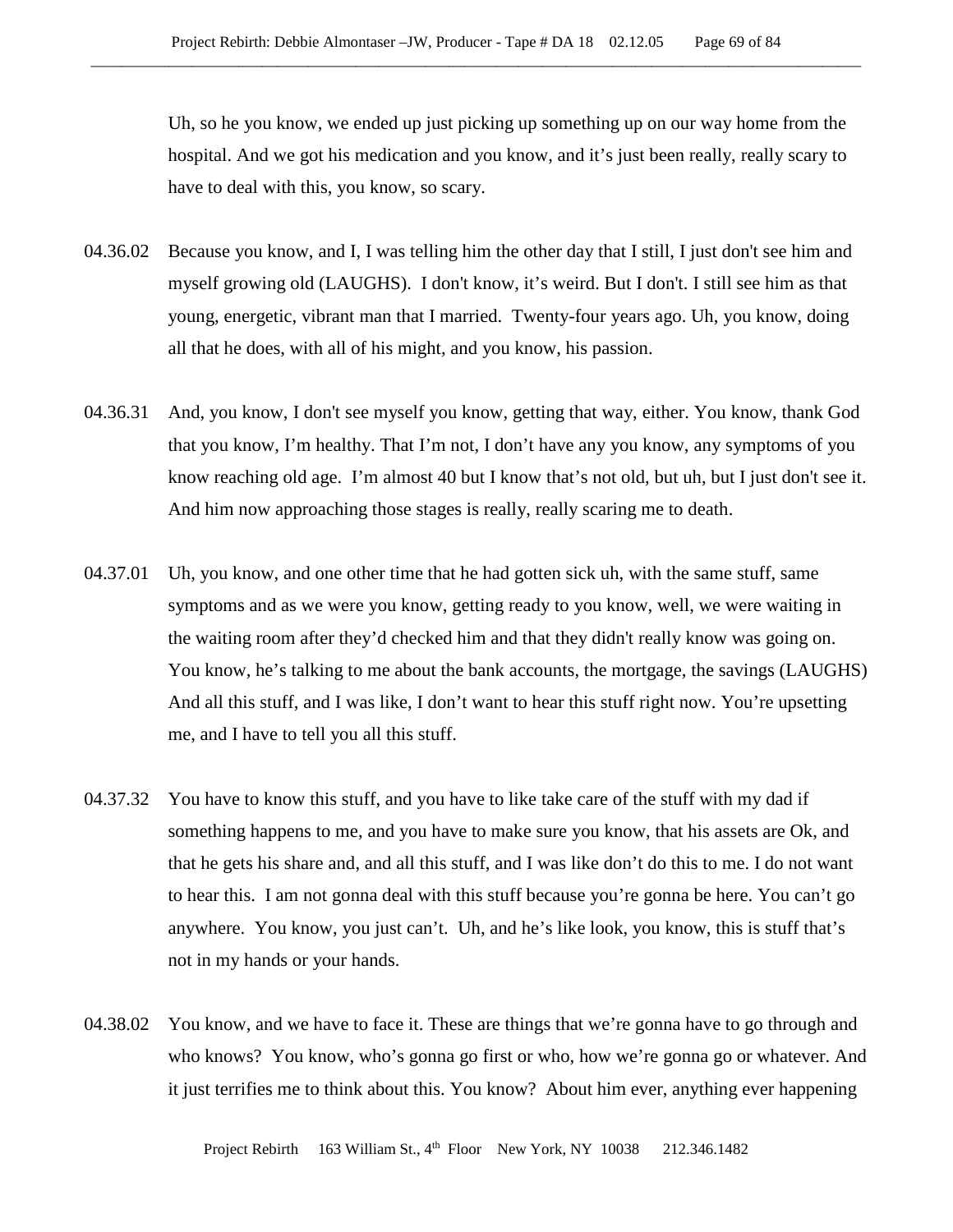Uh, so he you know, we ended up just picking up something up on our way home from the hospital. And we got his medication and you know, and it's just been really, really scary to have to deal with this, you know, so scary.

04.36.02 Because you know, and I, I was telling him the other day that I still, I just don't see him and myself growing old (LAUGHS). I don't know, it's weird. But I don't. I still see him as that young, energetic, vibrant man that I married. Twenty-four years ago. Uh, you know, doing all that he does, with all of his might, and you know, his passion.

04.36.31 And, you know, I don't see myself you know, getting that way, either. You know, thank God that you know, I'm healthy. That I'm not, I don't have any you know, any symptoms of you know reaching old age. I'm almost 40 but I know that's not old, but uh, but I just don't see it. And him now approaching those stages is really, really scaring me to death.

04.37.01 Uh, you know, and one other time that he had gotten sick uh, with the same stuff, same symptoms and as we were you know, getting ready to you know, well, we were waiting in the waiting room after they'd checked him and that they didn't really know was going on. You know, he's talking to me about the bank accounts, the mortgage, the savings (LAUGHS) And all this stuff, and I was like, I don't want to hear this stuff right now. You're upsetting me, and I have to tell you all this stuff.

04.37.32 You have to know this stuff, and you have to like take care of the stuff with my dad if something happens to me, and you have to make sure you know, that his assets are Ok, and that he gets his share and, and all this stuff, and I was like don't do this to me. I do not want to hear this. I am not gonna deal with this stuff because you're gonna be here. You can't go anywhere. You know, you just can't. Uh, and he's like look, you know, this is stuff that's not in my hands or your hands.

04.38.02 You know, and we have to face it. These are things that we're gonna have to go through and who knows? You know, who's gonna go first or who, how we're gonna go or whatever. And it just terrifies me to think about this. You know? About him ever, anything ever happening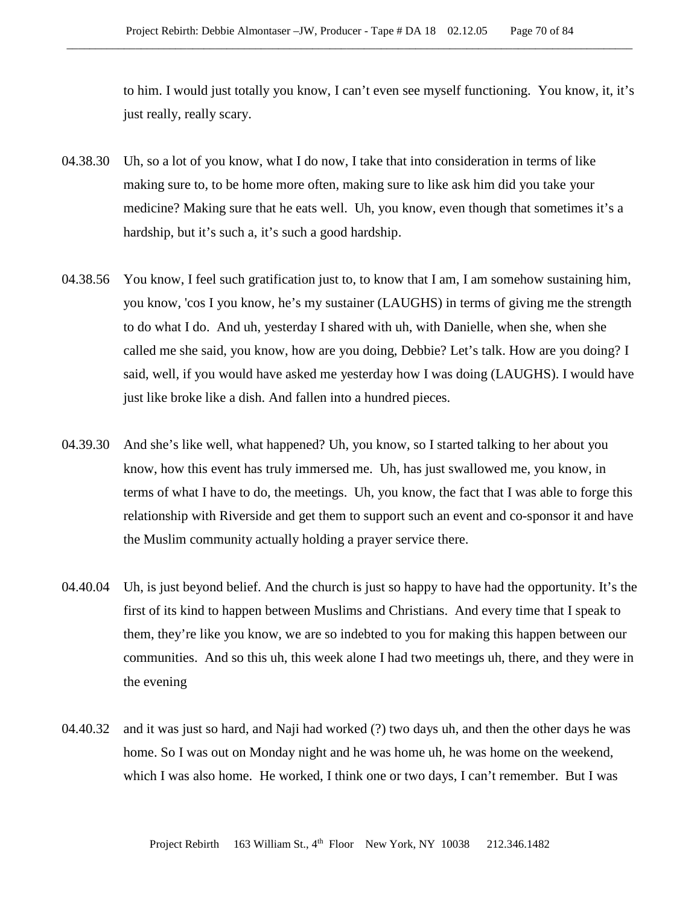to him. I would just totally you know, I can't even see myself functioning. You know, it, it's just really, really scary.

04.38.30 Uh, so a lot of you know, what I do now, I take that into consideration in terms of like making sure to, to be home more often, making sure to like ask him did you take your medicine? Making sure that he eats well. Uh, you know, even though that sometimes it's a hardship, but it's such a, it's such a good hardship.

04.38.56 You know, I feel such gratification just to, to know that I am, I am somehow sustaining him, you know, 'cos I you know, he's my sustainer (LAUGHS) in terms of giving me the strength to do what I do. And uh, yesterday I shared with uh, with Danielle, when she, when she called me she said, you know, how are you doing, Debbie? Let's talk. How are you doing? I said, well, if you would have asked me yesterday how I was doing (LAUGHS). I would have just like broke like a dish. And fallen into a hundred pieces.

04.39.30 And she's like well, what happened? Uh, you know, so I started talking to her about you know, how this event has truly immersed me. Uh, has just swallowed me, you know, in terms of what I have to do, the meetings. Uh, you know, the fact that I was able to forge this relationship with Riverside and get them to support such an event and co-sponsor it and have the Muslim community actually holding a prayer service there.

04.40.04 Uh, is just beyond belief. And the church is just so happy to have had the opportunity. It's the first of its kind to happen between Muslims and Christians. And every time that I speak to them, they're like you know, we are so indebted to you for making this happen between our communities. And so this uh, this week alone I had two meetings uh, there, and they were in the evening

04.40.32 and it was just so hard, and Naji had worked (?) two days uh, and then the other days he was home. So I was out on Monday night and he was home uh, he was home on the weekend, which I was also home. He worked, I think one or two days, I can't remember. But I was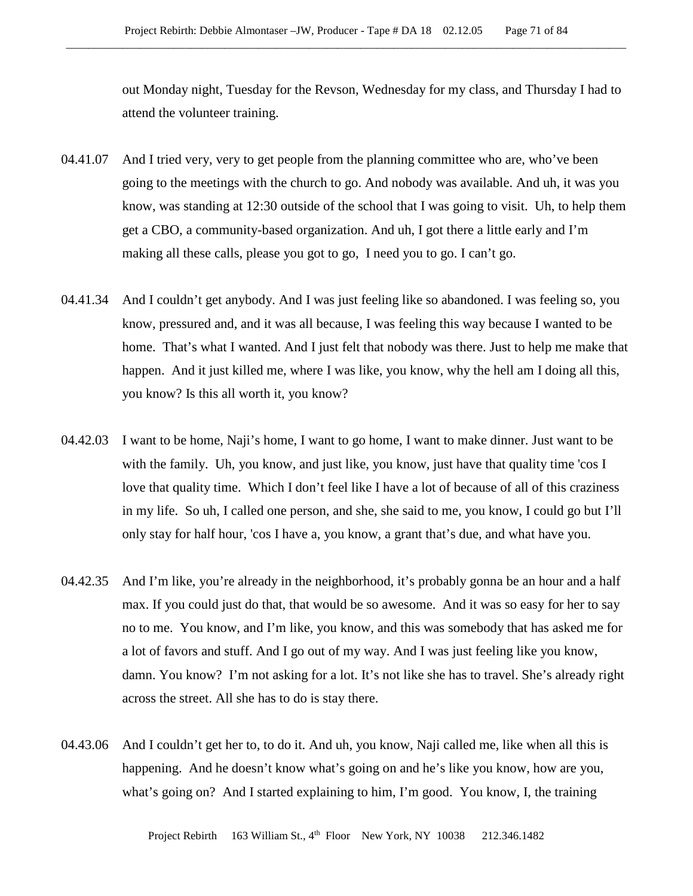out Monday night, Tuesday for the Revson, Wednesday for my class, and Thursday I had to attend the volunteer training.

04.41.07 And I tried very, very to get people from the planning committee who are, who've been going to the meetings with the church to go. And nobody was available. And uh, it was you know, was standing at 12:30 outside of the school that I was going to visit. Uh, to help them get a CBO, a community-based organization. And uh, I got there a little early and I'm making all these calls, please you got to go, I need you to go. I can't go.

04.41.34 And I couldn't get anybody. And I was just feeling like so abandoned. I was feeling so, you know, pressured and, and it was all because, I was feeling this way because I wanted to be home. That's what I wanted. And I just felt that nobody was there. Just to help me make that happen. And it just killed me, where I was like, you know, why the hell am I doing all this, you know? Is this all worth it, you know?

04.42.03 I want to be home, Naji's home, I want to go home, I want to make dinner. Just want to be with the family. Uh, you know, and just like, you know, just have that quality time 'cos I love that quality time. Which I don't feel like I have a lot of because of all of this craziness in my life. So uh, I called one person, and she, she said to me, you know, I could go but I'll only stay for half hour, 'cos I have a, you know, a grant that's due, and what have you.

04.42.35 And I'm like, you're already in the neighborhood, it's probably gonna be an hour and a half max. If you could just do that, that would be so awesome. And it was so easy for her to say no to me. You know, and I'm like, you know, and this was somebody that has asked me for a lot of favors and stuff. And I go out of my way. And I was just feeling like you know, damn. You know? I'm not asking for a lot. It's not like she has to travel. She's already right across the street. All she has to do is stay there.

04.43.06 And I couldn't get her to, to do it. And uh, you know, Naji called me, like when all this is happening. And he doesn't know what's going on and he's like you know, how are you, what's going on? And I started explaining to him, I'm good. You know, I, the training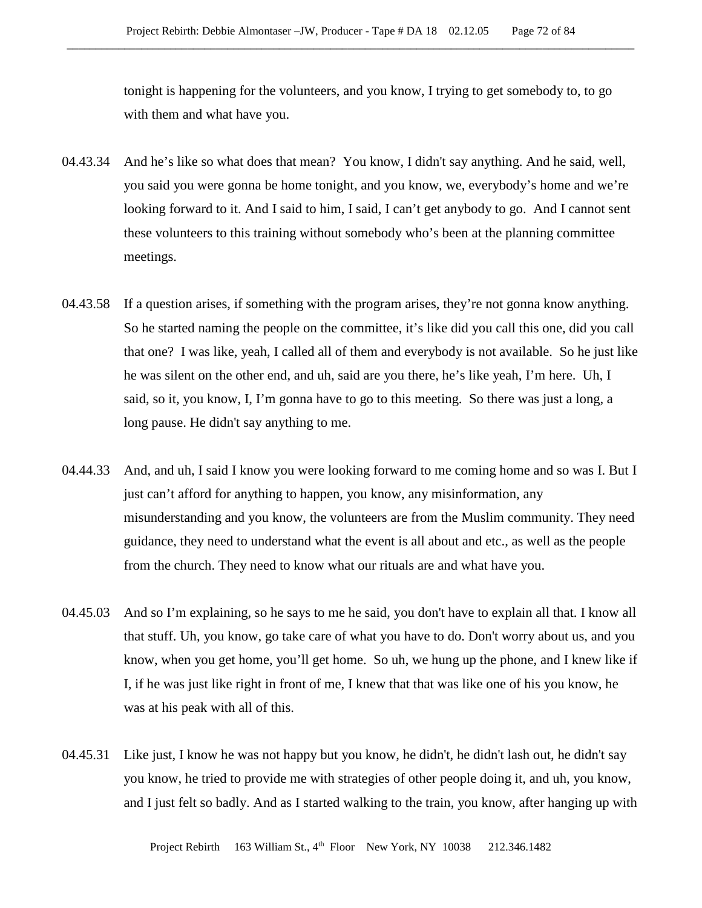tonight is happening for the volunteers, and you know, I trying to get somebody to, to go with them and what have you.

04.43.34 And he's like so what does that mean? You know, I didn't say anything. And he said, well, you said you were gonna be home tonight, and you know, we, everybody's home and we're looking forward to it. And I said to him, I said, I can't get anybody to go. And I cannot sent these volunteers to this training without somebody who's been at the planning committee meetings.

04.43.58 If a question arises, if something with the program arises, they're not gonna know anything. So he started naming the people on the committee, it's like did you call this one, did you call that one? I was like, yeah, I called all of them and everybody is not available. So he just like he was silent on the other end, and uh, said are you there, he's like yeah, I'm here. Uh, I said, so it, you know, I, I'm gonna have to go to this meeting. So there was just a long, a long pause. He didn't say anything to me.

04.44.33 And, and uh, I said I know you were looking forward to me coming home and so was I. But I just can't afford for anything to happen, you know, any misinformation, any misunderstanding and you know, the volunteers are from the Muslim community. They need guidance, they need to understand what the event is all about and etc., as well as the people from the church. They need to know what our rituals are and what have you.

04.45.03 And so I'm explaining, so he says to me he said, you don't have to explain all that. I know all that stuff. Uh, you know, go take care of what you have to do. Don't worry about us, and you know, when you get home, you'll get home. So uh, we hung up the phone, and I knew like if I, if he was just like right in front of me, I knew that that was like one of his you know, he was at his peak with all of this.

04.45.31 Like just, I know he was not happy but you know, he didn't, he didn't lash out, he didn't say you know, he tried to provide me with strategies of other people doing it, and uh, you know, and I just felt so badly. And as I started walking to the train, you know, after hanging up with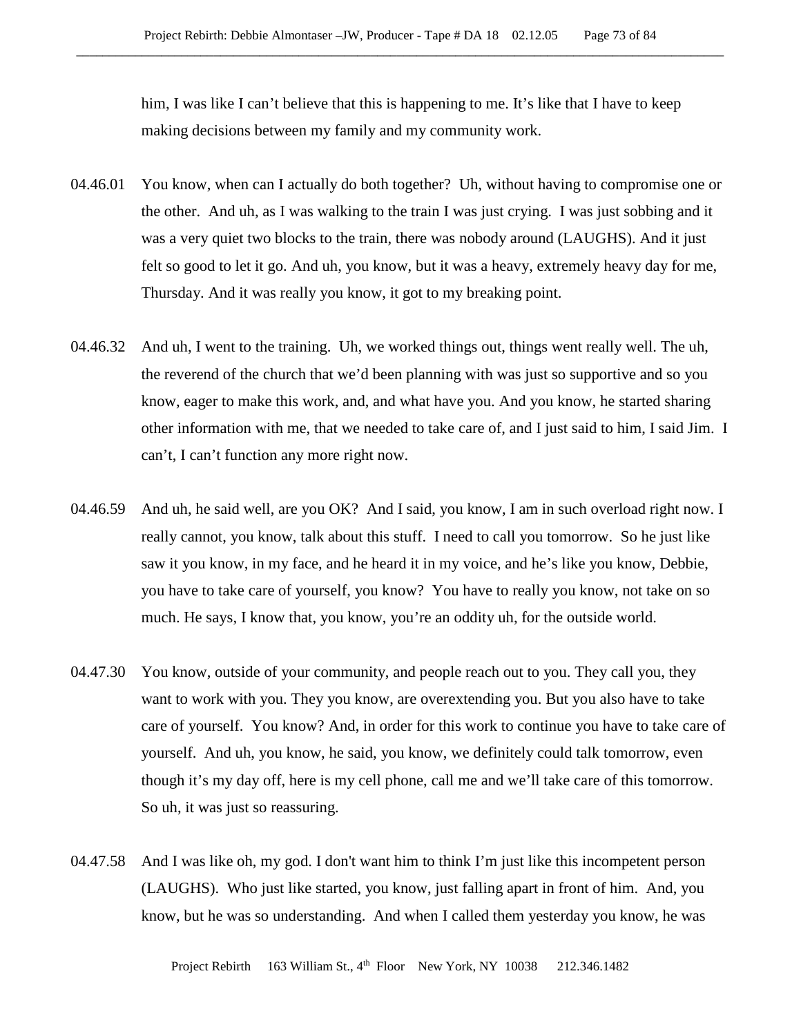him, I was like I can't believe that this is happening to me. It's like that I have to keep making decisions between my family and my community work.

04.46.01 You know, when can I actually do both together? Uh, without having to compromise one or the other. And uh, as I was walking to the train I was just crying. I was just sobbing and it was a very quiet two blocks to the train, there was nobody around (LAUGHS). And it just felt so good to let it go. And uh, you know, but it was a heavy, extremely heavy day for me, Thursday. And it was really you know, it got to my breaking point.

04.46.32 And uh, I went to the training. Uh, we worked things out, things went really well. The uh, the reverend of the church that we'd been planning with was just so supportive and so you know, eager to make this work, and, and what have you. And you know, he started sharing other information with me, that we needed to take care of, and I just said to him, I said Jim. I can't, I can't function any more right now.

04.46.59 And uh, he said well, are you OK? And I said, you know, I am in such overload right now. I really cannot, you know, talk about this stuff. I need to call you tomorrow. So he just like saw it you know, in my face, and he heard it in my voice, and he's like you know, Debbie, you have to take care of yourself, you know? You have to really you know, not take on so much. He says, I know that, you know, you're an oddity uh, for the outside world.

04.47.30 You know, outside of your community, and people reach out to you. They call you, they want to work with you. They you know, are overextending you. But you also have to take care of yourself. You know? And, in order for this work to continue you have to take care of yourself. And uh, you know, he said, you know, we definitely could talk tomorrow, even though it's my day off, here is my cell phone, call me and we'll take care of this tomorrow. So uh, it was just so reassuring.

04.47.58 And I was like oh, my god. I don't want him to think I'm just like this incompetent person (LAUGHS). Who just like started, you know, just falling apart in front of him. And, you know, but he was so understanding. And when I called them yesterday you know, he was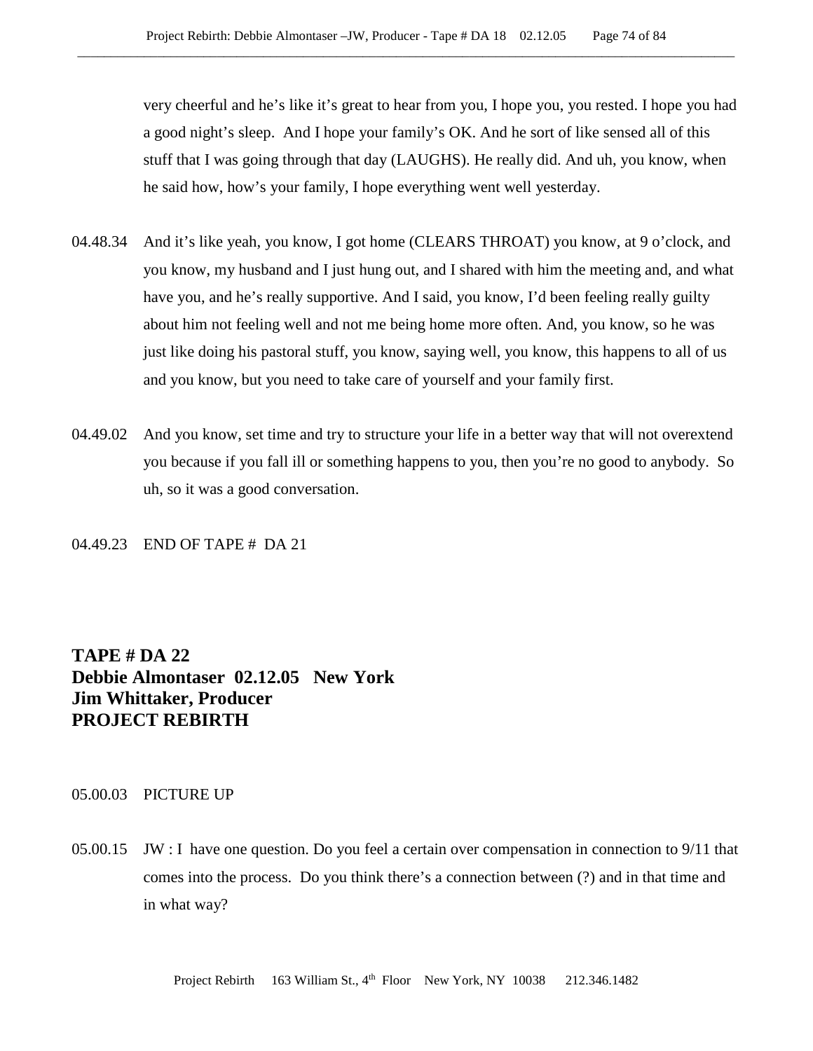very cheerful and he's like it's great to hear from you, I hope you, you rested. I hope you had a good night's sleep. And I hope your family's OK. And he sort of like sensed all of this stuff that I was going through that day (LAUGHS). He really did. And uh, you know, when he said how, how's your family, I hope everything went well yesterday.

04.48.34 And it's like yeah, you know, I got home (CLEARS THROAT) you know, at 9 o'clock, and you know, my husband and I just hung out, and I shared with him the meeting and, and what have you, and he's really supportive. And I said, you know, I'd been feeling really guilty about him not feeling well and not me being home more often. And, you know, so he was just like doing his pastoral stuff, you know, saying well, you know, this happens to all of us and you know, but you need to take care of yourself and your family first.

04.49.02 And you know, set time and try to structure your life in a better way that will not overextend you because if you fall ill or something happens to you, then you're no good to anybody. So uh, so it was a good conversation.

04.49.23 END OF TAPE # DA 21

**TAPE # DA 22**
**Debbie Almontaser 02.12.05 New York**
**Jim Whittaker, Producer**
**PROJECT REBIRTH**

05.00.03 PICTURE UP

05.00.15 JW : I have one question. Do you feel a certain over compensation in connection to 9/11 that comes into the process. Do you think there's a connection between (?) and in that time and in what way?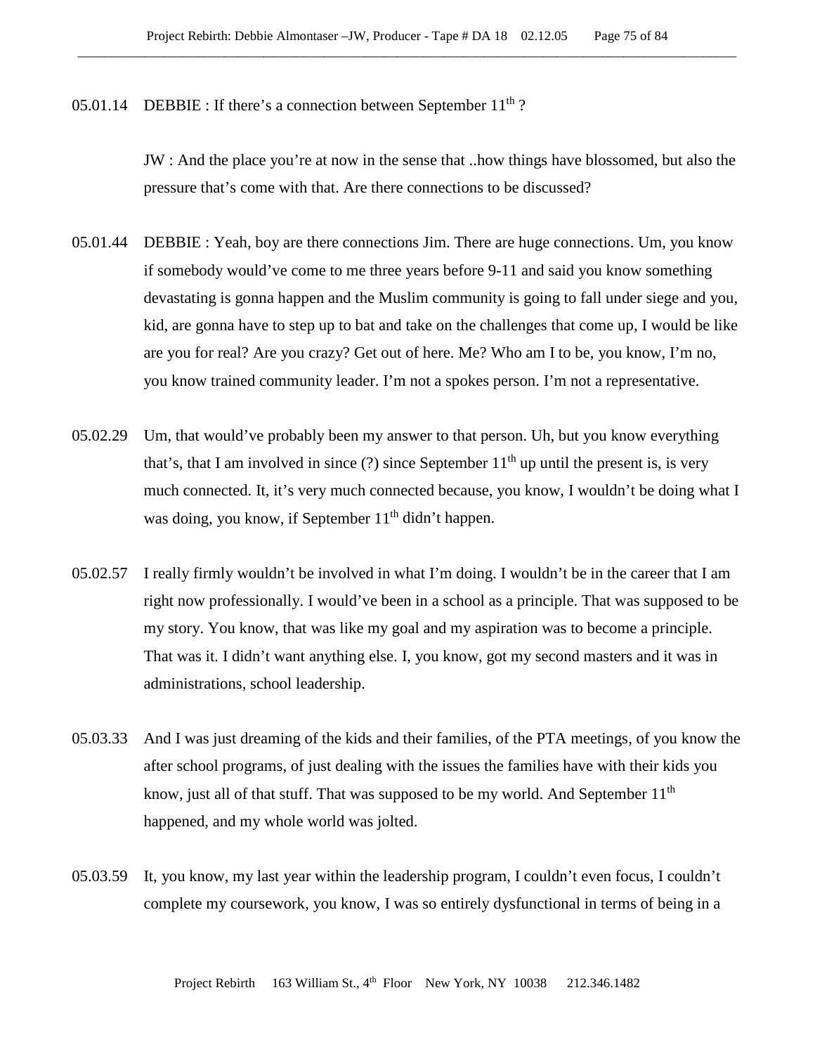05.01.14 DEBBIE : If there's a connection between September 11th ?

JW : And the place you're at now in the sense that ..how things have blossomed, but also the pressure that's come with that. Are there connections to be discussed?

05.01.44 DEBBIE : Yeah, boy are there connections Jim. There are huge connections. Um, you know if somebody would've come to me three years before 9-11 and said you know something devastating is gonna happen and the Muslim community is going to fall under siege and you, kid, are gonna have to step up to bat and take on the challenges that come up, I would be like are you for real? Are you crazy? Get out of here. Me? Who am I to be, you know, I'm no, you know trained community leader. I'm not a spokes person. I'm not a representative.

05.02.29 Um, that would've probably been my answer to that person. Uh, but you know everything that's, that I am involved in since (?) since September 11th up until the present is, is very much connected. It, it's very much connected because, you know, I wouldn't be doing what I was doing, you know, if September 11th didn't happen.

05.02.57 I really firmly wouldn't be involved in what I'm doing. I wouldn't be in the career that I am right now professionally. I would've been in a school as a principle. That was supposed to be my story. You know, that was like my goal and my aspiration was to become a principle. That was it. I didn't want anything else. I, you know, got my second masters and it was in administrations, school leadership.

05.03.33 And I was just dreaming of the kids and their families, of the PTA meetings, of you know the after school programs, of just dealing with the issues the families have with their kids you know, just all of that stuff. That was supposed to be my world. And September 11th happened, and my whole world was jolted.

05.03.59 It, you know, my last year within the leadership program, I couldn't even focus, I couldn't complete my coursework, you know, I was so entirely dysfunctional in terms of being in a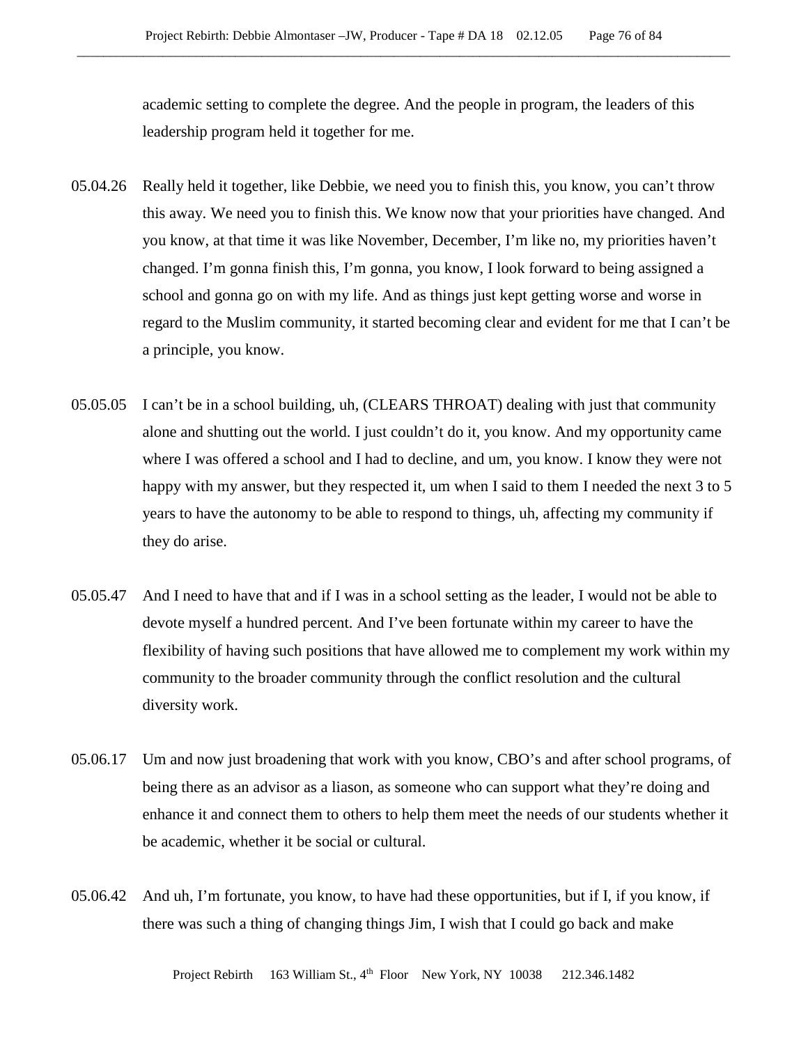academic setting to complete the degree. And the people in program, the leaders of this leadership program held it together for me.

05.04.26 Really held it together, like Debbie, we need you to finish this, you know, you can't throw this away. We need you to finish this. We know now that your priorities have changed. And you know, at that time it was like November, December, I'm like no, my priorities haven't changed. I'm gonna finish this, I'm gonna, you know, I look forward to being assigned a school and gonna go on with my life. And as things just kept getting worse and worse in regard to the Muslim community, it started becoming clear and evident for me that I can't be a principle, you know.

05.05.05 I can't be in a school building, uh, (CLEARS THROAT) dealing with just that community alone and shutting out the world. I just couldn't do it, you know. And my opportunity came where I was offered a school and I had to decline, and um, you know. I know they were not happy with my answer, but they respected it, um when I said to them I needed the next 3 to 5 years to have the autonomy to be able to respond to things, uh, affecting my community if they do arise.

05.05.47 And I need to have that and if I was in a school setting as the leader, I would not be able to devote myself a hundred percent. And I've been fortunate within my career to have the flexibility of having such positions that have allowed me to complement my work within my community to the broader community through the conflict resolution and the cultural diversity work.

05.06.17 Um and now just broadening that work with you know, CBO's and after school programs, of being there as an advisor as a liason, as someone who can support what they're doing and enhance it and connect them to others to help them meet the needs of our students whether it be academic, whether it be social or cultural.

05.06.42 And uh, I'm fortunate, you know, to have had these opportunities, but if I, if you know, if there was such a thing of changing things Jim, I wish that I could go back and make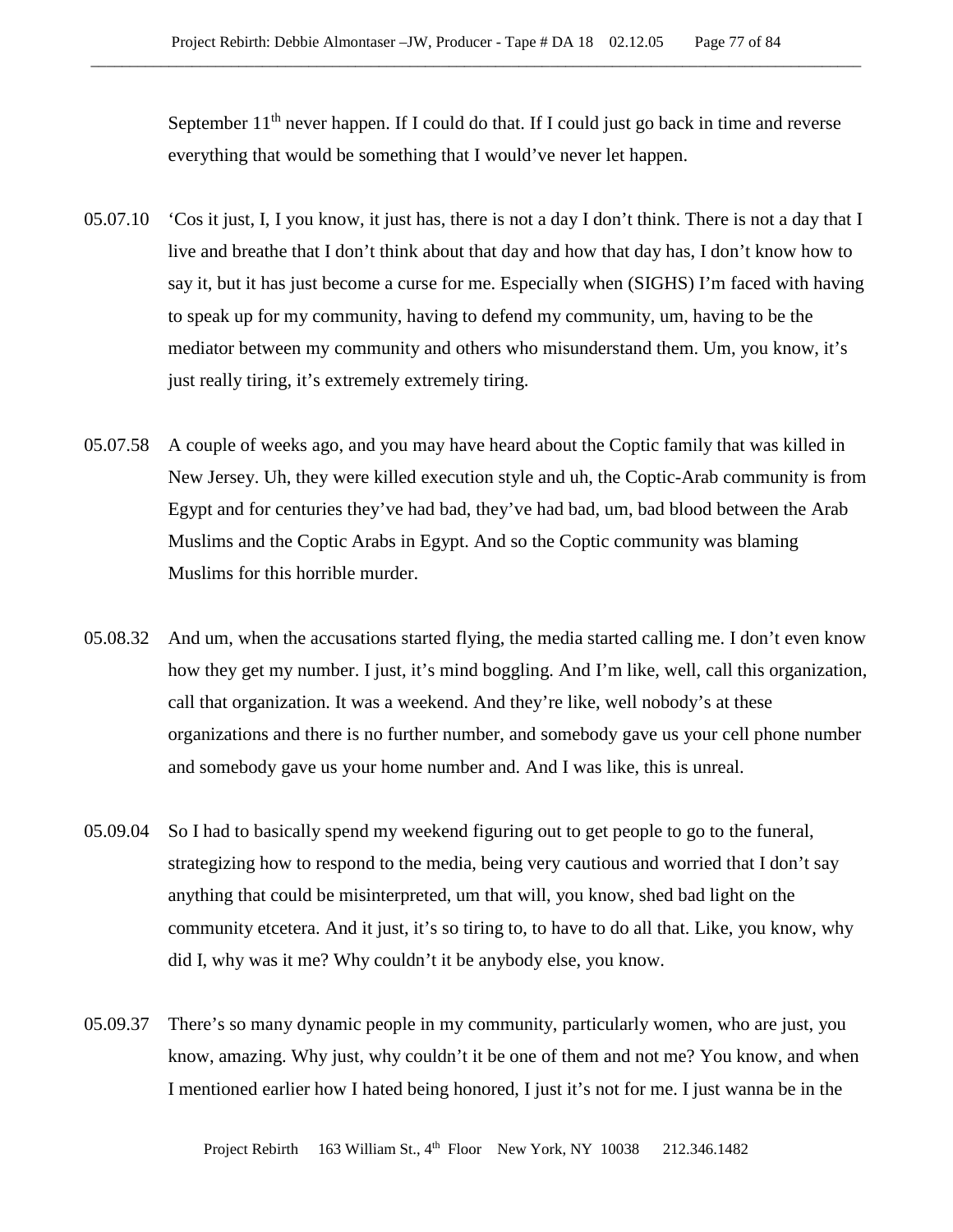September 11th never happen. If I could do that. If I could just go back in time and reverse everything that would be something that I would've never let happen.

05.07.10 'Cos it just, I, I you know, it just has, there is not a day I don't think. There is not a day that I live and breathe that I don't think about that day and how that day has, I don't know how to say it, but it has just become a curse for me. Especially when (SIGHS) I'm faced with having to speak up for my community, having to defend my community, um, having to be the mediator between my community and others who misunderstand them. Um, you know, it's just really tiring, it's extremely extremely tiring.

05.07.58 A couple of weeks ago, and you may have heard about the Coptic family that was killed in New Jersey. Uh, they were killed execution style and uh, the Coptic-Arab community is from Egypt and for centuries they've had bad, they've had bad, um, bad blood between the Arab Muslims and the Coptic Arabs in Egypt. And so the Coptic community was blaming Muslims for this horrible murder.

05.08.32 And um, when the accusations started flying, the media started calling me. I don't even know how they get my number. I just, it's mind boggling. And I'm like, well, call this organization, call that organization. It was a weekend. And they're like, well nobody's at these organizations and there is no further number, and somebody gave us your cell phone number and somebody gave us your home number and. And I was like, this is unreal.

05.09.04 So I had to basically spend my weekend figuring out to get people to go to the funeral, strategizing how to respond to the media, being very cautious and worried that I don't say anything that could be misinterpreted, um that will, you know, shed bad light on the community etcetera. And it just, it's so tiring to, to have to do all that. Like, you know, why did I, why was it me? Why couldn't it be anybody else, you know.

05.09.37 There's so many dynamic people in my community, particularly women, who are just, you know, amazing. Why just, why couldn't it be one of them and not me? You know, and when I mentioned earlier how I hated being honored, I just it's not for me. I just wanna be in the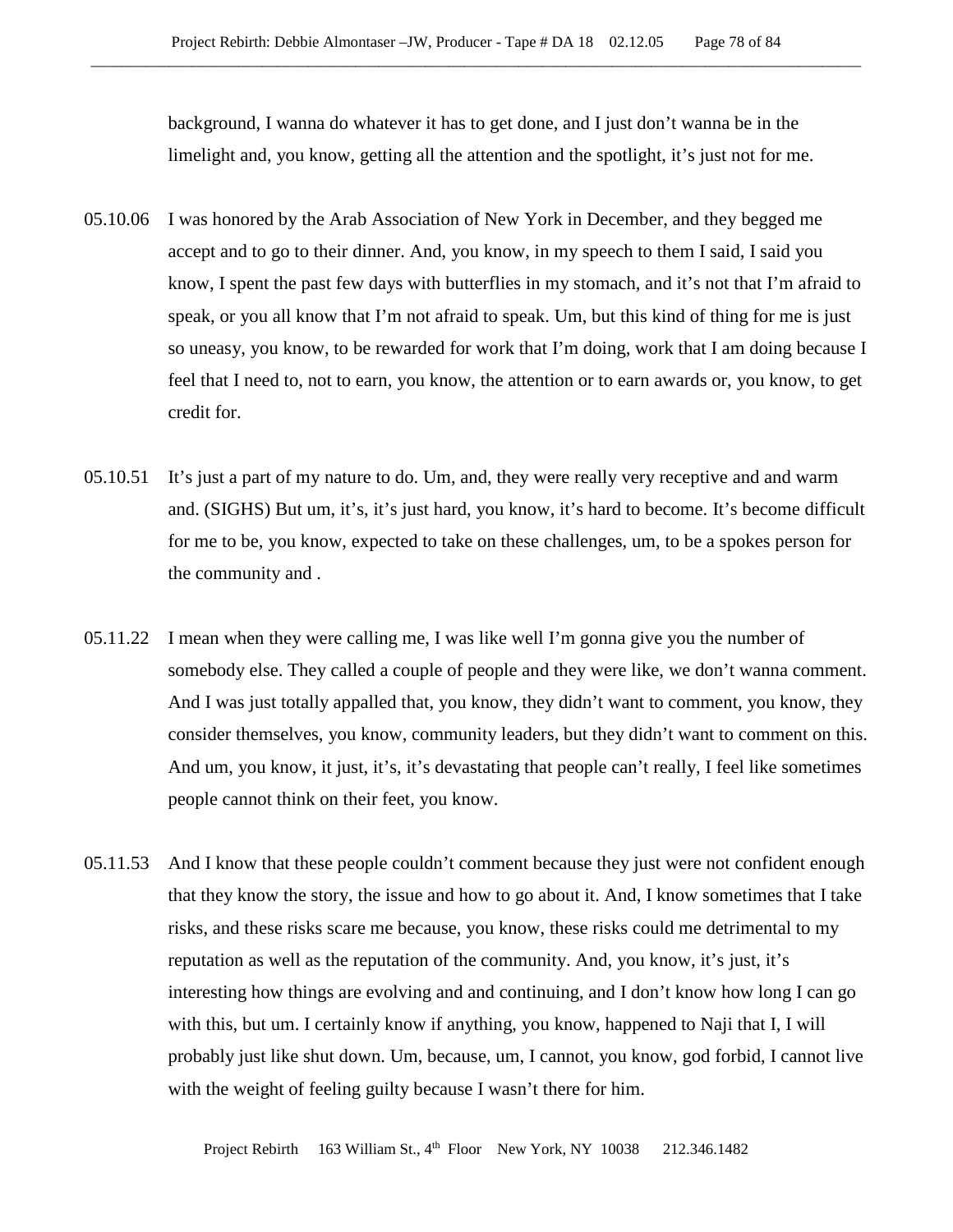background, I wanna do whatever it has to get done, and I just don't wanna be in the limelight and, you know, getting all the attention and the spotlight, it's just not for me.

05.10.06 I was honored by the Arab Association of New York in December, and they begged me accept and to go to their dinner. And, you know, in my speech to them I said, I said you know, I spent the past few days with butterflies in my stomach, and it's not that I'm afraid to speak, or you all know that I'm not afraid to speak. Um, but this kind of thing for me is just so uneasy, you know, to be rewarded for work that I'm doing, work that I am doing because I feel that I need to, not to earn, you know, the attention or to earn awards or, you know, to get credit for.

05.10.51 It's just a part of my nature to do. Um, and, they were really very receptive and and warm and. (SIGHS) But um, it's, it's just hard, you know, it's hard to become. It's become difficult for me to be, you know, expected to take on these challenges, um, to be a spokes person for the community and .

05.11.22 I mean when they were calling me, I was like well I'm gonna give you the number of somebody else. They called a couple of people and they were like, we don't wanna comment. And I was just totally appalled that, you know, they didn't want to comment, you know, they consider themselves, you know, community leaders, but they didn't want to comment on this. And um, you know, it just, it's, it's devastating that people can't really, I feel like sometimes people cannot think on their feet, you know.

05.11.53 And I know that these people couldn't comment because they just were not confident enough that they know the story, the issue and how to go about it. And, I know sometimes that I take risks, and these risks scare me because, you know, these risks could me detrimental to my reputation as well as the reputation of the community. And, you know, it's just, it's interesting how things are evolving and and continuing, and I don't know how long I can go with this, but um. I certainly know if anything, you know, happened to Naji that I, I will probably just like shut down. Um, because, um, I cannot, you know, god forbid, I cannot live with the weight of feeling guilty because I wasn't there for him.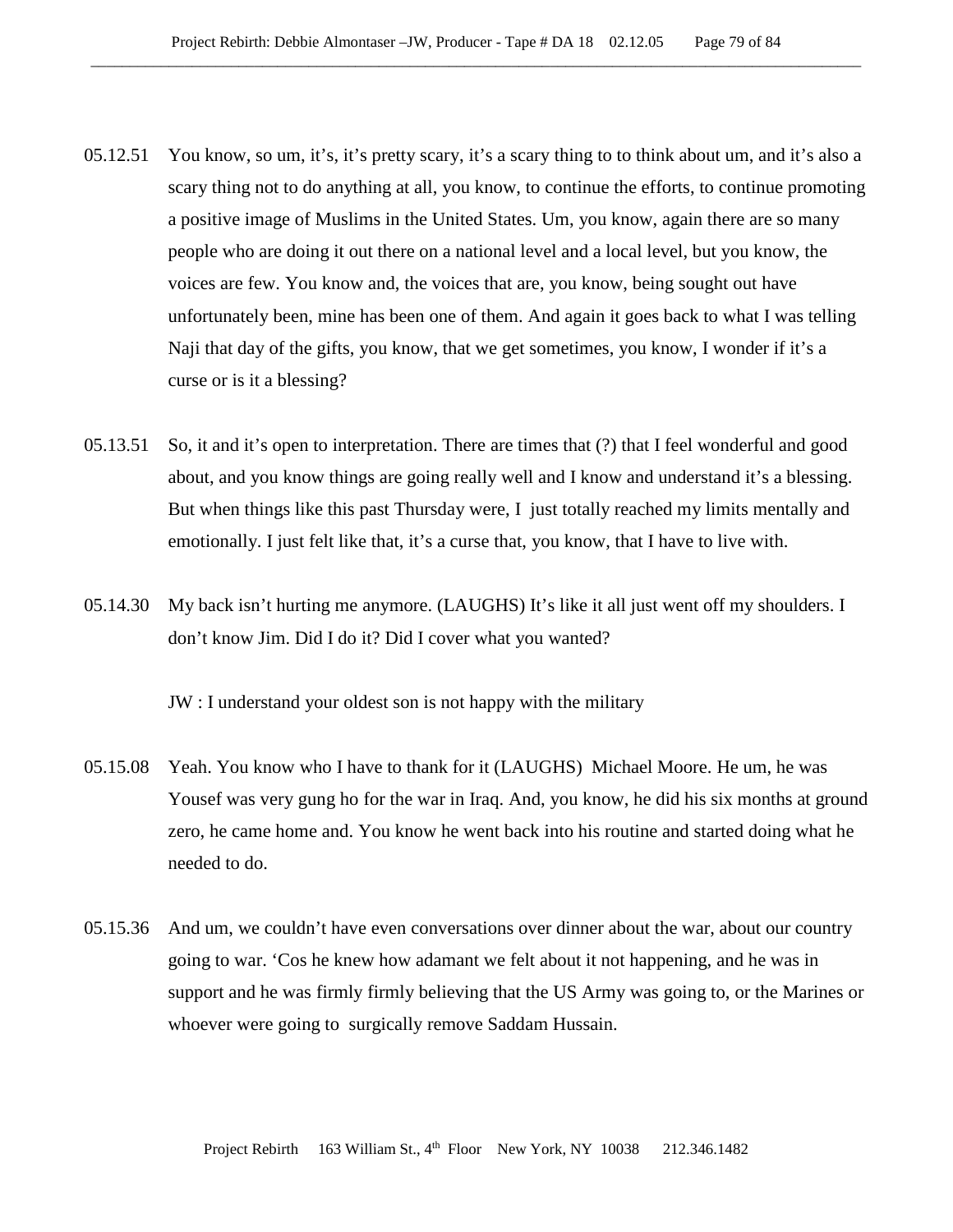05.12.51 You know, so um, it's, it's pretty scary, it's a scary thing to to think about um, and it's also a scary thing not to do anything at all, you know, to continue the efforts, to continue promoting a positive image of Muslims in the United States. Um, you know, again there are so many people who are doing it out there on a national level and a local level, but you know, the voices are few. You know and, the voices that are, you know, being sought out have unfortunately been, mine has been one of them. And again it goes back to what I was telling Naji that day of the gifts, you know, that we get sometimes, you know, I wonder if it's a curse or is it a blessing?

05.13.51 So, it and it's open to interpretation. There are times that (?) that I feel wonderful and good about, and you know things are going really well and I know and understand it's a blessing. But when things like this past Thursday were, I just totally reached my limits mentally and emotionally. I just felt like that, it's a curse that, you know, that I have to live with.

05.14.30 My back isn't hurting me anymore. (LAUGHS) It's like it all just went off my shoulders. I don't know Jim. Did I do it? Did I cover what you wanted?

JW : I understand your oldest son is not happy with the military

05.15.08 Yeah. You know who I have to thank for it (LAUGHS) Michael Moore. He um, he was Yousef was very gung ho for the war in Iraq. And, you know, he did his six months at ground zero, he came home and. You know he went back into his routine and started doing what he needed to do.

05.15.36 And um, we couldn't have even conversations over dinner about the war, about our country going to war. 'Cos he knew how adamant we felt about it not happening, and he was in support and he was firmly firmly believing that the US Army was going to, or the Marines or whoever were going to surgically remove Saddam Hussain.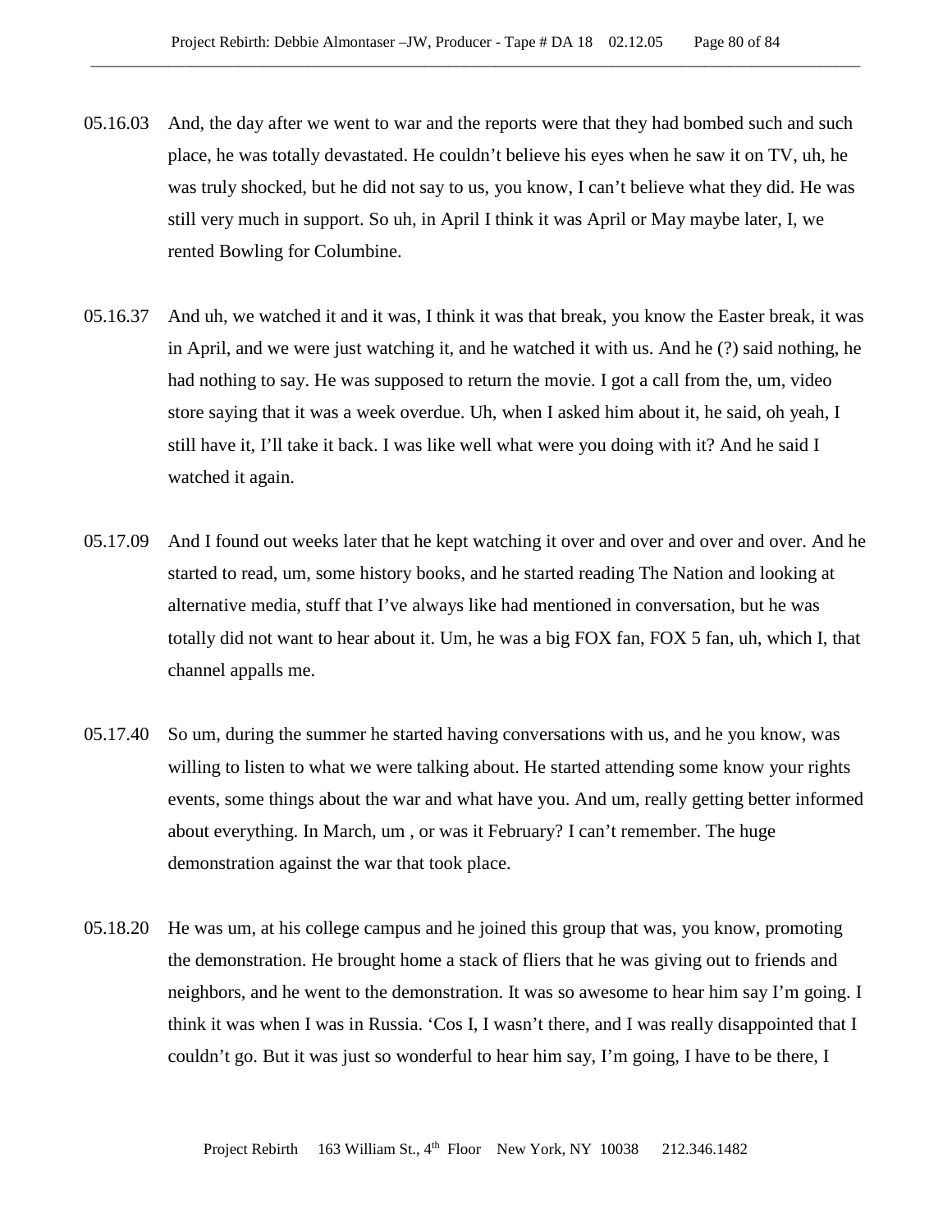05.16.03 And, the day after we went to war and the reports were that they had bombed such and such place, he was totally devastated. He couldn't believe his eyes when he saw it on TV, uh, he was truly shocked, but he did not say to us, you know, I can't believe what they did. He was still very much in support. So uh, in April I think it was April or May maybe later, I, we rented Bowling for Columbine.

05.16.37 And uh, we watched it and it was, I think it was that break, you know the Easter break, it was in April, and we were just watching it, and he watched it with us. And he (?) said nothing, he had nothing to say. He was supposed to return the movie. I got a call from the, um, video store saying that it was a week overdue. Uh, when I asked him about it, he said, oh yeah, I still have it, I'll take it back. I was like well what were you doing with it? And he said I watched it again.

05.17.09 And I found out weeks later that he kept watching it over and over and over and over. And he started to read, um, some history books, and he started reading The Nation and looking at alternative media, stuff that I've always like had mentioned in conversation, but he was totally did not want to hear about it. Um, he was a big FOX fan, FOX 5 fan, uh, which I, that channel appalls me.

05.17.40 So um, during the summer he started having conversations with us, and he you know, was willing to listen to what we were talking about. He started attending some know your rights events, some things about the war and what have you. And um, really getting better informed about everything. In March, um , or was it February? I can't remember. The huge demonstration against the war that took place.

05.18.20 He was um, at his college campus and he joined this group that was, you know, promoting the demonstration. He brought home a stack of fliers that he was giving out to friends and neighbors, and he went to the demonstration. It was so awesome to hear him say I'm going. I think it was when I was in Russia. 'Cos I, I wasn't there, and I was really disappointed that I couldn't go. But it was just so wonderful to hear him say, I'm going, I have to be there, I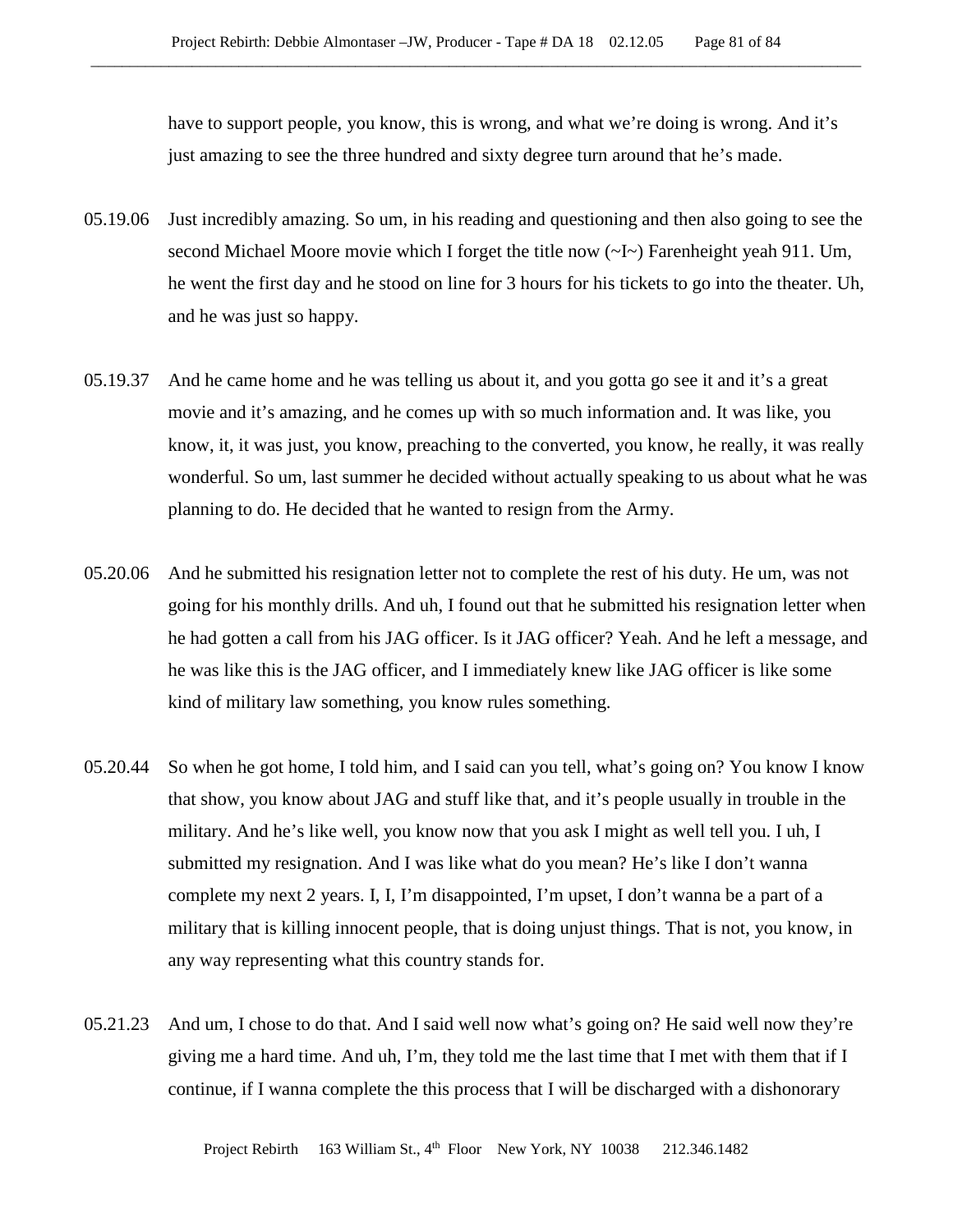have to support people, you know, this is wrong, and what we're doing is wrong. And it's just amazing to see the three hundred and sixty degree turn around that he's made.

05.19.06 Just incredibly amazing. So um, in his reading and questioning and then also going to see the second Michael Moore movie which I forget the title now (~I~) Farenheight yeah 911. Um, he went the first day and he stood on line for 3 hours for his tickets to go into the theater. Uh, and he was just so happy.

05.19.37 And he came home and he was telling us about it, and you gotta go see it and it's a great movie and it's amazing, and he comes up with so much information and. It was like, you know, it, it was just, you know, preaching to the converted, you know, he really, it was really wonderful. So um, last summer he decided without actually speaking to us about what he was planning to do. He decided that he wanted to resign from the Army.

05.20.06 And he submitted his resignation letter not to complete the rest of his duty. He um, was not going for his monthly drills. And uh, I found out that he submitted his resignation letter when he had gotten a call from his JAG officer. Is it JAG officer? Yeah. And he left a message, and he was like this is the JAG officer, and I immediately knew like JAG officer is like some kind of military law something, you know rules something.

05.20.44 So when he got home, I told him, and I said can you tell, what's going on? You know I know that show, you know about JAG and stuff like that, and it's people usually in trouble in the military. And he's like well, you know now that you ask I might as well tell you. I uh, I submitted my resignation. And I was like what do you mean? He's like I don't wanna complete my next 2 years. I, I, I'm disappointed, I'm upset, I don't wanna be a part of a military that is killing innocent people, that is doing unjust things. That is not, you know, in any way representing what this country stands for.

05.21.23 And um, I chose to do that. And I said well now what's going on? He said well now they're giving me a hard time. And uh, I'm, they told me the last time that I met with them that if I continue, if I wanna complete the this process that I will be discharged with a dishonorary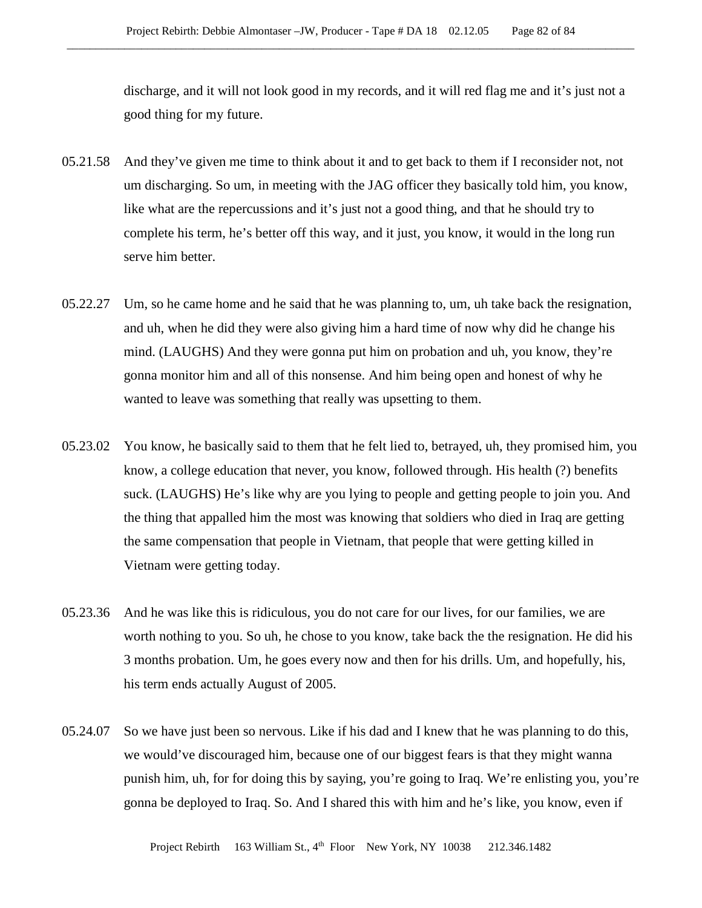discharge, and it will not look good in my records, and it will red flag me and it's just not a good thing for my future.

05.21.58 And they've given me time to think about it and to get back to them if I reconsider not, not um discharging. So um, in meeting with the JAG officer they basically told him, you know, like what are the repercussions and it's just not a good thing, and that he should try to complete his term, he's better off this way, and it just, you know, it would in the long run serve him better.

05.22.27 Um, so he came home and he said that he was planning to, um, uh take back the resignation, and uh, when he did they were also giving him a hard time of now why did he change his mind. (LAUGHS) And they were gonna put him on probation and uh, you know, they're gonna monitor him and all of this nonsense. And him being open and honest of why he wanted to leave was something that really was upsetting to them.

05.23.02 You know, he basically said to them that he felt lied to, betrayed, uh, they promised him, you know, a college education that never, you know, followed through. His health (?) benefits suck. (LAUGHS) He's like why are you lying to people and getting people to join you. And the thing that appalled him the most was knowing that soldiers who died in Iraq are getting the same compensation that people in Vietnam, that people that were getting killed in Vietnam were getting today.

05.23.36 And he was like this is ridiculous, you do not care for our lives, for our families, we are worth nothing to you. So uh, he chose to you know, take back the the resignation. He did his 3 months probation. Um, he goes every now and then for his drills. Um, and hopefully, his, his term ends actually August of 2005.

05.24.07 So we have just been so nervous. Like if his dad and I knew that he was planning to do this, we would've discouraged him, because one of our biggest fears is that they might wanna punish him, uh, for for doing this by saying, you're going to Iraq. We're enlisting you, you're gonna be deployed to Iraq. So. And I shared this with him and he's like, you know, even if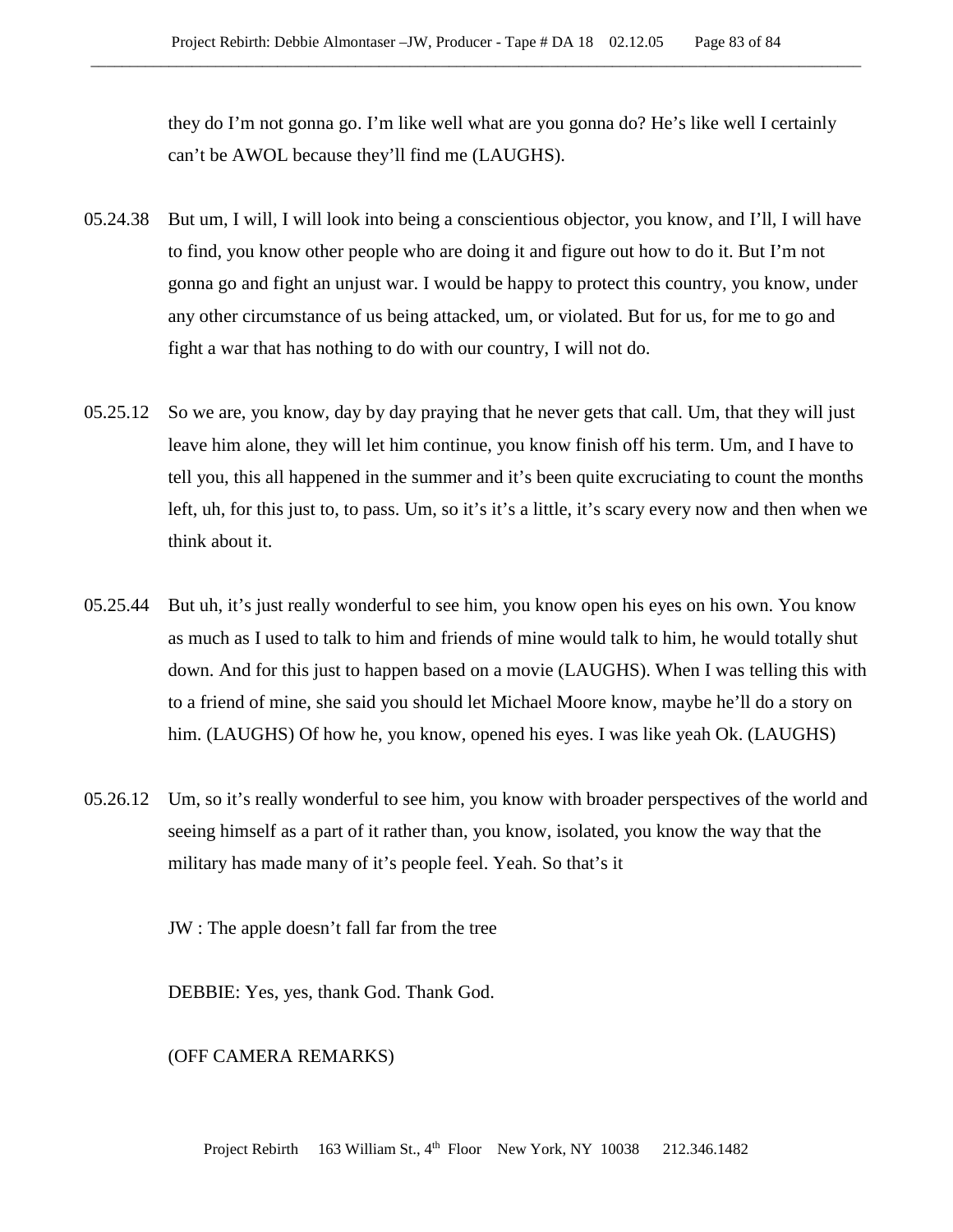they do I'm not gonna go. I'm like well what are you gonna do? He's like well I certainly can't be AWOL because they'll find me (LAUGHS).

05.24.38 But um, I will, I will look into being a conscientious objector, you know, and I'll, I will have to find, you know other people who are doing it and figure out how to do it. But I'm not gonna go and fight an unjust war. I would be happy to protect this country, you know, under any other circumstance of us being attacked, um, or violated. But for us, for me to go and fight a war that has nothing to do with our country, I will not do.

05.25.12 So we are, you know, day by day praying that he never gets that call. Um, that they will just leave him alone, they will let him continue, you know finish off his term. Um, and I have to tell you, this all happened in the summer and it's been quite excruciating to count the months left, uh, for this just to, to pass. Um, so it's it's a little, it's scary every now and then when we think about it.

05.25.44 But uh, it's just really wonderful to see him, you know open his eyes on his own. You know as much as I used to talk to him and friends of mine would talk to him, he would totally shut down. And for this just to happen based on a movie (LAUGHS). When I was telling this with to a friend of mine, she said you should let Michael Moore know, maybe he'll do a story on him. (LAUGHS) Of how he, you know, opened his eyes. I was like yeah Ok. (LAUGHS)

05.26.12 Um, so it's really wonderful to see him, you know with broader perspectives of the world and seeing himself as a part of it rather than, you know, isolated, you know the way that the military has made many of it's people feel. Yeah. So that's it

JW : The apple doesn't fall far from the tree

DEBBIE: Yes, yes, thank God. Thank God.

(OFF CAMERA REMARKS)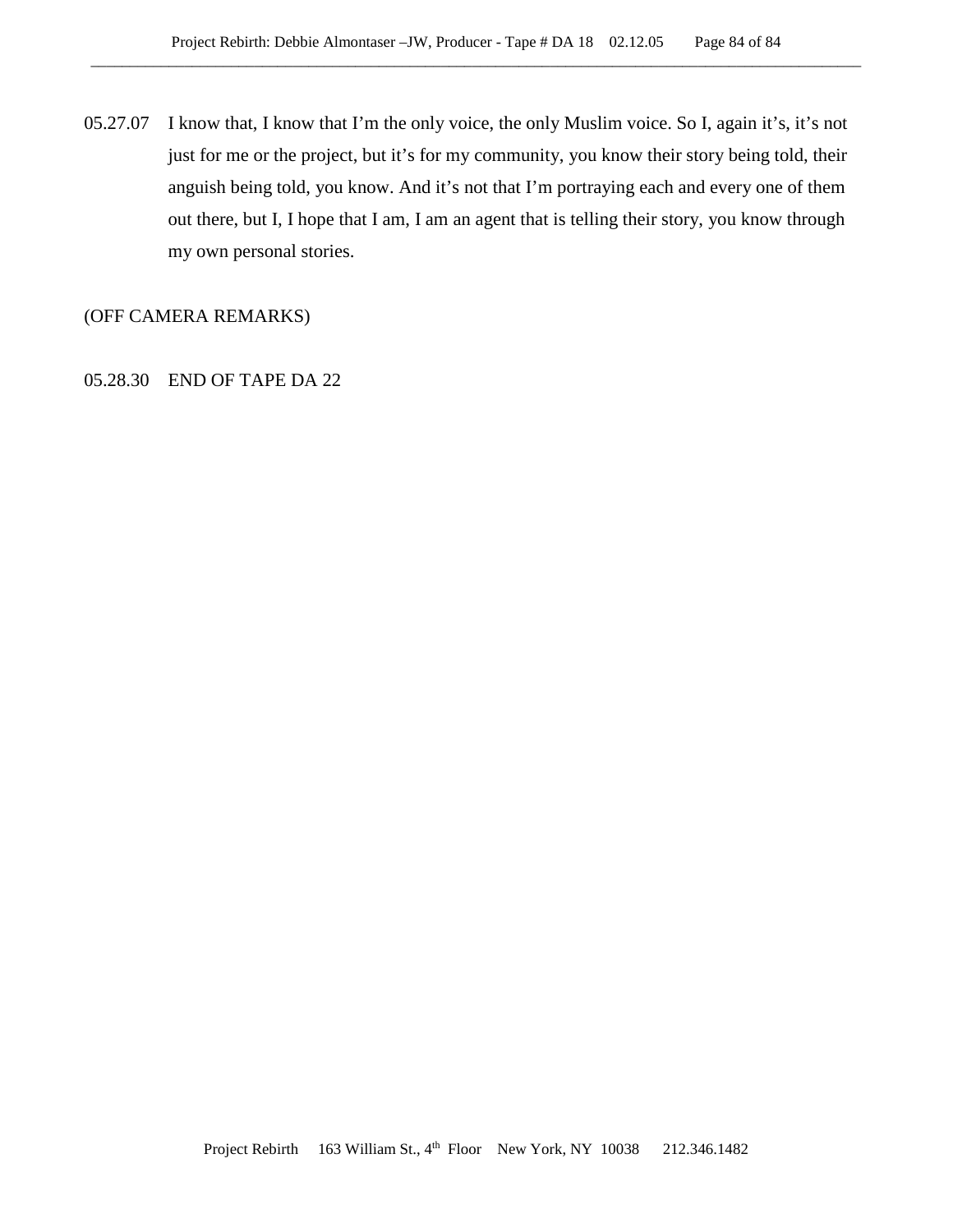05.27.07 I know that, I know that I'm the only voice, the only Muslim voice. So I, again it's, it's not just for me or the project, but it's for my community, you know their story being told, their anguish being told, you know. And it's not that I'm portraying each and every one of them out there, but I, I hope that I am, I am an agent that is telling their story, you know through my own personal stories.

(OFF CAMERA REMARKS)

05.28.30 END OF TAPE DA 22